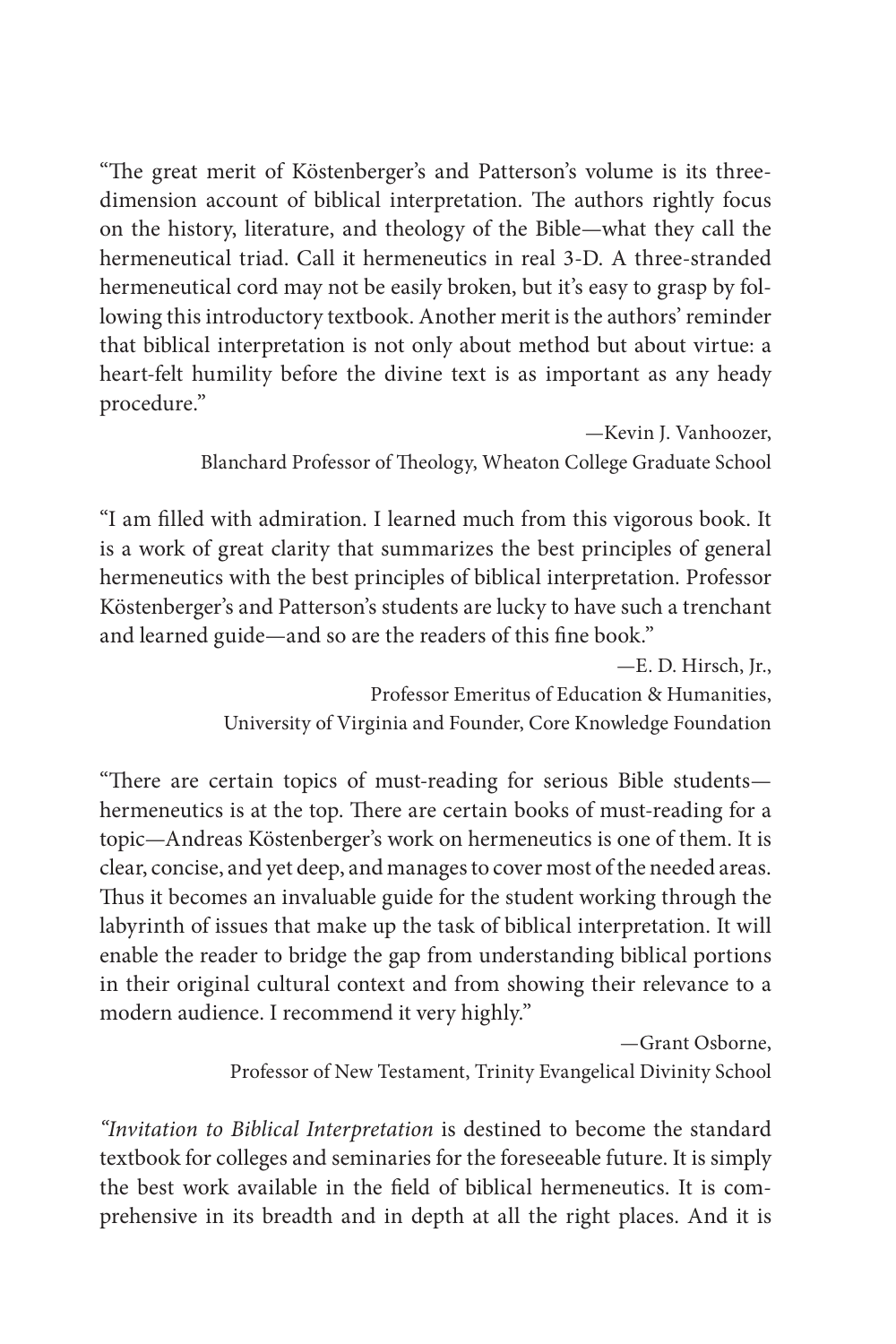"The great merit of Köstenberger's and Patterson's volume is its three-dimension account of biblical interpretation. The authors rightly focus on the history, literature, and theology of the Bible—what they call the hermeneutical triad. Call it hermeneutics in real 3-D. A three-stranded hermeneutical cord may not be easily broken, but it's easy to grasp by following this introductory textbook. Another merit is the authors' reminder that biblical interpretation is not only about method but about virtue: a heart-felt humility before the divine text is as important as any heady procedure."

—Kevin J. Vanhoozer,
Blanchard Professor of Theology, Wheaton College Graduate School

"I am filled with admiration. I learned much from this vigorous book. It is a work of great clarity that summarizes the best principles of general hermeneutics with the best principles of biblical interpretation. Professor Köstenberger's and Patterson's students are lucky to have such a trenchant and learned guide—and so are the readers of this fine book."

—E. D. Hirsch, Jr.,
Professor Emeritus of Education & Humanities,
University of Virginia and Founder, Core Knowledge Foundation

"There are certain topics of must-reading for serious Bible students—hermeneutics is at the top. There are certain books of must-reading for a topic—Andreas Köstenberger's work on hermeneutics is one of them. It is clear, concise, and yet deep, and manages to cover most of the needed areas. Thus it becomes an invaluable guide for the student working through the labyrinth of issues that make up the task of biblical interpretation. It will enable the reader to bridge the gap from understanding biblical portions in their original cultural context and from showing their relevance to a modern audience. I recommend it very highly."

—Grant Osborne,
Professor of New Testament, Trinity Evangelical Divinity School

"*Invitation to Biblical Interpretation* is destined to become the standard textbook for colleges and seminaries for the foreseeable future. It is simply the best work available in the field of biblical hermeneutics. It is comprehensive in its breadth and in depth at all the right places. And it is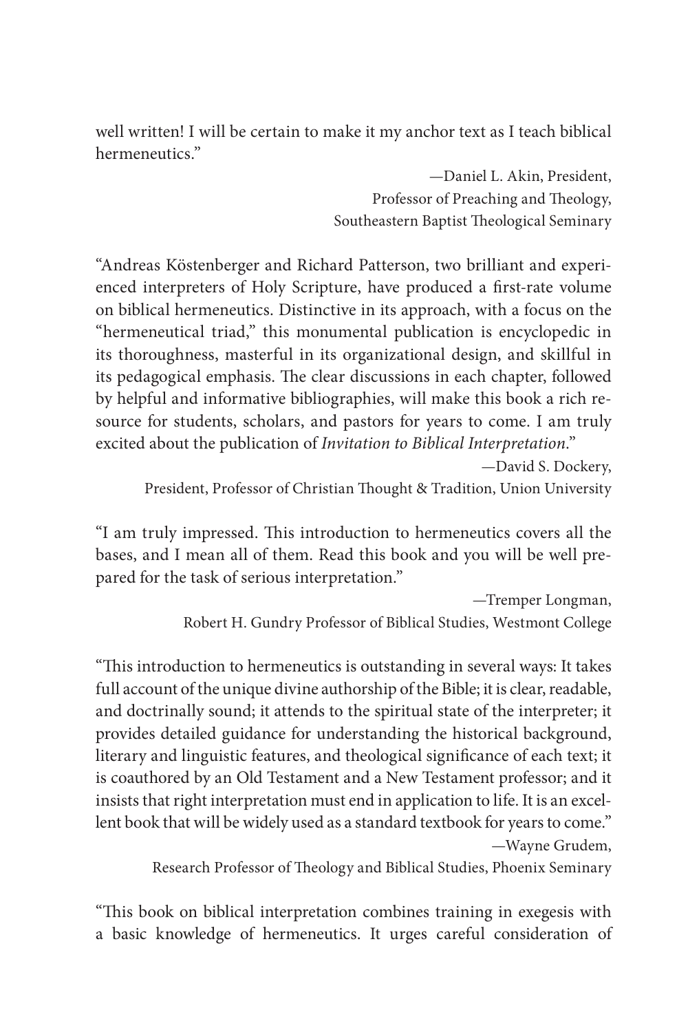well written! I will be certain to make it my anchor text as I teach biblical hermeneutics."

—Daniel L. Akin, President,
Professor of Preaching and Theology,
Southeastern Baptist Theological Seminary

"Andreas Köstenberger and Richard Patterson, two brilliant and experienced interpreters of Holy Scripture, have produced a first-rate volume on biblical hermeneutics. Distinctive in its approach, with a focus on the "hermeneutical triad," this monumental publication is encyclopedic in its thoroughness, masterful in its organizational design, and skillful in its pedagogical emphasis. The clear discussions in each chapter, followed by helpful and informative bibliographies, will make this book a rich resource for students, scholars, and pastors for years to come. I am truly excited about the publication of *Invitation to Biblical Interpretation*."

—David S. Dockery,
President, Professor of Christian Thought & Tradition, Union University

"I am truly impressed. This introduction to hermeneutics covers all the bases, and I mean all of them. Read this book and you will be well prepared for the task of serious interpretation."

—Tremper Longman,
Robert H. Gundry Professor of Biblical Studies, Westmont College

"This introduction to hermeneutics is outstanding in several ways: It takes full account of the unique divine authorship of the Bible; it is clear, readable, and doctrinally sound; it attends to the spiritual state of the interpreter; it provides detailed guidance for understanding the historical background, literary and linguistic features, and theological significance of each text; it is coauthored by an Old Testament and a New Testament professor; and it insists that right interpretation must end in application to life. It is an excellent book that will be widely used as a standard textbook for years to come."

—Wayne Grudem,
Research Professor of Theology and Biblical Studies, Phoenix Seminary

"This book on biblical interpretation combines training in exegesis with a basic knowledge of hermeneutics. It urges careful consideration of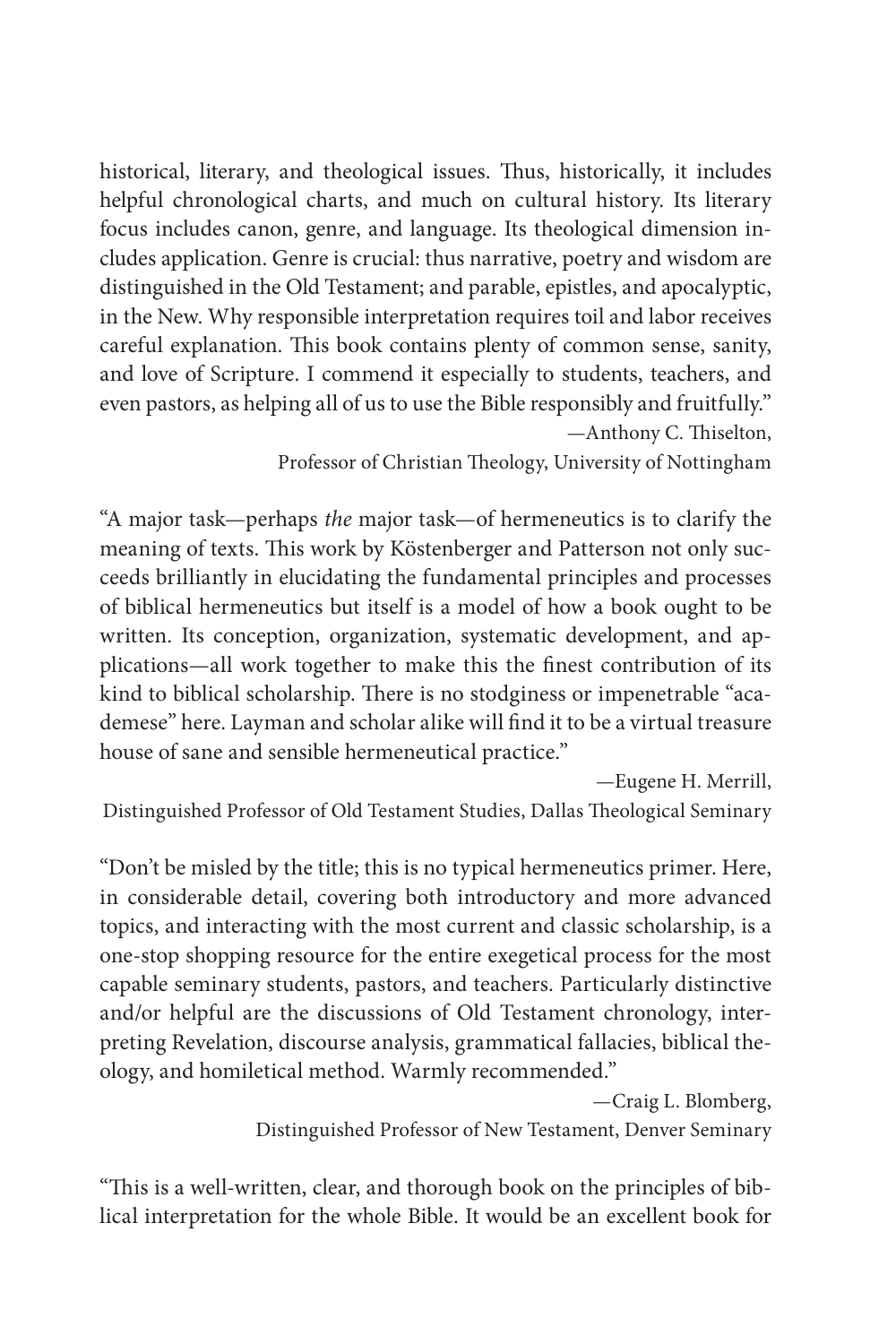historical, literary, and theological issues. Thus, historically, it includes helpful chronological charts, and much on cultural history. Its literary focus includes canon, genre, and language. Its theological dimension includes application. Genre is crucial: thus narrative, poetry and wisdom are distinguished in the Old Testament; and parable, epistles, and apocalyptic, in the New. Why responsible interpretation requires toil and labor receives careful explanation. This book contains plenty of common sense, sanity, and love of Scripture. I commend it especially to students, teachers, and even pastors, as helping all of us to use the Bible responsibly and fruitfully."

—Anthony C. Thiselton,
Professor of Christian Theology, University of Nottingham

"A major task—perhaps *the* major task—of hermeneutics is to clarify the meaning of texts. This work by Köstenberger and Patterson not only succeeds brilliantly in elucidating the fundamental principles and processes of biblical hermeneutics but itself is a model of how a book ought to be written. Its conception, organization, systematic development, and applications—all work together to make this the finest contribution of its kind to biblical scholarship. There is no stodginess or impenetrable "academese" here. Layman and scholar alike will find it to be a virtual treasure house of sane and sensible hermeneutical practice."

—Eugene H. Merrill,
Distinguished Professor of Old Testament Studies, Dallas Theological Seminary

"Don't be misled by the title; this is no typical hermeneutics primer. Here, in considerable detail, covering both introductory and more advanced topics, and interacting with the most current and classic scholarship, is a one-stop shopping resource for the entire exegetical process for the most capable seminary students, pastors, and teachers. Particularly distinctive and/or helpful are the discussions of Old Testament chronology, interpreting Revelation, discourse analysis, grammatical fallacies, biblical theology, and homiletical method. Warmly recommended."

—Craig L. Blomberg,
Distinguished Professor of New Testament, Denver Seminary

"This is a well-written, clear, and thorough book on the principles of biblical interpretation for the whole Bible. It would be an excellent book for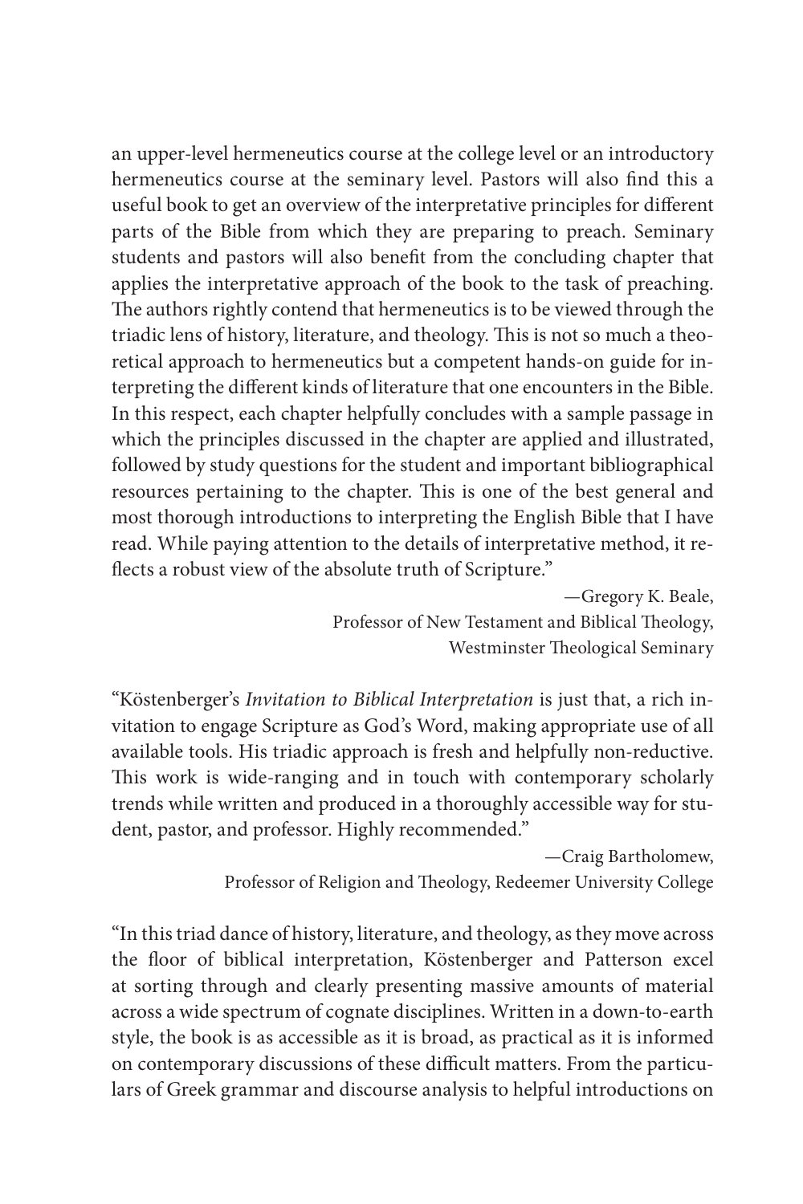an upper-level hermeneutics course at the college level or an introductory hermeneutics course at the seminary level. Pastors will also find this a useful book to get an overview of the interpretative principles for different parts of the Bible from which they are preparing to preach. Seminary students and pastors will also benefit from the concluding chapter that applies the interpretative approach of the book to the task of preaching. The authors rightly contend that hermeneutics is to be viewed through the triadic lens of history, literature, and theology. This is not so much a theoretical approach to hermeneutics but a competent hands-on guide for interpreting the different kinds of literature that one encounters in the Bible. In this respect, each chapter helpfully concludes with a sample passage in which the principles discussed in the chapter are applied and illustrated, followed by study questions for the student and important bibliographical resources pertaining to the chapter. This is one of the best general and most thorough introductions to interpreting the English Bible that I have read. While paying attention to the details of interpretative method, it reflects a robust view of the absolute truth of Scripture."

—Gregory K. Beale,
Professor of New Testament and Biblical Theology,
Westminster Theological Seminary

"Köstenberger's *Invitation to Biblical Interpretation* is just that, a rich invitation to engage Scripture as God's Word, making appropriate use of all available tools. His triadic approach is fresh and helpfully non-reductive. This work is wide-ranging and in touch with contemporary scholarly trends while written and produced in a thoroughly accessible way for student, pastor, and professor. Highly recommended."

—Craig Bartholomew,
Professor of Religion and Theology, Redeemer University College

"In this triad dance of history, literature, and theology, as they move across the floor of biblical interpretation, Köstenberger and Patterson excel at sorting through and clearly presenting massive amounts of material across a wide spectrum of cognate disciplines. Written in a down-to-earth style, the book is as accessible as it is broad, as practical as it is informed on contemporary discussions of these difficult matters. From the particulars of Greek grammar and discourse analysis to helpful introductions on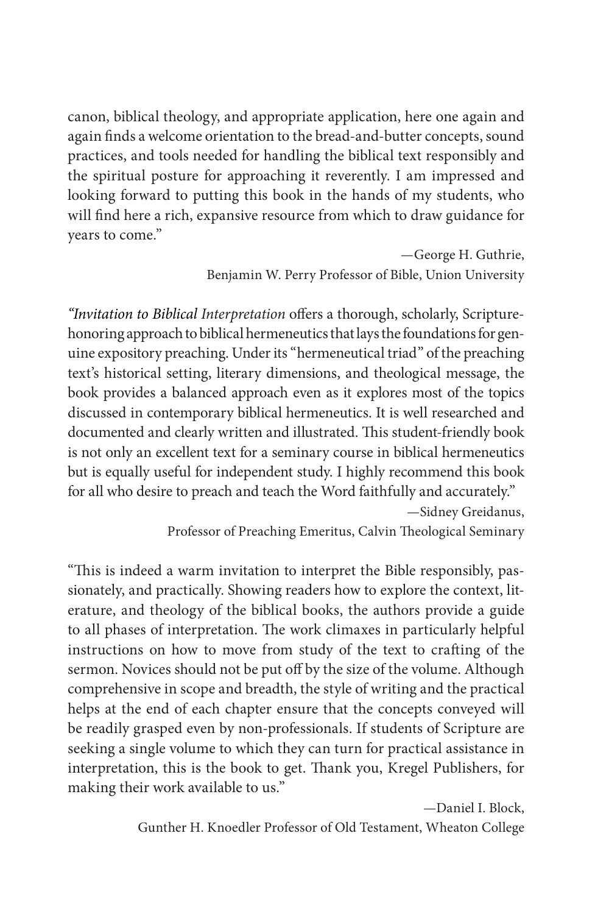canon, biblical theology, and appropriate application, here one again and again finds a welcome orientation to the bread-and-butter concepts, sound practices, and tools needed for handling the biblical text responsibly and the spiritual posture for approaching it reverently. I am impressed and looking forward to putting this book in the hands of my students, who will find here a rich, expansive resource from which to draw guidance for years to come."

—George H. Guthrie,
Benjamin W. Perry Professor of Bible, Union University

"*Invitation to Biblical Interpretation* offers a thorough, scholarly, Scripture-honoring approach to biblical hermeneutics that lays the foundations for genuine expository preaching. Under its "hermeneutical triad" of the preaching text's historical setting, literary dimensions, and theological message, the book provides a balanced approach even as it explores most of the topics discussed in contemporary biblical hermeneutics. It is well researched and documented and clearly written and illustrated. This student-friendly book is not only an excellent text for a seminary course in biblical hermeneutics but is equally useful for independent study. I highly recommend this book for all who desire to preach and teach the Word faithfully and accurately."

—Sidney Greidanus,
Professor of Preaching Emeritus, Calvin Theological Seminary

"This is indeed a warm invitation to interpret the Bible responsibly, passionately, and practically. Showing readers how to explore the context, literature, and theology of the biblical books, the authors provide a guide to all phases of interpretation. The work climaxes in particularly helpful instructions on how to move from study of the text to crafting of the sermon. Novices should not be put off by the size of the volume. Although comprehensive in scope and breadth, the style of writing and the practical helps at the end of each chapter ensure that the concepts conveyed will be readily grasped even by non-professionals. If students of Scripture are seeking a single volume to which they can turn for practical assistance in interpretation, this is the book to get. Thank you, Kregel Publishers, for making their work available to us."

—Daniel I. Block,
Gunther H. Knoedler Professor of Old Testament, Wheaton College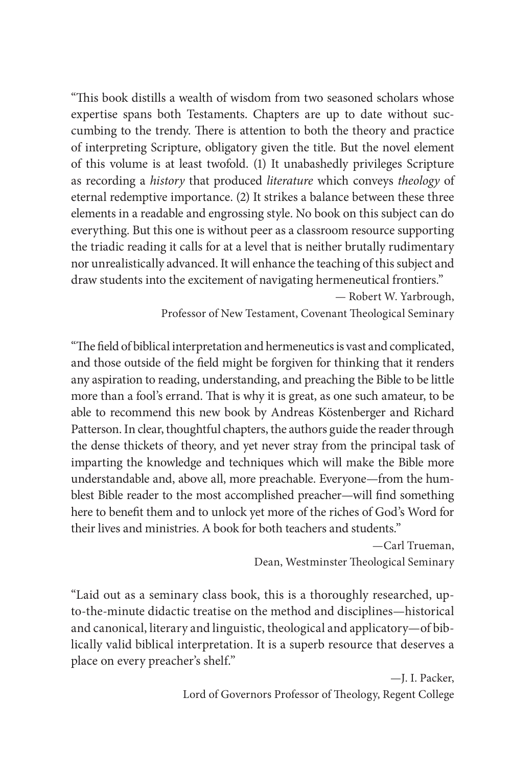"This book distills a wealth of wisdom from two seasoned scholars whose expertise spans both Testaments. Chapters are up to date without succumbing to the trendy. There is attention to both the theory and practice of interpreting Scripture, obligatory given the title. But the novel element of this volume is at least twofold. (1) It unabashedly privileges Scripture as recording a *history* that produced *literature* which conveys *theology* of eternal redemptive importance. (2) It strikes a balance between these three elements in a readable and engrossing style. No book on this subject can do everything. But this one is without peer as a classroom resource supporting the triadic reading it calls for at a level that is neither brutally rudimentary nor unrealistically advanced. It will enhance the teaching of this subject and draw students into the excitement of navigating hermeneutical frontiers."

— Robert W. Yarbrough,
Professor of New Testament, Covenant Theological Seminary

"The field of biblical interpretation and hermeneutics is vast and complicated, and those outside of the field might be forgiven for thinking that it renders any aspiration to reading, understanding, and preaching the Bible to be little more than a fool's errand. That is why it is great, as one such amateur, to be able to recommend this new book by Andreas Köstenberger and Richard Patterson. In clear, thoughtful chapters, the authors guide the reader through the dense thickets of theory, and yet never stray from the principal task of imparting the knowledge and techniques which will make the Bible more understandable and, above all, more preachable. Everyone—from the humblest Bible reader to the most accomplished preacher—will find something here to benefit them and to unlock yet more of the riches of God's Word for their lives and ministries. A book for both teachers and students."

—Carl Trueman,
Dean, Westminster Theological Seminary

"Laid out as a seminary class book, this is a thoroughly researched, up-to-the-minute didactic treatise on the method and disciplines—historical and canonical, literary and linguistic, theological and applicatory—of biblically valid biblical interpretation. It is a superb resource that deserves a place on every preacher's shelf."

—J. I. Packer,
Lord of Governors Professor of Theology, Regent College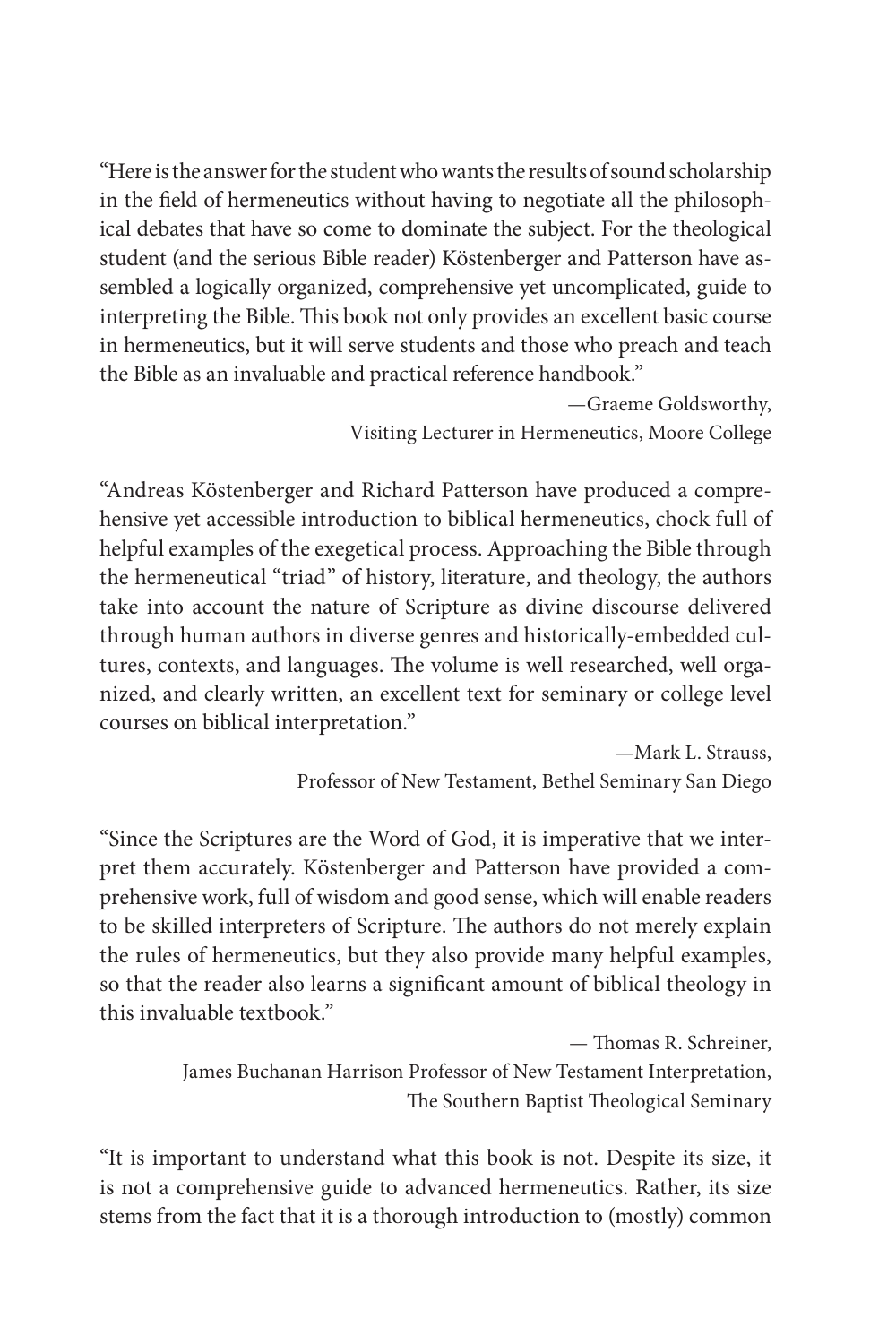"Here is the answer for the student who wants the results of sound scholarship in the field of hermeneutics without having to negotiate all the philosophical debates that have so come to dominate the subject. For the theological student (and the serious Bible reader) Köstenberger and Patterson have assembled a logically organized, comprehensive yet uncomplicated, guide to interpreting the Bible. This book not only provides an excellent basic course in hermeneutics, but it will serve students and those who preach and teach the Bible as an invaluable and practical reference handbook."

—Graeme Goldsworthy,
Visiting Lecturer in Hermeneutics, Moore College

"Andreas Köstenberger and Richard Patterson have produced a comprehensive yet accessible introduction to biblical hermeneutics, chock full of helpful examples of the exegetical process. Approaching the Bible through the hermeneutical "triad" of history, literature, and theology, the authors take into account the nature of Scripture as divine discourse delivered through human authors in diverse genres and historically-embedded cultures, contexts, and languages. The volume is well researched, well organized, and clearly written, an excellent text for seminary or college level courses on biblical interpretation."

—Mark L. Strauss,
Professor of New Testament, Bethel Seminary San Diego

"Since the Scriptures are the Word of God, it is imperative that we interpret them accurately. Köstenberger and Patterson have provided a comprehensive work, full of wisdom and good sense, which will enable readers to be skilled interpreters of Scripture. The authors do not merely explain the rules of hermeneutics, but they also provide many helpful examples, so that the reader also learns a significant amount of biblical theology in this invaluable textbook."

— Thomas R. Schreiner,
James Buchanan Harrison Professor of New Testament Interpretation,
The Southern Baptist Theological Seminary

"It is important to understand what this book is not. Despite its size, it is not a comprehensive guide to advanced hermeneutics. Rather, its size stems from the fact that it is a thorough introduction to (mostly) common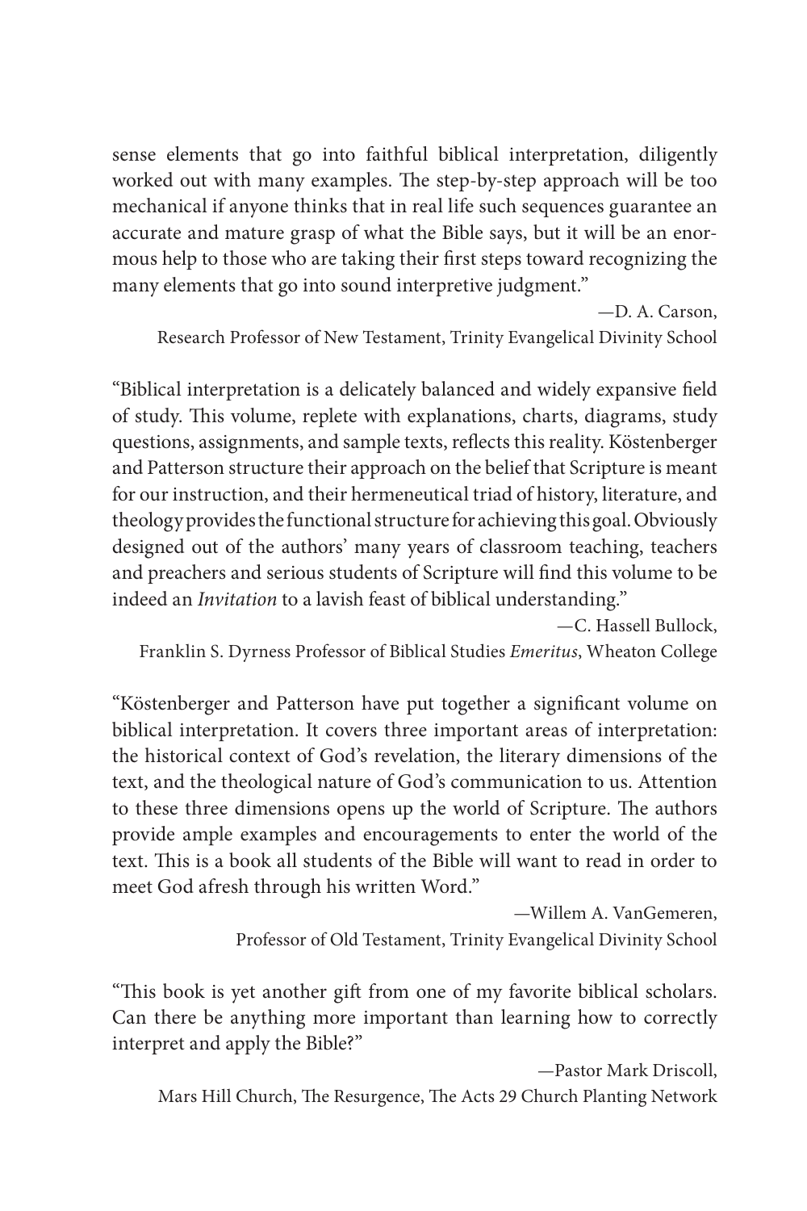sense elements that go into faithful biblical interpretation, diligently worked out with many examples. The step-by-step approach will be too mechanical if anyone thinks that in real life such sequences guarantee an accurate and mature grasp of what the Bible says, but it will be an enormous help to those who are taking their first steps toward recognizing the many elements that go into sound interpretive judgment."

—D. A. Carson,
Research Professor of New Testament, Trinity Evangelical Divinity School

"Biblical interpretation is a delicately balanced and widely expansive field of study. This volume, replete with explanations, charts, diagrams, study questions, assignments, and sample texts, reflects this reality. Köstenberger and Patterson structure their approach on the belief that Scripture is meant for our instruction, and their hermeneutical triad of history, literature, and theology provides the functional structure for achieving this goal. Obviously designed out of the authors' many years of classroom teaching, teachers and preachers and serious students of Scripture will find this volume to be indeed an *Invitation* to a lavish feast of biblical understanding."

—C. Hassell Bullock,
Franklin S. Dyrness Professor of Biblical Studies *Emeritus*, Wheaton College

"Köstenberger and Patterson have put together a significant volume on biblical interpretation. It covers three important areas of interpretation: the historical context of God's revelation, the literary dimensions of the text, and the theological nature of God's communication to us. Attention to these three dimensions opens up the world of Scripture. The authors provide ample examples and encouragements to enter the world of the text. This is a book all students of the Bible will want to read in order to meet God afresh through his written Word."

—Willem A. VanGemeren,
Professor of Old Testament, Trinity Evangelical Divinity School

"This book is yet another gift from one of my favorite biblical scholars. Can there be anything more important than learning how to correctly interpret and apply the Bible?"

—Pastor Mark Driscoll,
Mars Hill Church, The Resurgence, The Acts 29 Church Planting Network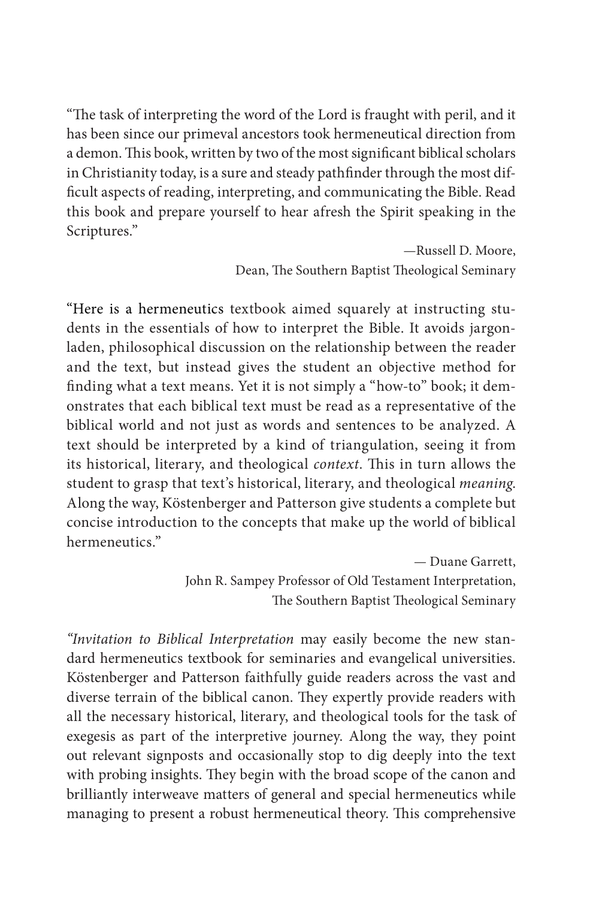"The task of interpreting the word of the Lord is fraught with peril, and it has been since our primeval ancestors took hermeneutical direction from a demon. This book, written by two of the most significant biblical scholars in Christianity today, is a sure and steady pathfinder through the most difficult aspects of reading, interpreting, and communicating the Bible. Read this book and prepare yourself to hear afresh the Spirit speaking in the Scriptures."

—Russell D. Moore,  
Dean, The Southern Baptist Theological Seminary

"Here is a hermeneutics textbook aimed squarely at instructing students in the essentials of how to interpret the Bible. It avoids jargon-laden, philosophical discussion on the relationship between the reader and the text, but instead gives the student an objective method for finding what a text means. Yet it is not simply a "how-to" book; it demonstrates that each biblical text must be read as a representative of the biblical world and not just as words and sentences to be analyzed. A text should be interpreted by a kind of triangulation, seeing it from its historical, literary, and theological *context*. This in turn allows the student to grasp that text's historical, literary, and theological *meaning*. Along the way, Köstenberger and Patterson give students a complete but concise introduction to the concepts that make up the world of biblical hermeneutics."

— Duane Garrett,  
John R. Sampey Professor of Old Testament Interpretation,  
The Southern Baptist Theological Seminary

"*Invitation to Biblical Interpretation* may easily become the new standard hermeneutics textbook for seminaries and evangelical universities. Köstenberger and Patterson faithfully guide readers across the vast and diverse terrain of the biblical canon. They expertly provide readers with all the necessary historical, literary, and theological tools for the task of exegesis as part of the interpretive journey. Along the way, they point out relevant signposts and occasionally stop to dig deeply into the text with probing insights. They begin with the broad scope of the canon and brilliantly interweave matters of general and special hermeneutics while managing to present a robust hermeneutical theory. This comprehensive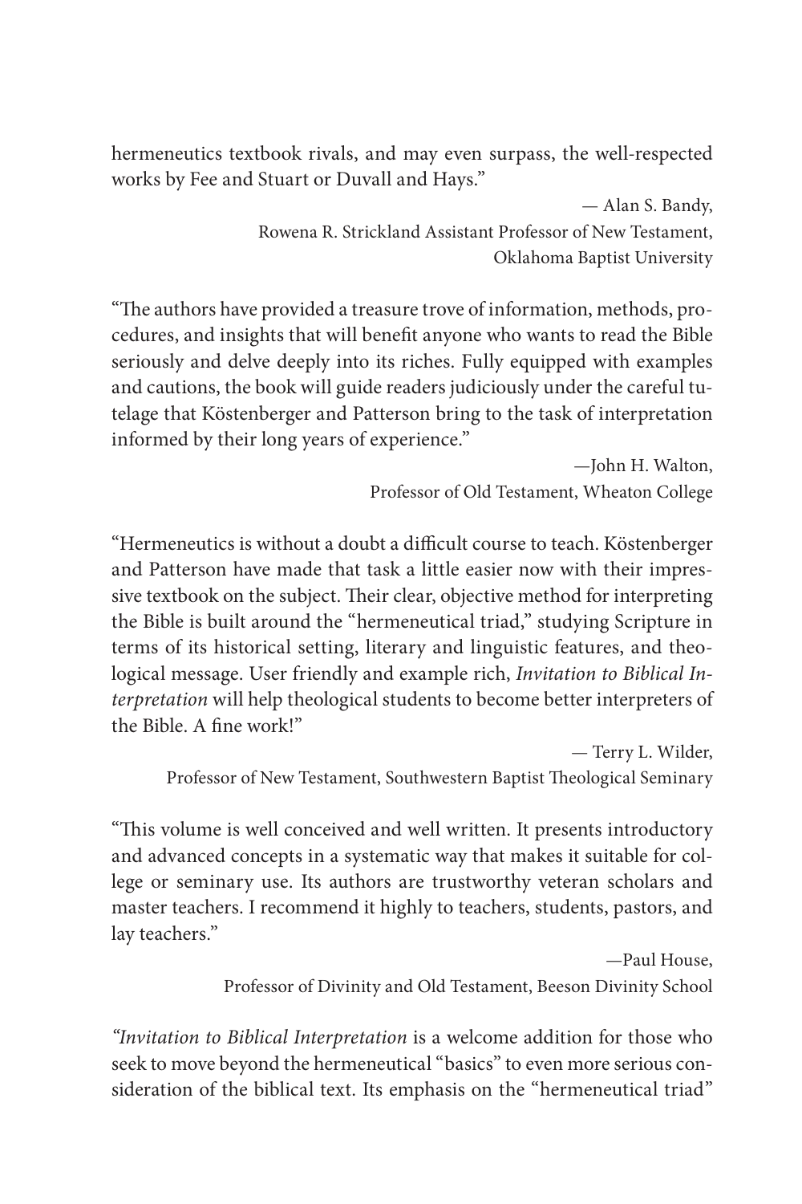hermeneutics textbook rivals, and may even surpass, the well-respected works by Fee and Stuart or Duvall and Hays."

— Alan S. Bandy,
Rowena R. Strickland Assistant Professor of New Testament,
Oklahoma Baptist University

"The authors have provided a treasure trove of information, methods, procedures, and insights that will benefit anyone who wants to read the Bible seriously and delve deeply into its riches. Fully equipped with examples and cautions, the book will guide readers judiciously under the careful tutelage that Köstenberger and Patterson bring to the task of interpretation informed by their long years of experience."

—John H. Walton,
Professor of Old Testament, Wheaton College

"Hermeneutics is without a doubt a difficult course to teach. Köstenberger and Patterson have made that task a little easier now with their impressive textbook on the subject. Their clear, objective method for interpreting the Bible is built around the "hermeneutical triad," studying Scripture in terms of its historical setting, literary and linguistic features, and theological message. User friendly and example rich, *Invitation to Biblical Interpretation* will help theological students to become better interpreters of the Bible. A fine work!"

— Terry L. Wilder,
Professor of New Testament, Southwestern Baptist Theological Seminary

"This volume is well conceived and well written. It presents introductory and advanced concepts in a systematic way that makes it suitable for college or seminary use. Its authors are trustworthy veteran scholars and master teachers. I recommend it highly to teachers, students, pastors, and lay teachers."

—Paul House,
Professor of Divinity and Old Testament, Beeson Divinity School

"*Invitation to Biblical Interpretation* is a welcome addition for those who seek to move beyond the hermeneutical "basics" to even more serious consideration of the biblical text. Its emphasis on the "hermeneutical triad"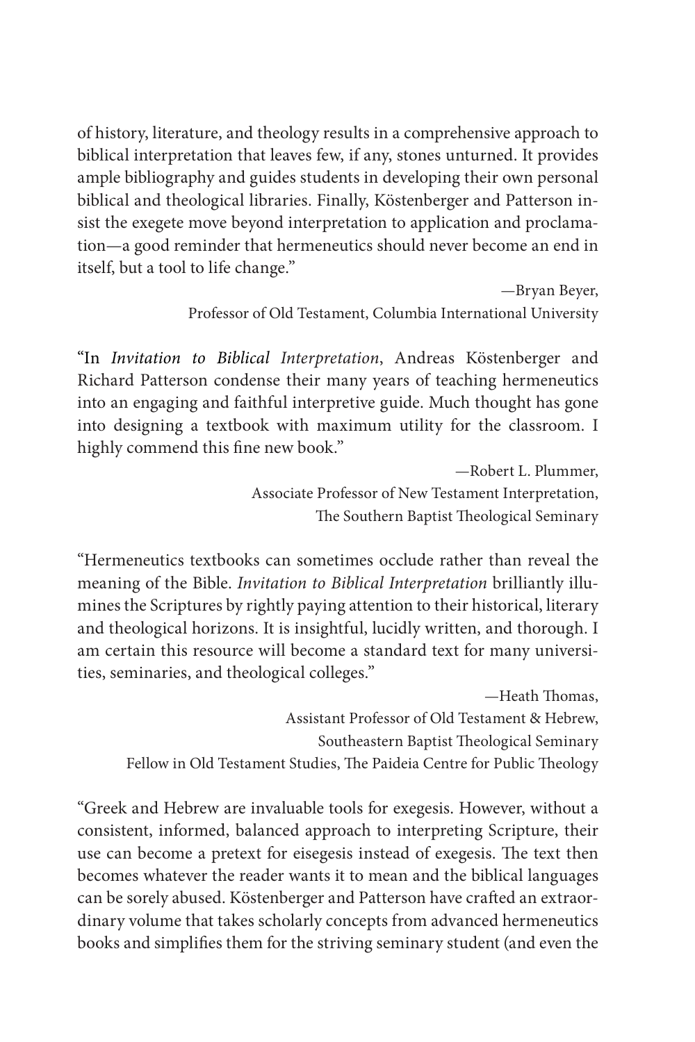of history, literature, and theology results in a comprehensive approach to biblical interpretation that leaves few, if any, stones unturned. It provides ample bibliography and guides students in developing their own personal biblical and theological libraries. Finally, Köstenberger and Patterson insist the exegete move beyond interpretation to application and proclamation—a good reminder that hermeneutics should never become an end in itself, but a tool to life change."

—Bryan Beyer,
Professor of Old Testament, Columbia International University

"In *Invitation to Biblical Interpretation*, Andreas Köstenberger and Richard Patterson condense their many years of teaching hermeneutics into an engaging and faithful interpretive guide. Much thought has gone into designing a textbook with maximum utility for the classroom. I highly commend this fine new book."

—Robert L. Plummer,
Associate Professor of New Testament Interpretation,
The Southern Baptist Theological Seminary

"Hermeneutics textbooks can sometimes occlude rather than reveal the meaning of the Bible. *Invitation to Biblical Interpretation* brilliantly illumines the Scriptures by rightly paying attention to their historical, literary and theological horizons. It is insightful, lucidly written, and thorough. I am certain this resource will become a standard text for many universities, seminaries, and theological colleges."

—Heath Thomas,
Assistant Professor of Old Testament & Hebrew,
Southeastern Baptist Theological Seminary
Fellow in Old Testament Studies, The Paideia Centre for Public Theology

"Greek and Hebrew are invaluable tools for exegesis. However, without a consistent, informed, balanced approach to interpreting Scripture, their use can become a pretext for eisegesis instead of exegesis. The text then becomes whatever the reader wants it to mean and the biblical languages can be sorely abused. Köstenberger and Patterson have crafted an extraordinary volume that takes scholarly concepts from advanced hermeneutics books and simplifies them for the striving seminary student (and even the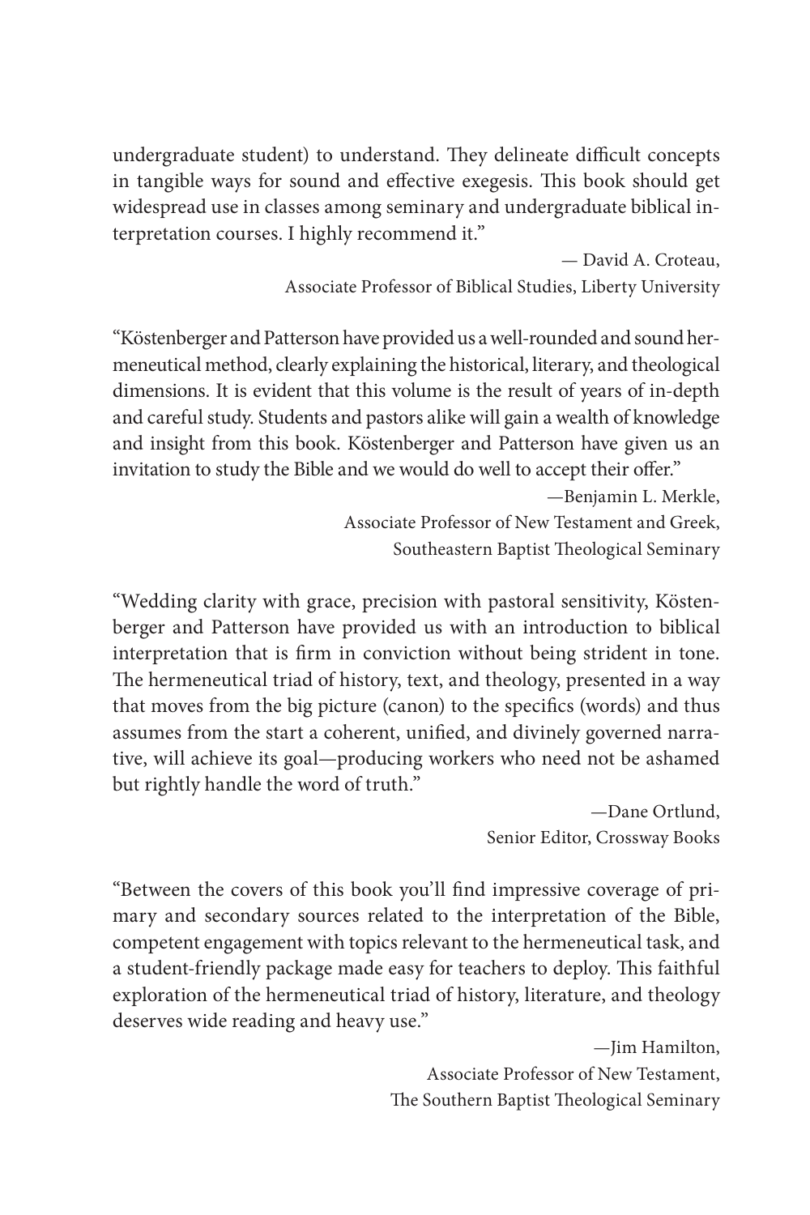undergraduate student) to understand. They delineate difficult concepts in tangible ways for sound and effective exegesis. This book should get widespread use in classes among seminary and undergraduate biblical interpretation courses. I highly recommend it."

— David A. Croteau,
Associate Professor of Biblical Studies, Liberty University

"Köstenberger and Patterson have provided us a well-rounded and sound hermeneutical method, clearly explaining the historical, literary, and theological dimensions. It is evident that this volume is the result of years of in-depth and careful study. Students and pastors alike will gain a wealth of knowledge and insight from this book. Köstenberger and Patterson have given us an invitation to study the Bible and we would do well to accept their offer."

—Benjamin L. Merkle,
Associate Professor of New Testament and Greek,
Southeastern Baptist Theological Seminary

"Wedding clarity with grace, precision with pastoral sensitivity, Köstenberger and Patterson have provided us with an introduction to biblical interpretation that is firm in conviction without being strident in tone. The hermeneutical triad of history, text, and theology, presented in a way that moves from the big picture (canon) to the specifics (words) and thus assumes from the start a coherent, unified, and divinely governed narrative, will achieve its goal—producing workers who need not be ashamed but rightly handle the word of truth."

—Dane Ortlund,
Senior Editor, Crossway Books

"Between the covers of this book you'll find impressive coverage of primary and secondary sources related to the interpretation of the Bible, competent engagement with topics relevant to the hermeneutical task, and a student-friendly package made easy for teachers to deploy. This faithful exploration of the hermeneutical triad of history, literature, and theology deserves wide reading and heavy use."

—Jim Hamilton,
Associate Professor of New Testament,
The Southern Baptist Theological Seminary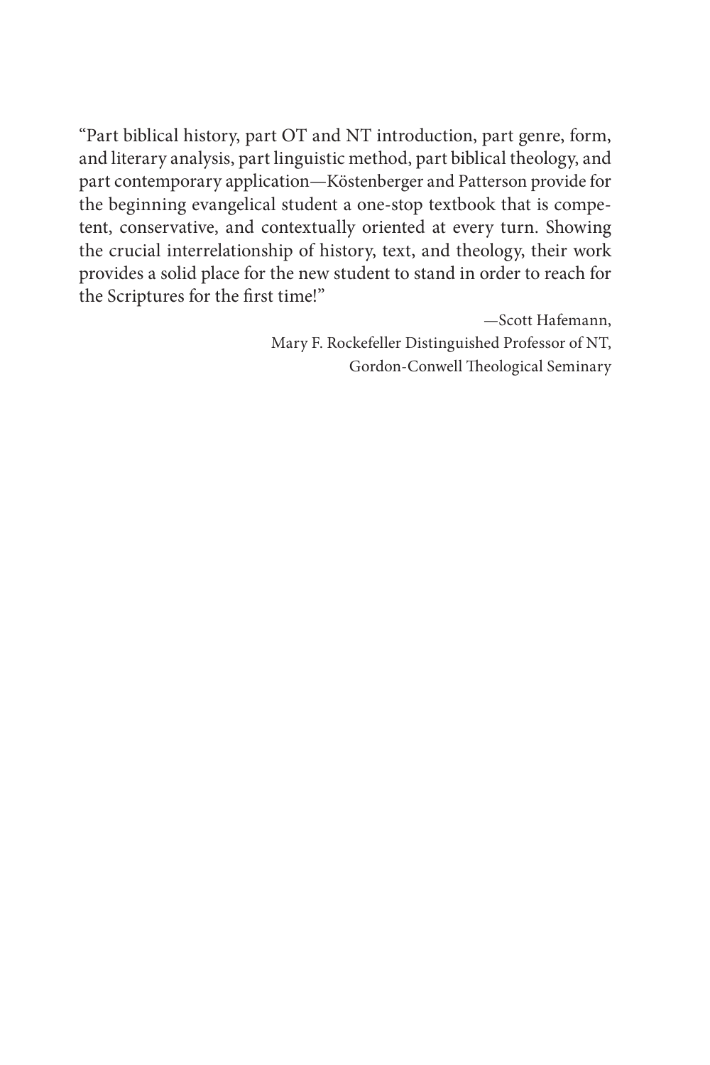"Part biblical history, part OT and NT introduction, part genre, form, and literary analysis, part linguistic method, part biblical theology, and part contemporary application—Köstenberger and Patterson provide for the beginning evangelical student a one-stop textbook that is competent, conservative, and contextually oriented at every turn. Showing the crucial interrelationship of history, text, and theology, their work provides a solid place for the new student to stand in order to reach for the Scriptures for the first time!"

—Scott Hafemann,
Mary F. Rockefeller Distinguished Professor of NT,
Gordon-Conwell Theological Seminary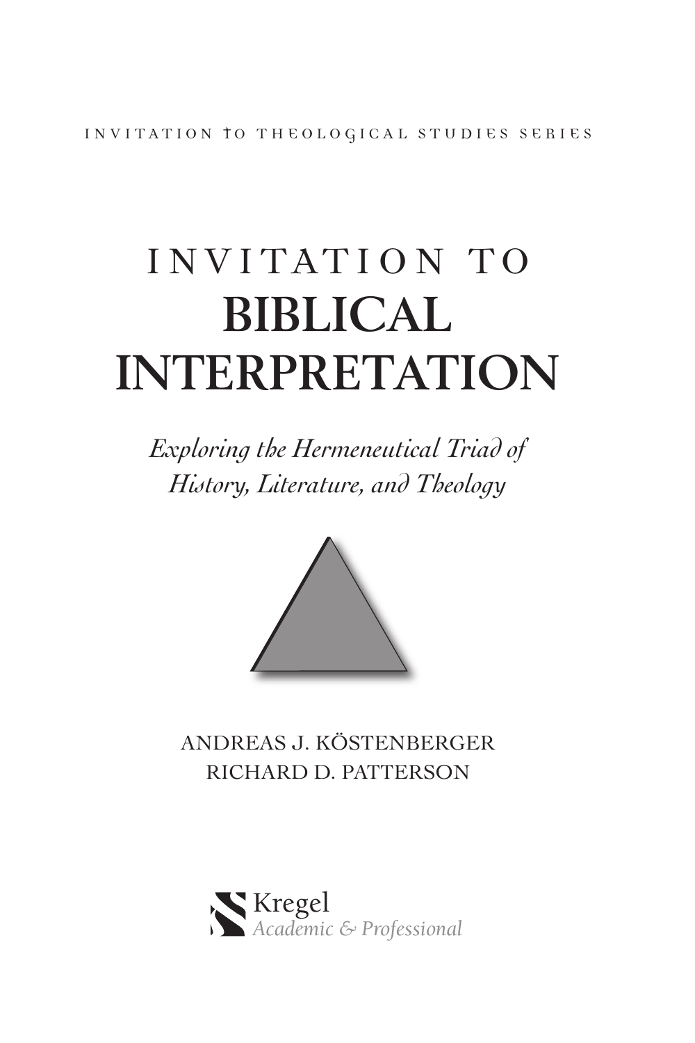INVITATION TO THEOLOGICAL STUDIES SERIES

# INVITATION TO
# BIBLICAL INTERPRETATION

*Exploring the Hermeneutical Triad of History, Literature, and Theology*

ANDREAS J. KÖSTENBERGER
RICHARD D. PATTERSON

Kregel
*Academic & Professional*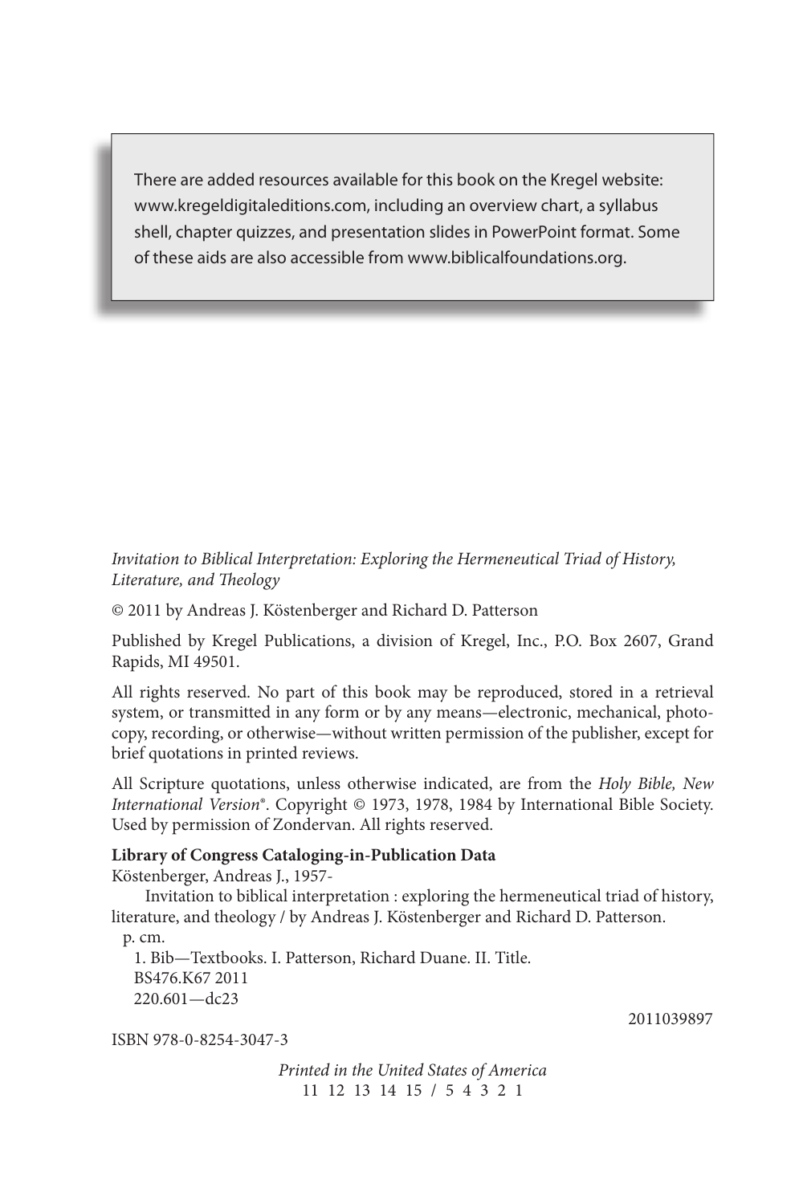There are added resources available for this book on the Kregel website: www.kregeldigitaleditions.com, including an overview chart, a syllabus shell, chapter quizzes, and presentation slides in PowerPoint format. Some of these aids are also accessible from www.biblicalfoundations.org.

*Invitation to Biblical Interpretation: Exploring the Hermeneutical Triad of History, Literature, and Theology*

© 2011 by Andreas J. Köstenberger and Richard D. Patterson

Published by Kregel Publications, a division of Kregel, Inc., P.O. Box 2607, Grand Rapids, MI 49501.

All rights reserved. No part of this book may be reproduced, stored in a retrieval system, or transmitted in any form or by any means—electronic, mechanical, photocopy, recording, or otherwise—without written permission of the publisher, except for brief quotations in printed reviews.

All Scripture quotations, unless otherwise indicated, are from the *Holy Bible, New International Version*®. Copyright © 1973, 1978, 1984 by International Bible Society. Used by permission of Zondervan. All rights reserved.

**Library of Congress Cataloging-in-Publication Data**

Köstenberger, Andreas J., 1957-

Invitation to biblical interpretation : exploring the hermeneutical triad of history, literature, and theology / by Andreas J. Köstenberger and Richard D. Patterson.

p. cm.

1. Bib—Textbooks. I. Patterson, Richard Duane. II. Title.

BS476.K67 2011

220.601—dc23

2011039897

ISBN 978-0-8254-3047-3

*Printed in the United States of America*

11 12 13 14 15 / 5 4 3 2 1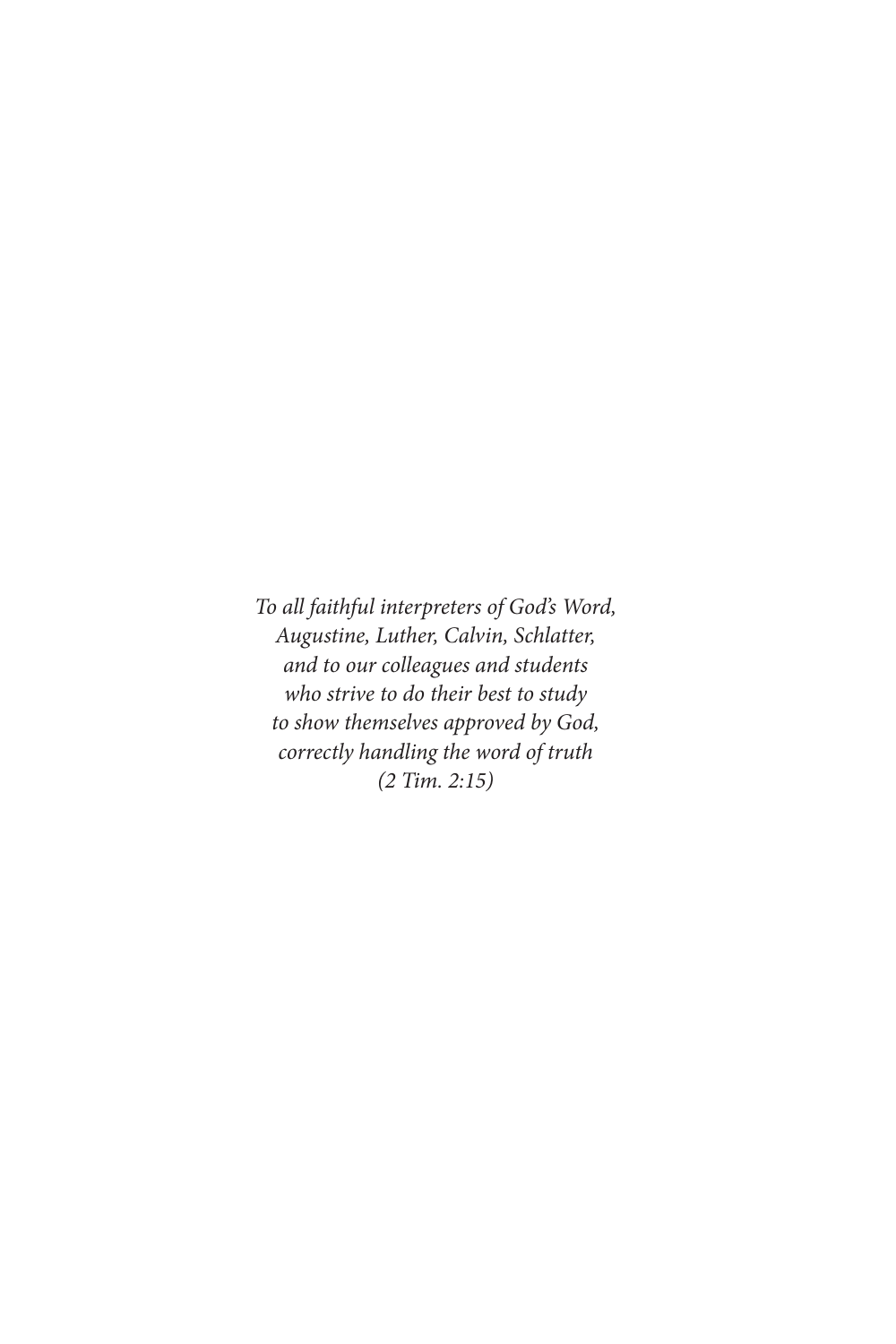*To all faithful interpreters of God's Word,*
*Augustine, Luther, Calvin, Schlatter,*
*and to our colleagues and students*
*who strive to do their best to study*
*to show themselves approved by God,*
*correctly handling the word of truth*
*(2 Tim. 2:15)*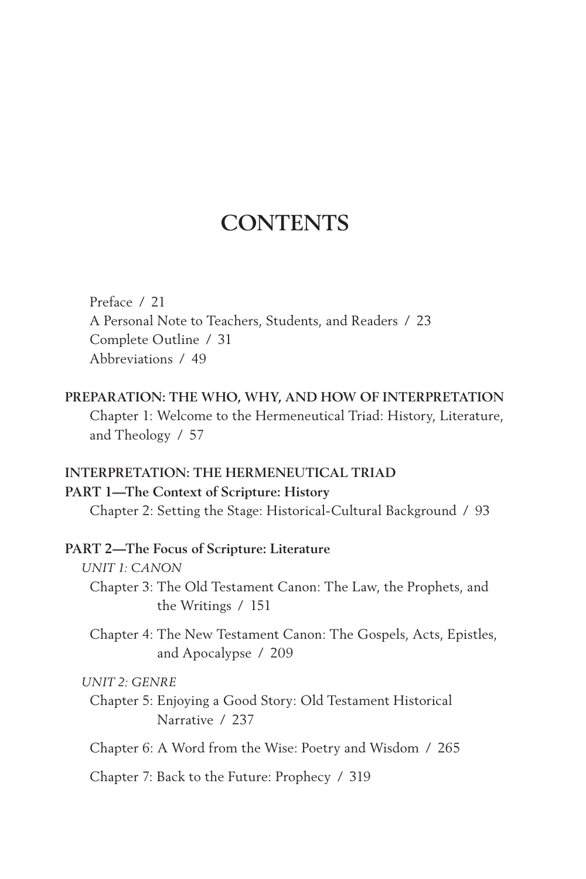# CONTENTS

Preface / 21
A Personal Note to Teachers, Students, and Readers / 23
Complete Outline / 31
Abbreviations / 49

**PREPARATION: THE WHO, WHY, AND HOW OF INTERPRETATION**

Chapter 1: Welcome to the Hermeneutical Triad: History, Literature, and Theology / 57

**INTERPRETATION: THE HERMENEUTICAL TRIAD**

**PART 1—The Context of Scripture: History**

Chapter 2: Setting the Stage: Historical-Cultural Background / 93

**PART 2—The Focus of Scripture: Literature**

*UNIT 1: CANON*

Chapter 3: The Old Testament Canon: The Law, the Prophets, and the Writings / 151

Chapter 4: The New Testament Canon: The Gospels, Acts, Epistles, and Apocalypse / 209

*UNIT 2: GENRE*

Chapter 5: Enjoying a Good Story: Old Testament Historical Narrative / 237

Chapter 6: A Word from the Wise: Poetry and Wisdom / 265

Chapter 7: Back to the Future: Prophecy / 319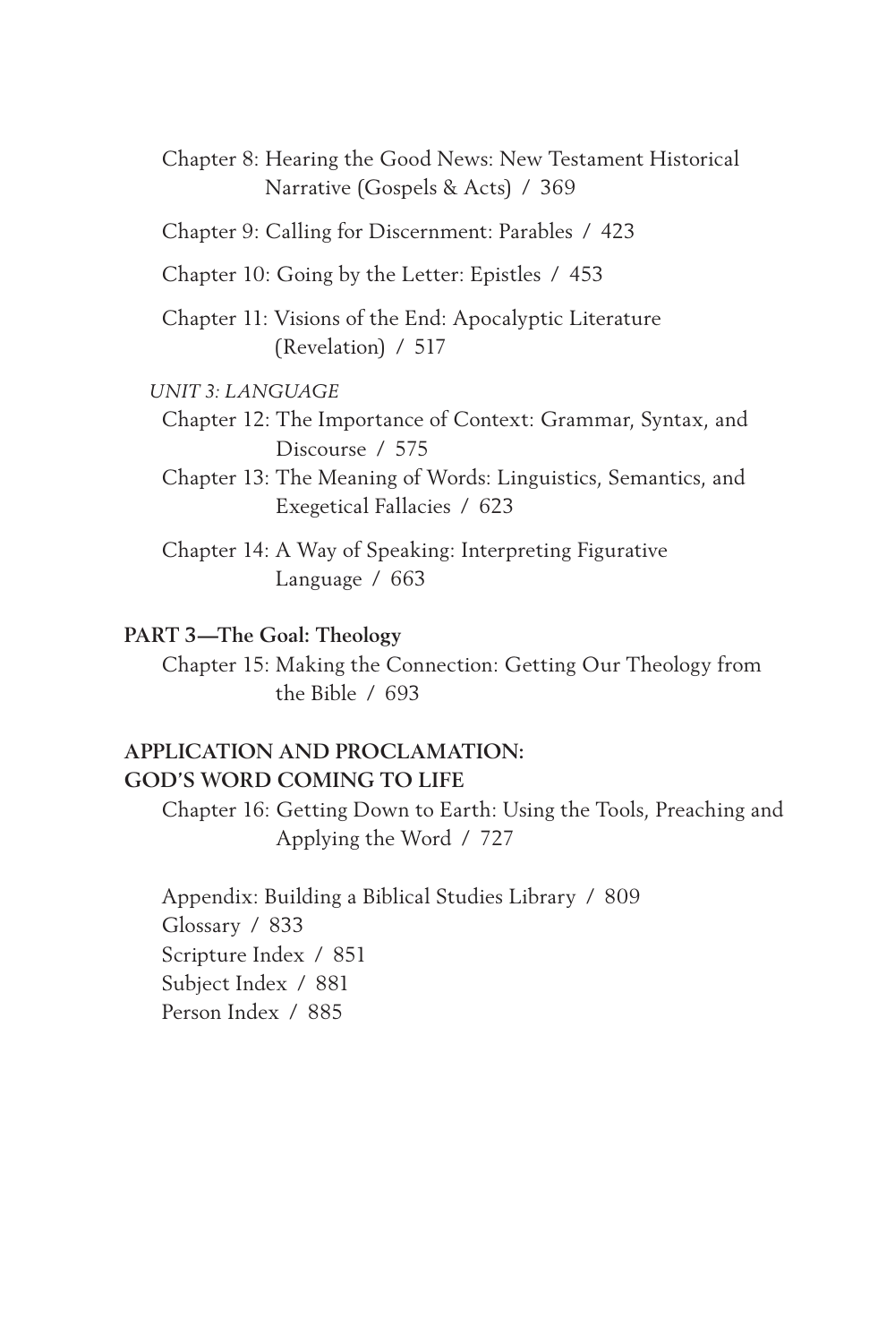Chapter 8: Hearing the Good News: New Testament Historical Narrative (Gospels & Acts) / 369

Chapter 9: Calling for Discernment: Parables / 423

Chapter 10: Going by the Letter: Epistles / 453

Chapter 11: Visions of the End: Apocalyptic Literature (Revelation) / 517

*UNIT 3: LANGUAGE*

Chapter 12: The Importance of Context: Grammar, Syntax, and Discourse / 575

Chapter 13: The Meaning of Words: Linguistics, Semantics, and Exegetical Fallacies / 623

Chapter 14: A Way of Speaking: Interpreting Figurative Language / 663

**PART 3—The Goal: Theology**

Chapter 15: Making the Connection: Getting Our Theology from the Bible / 693

**APPLICATION AND PROCLAMATION: GOD'S WORD COMING TO LIFE**

Chapter 16: Getting Down to Earth: Using the Tools, Preaching and Applying the Word / 727

Appendix: Building a Biblical Studies Library / 809

Glossary / 833

Scripture Index / 851

Subject Index / 881

Person Index / 885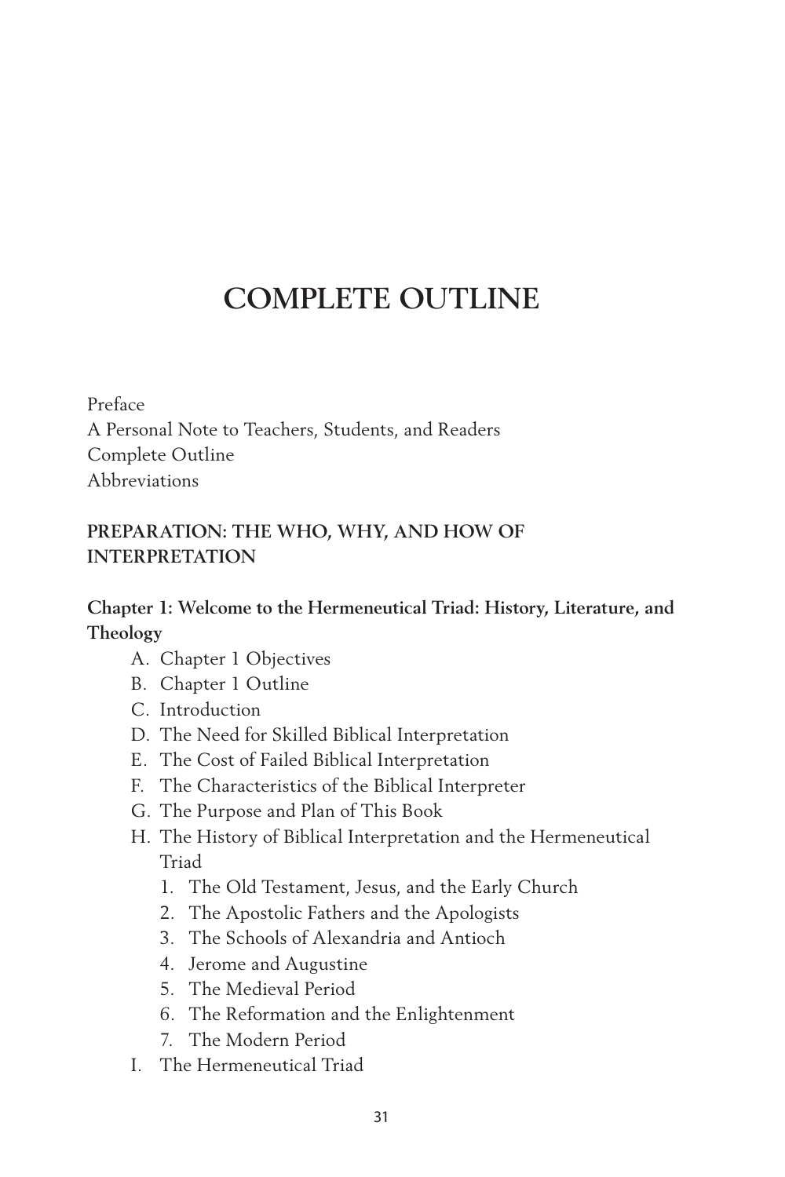# COMPLETE OUTLINE

Preface
A Personal Note to Teachers, Students, and Readers
Complete Outline
Abbreviations

## PREPARATION: THE WHO, WHY, AND HOW OF INTERPRETATION

### Chapter 1: Welcome to the Hermeneutical Triad: History, Literature, and Theology

A. Chapter 1 Objectives
B. Chapter 1 Outline
C. Introduction
D. The Need for Skilled Biblical Interpretation
E. The Cost of Failed Biblical Interpretation
F. The Characteristics of the Biblical Interpreter
G. The Purpose and Plan of This Book
H. The History of Biblical Interpretation and the Hermeneutical Triad
   1. The Old Testament, Jesus, and the Early Church
   2. The Apostolic Fathers and the Apologists
   3. The Schools of Alexandria and Antioch
   4. Jerome and Augustine
   5. The Medieval Period
   6. The Reformation and the Enlightenment
   7. The Modern Period
I. The Hermeneutical Triad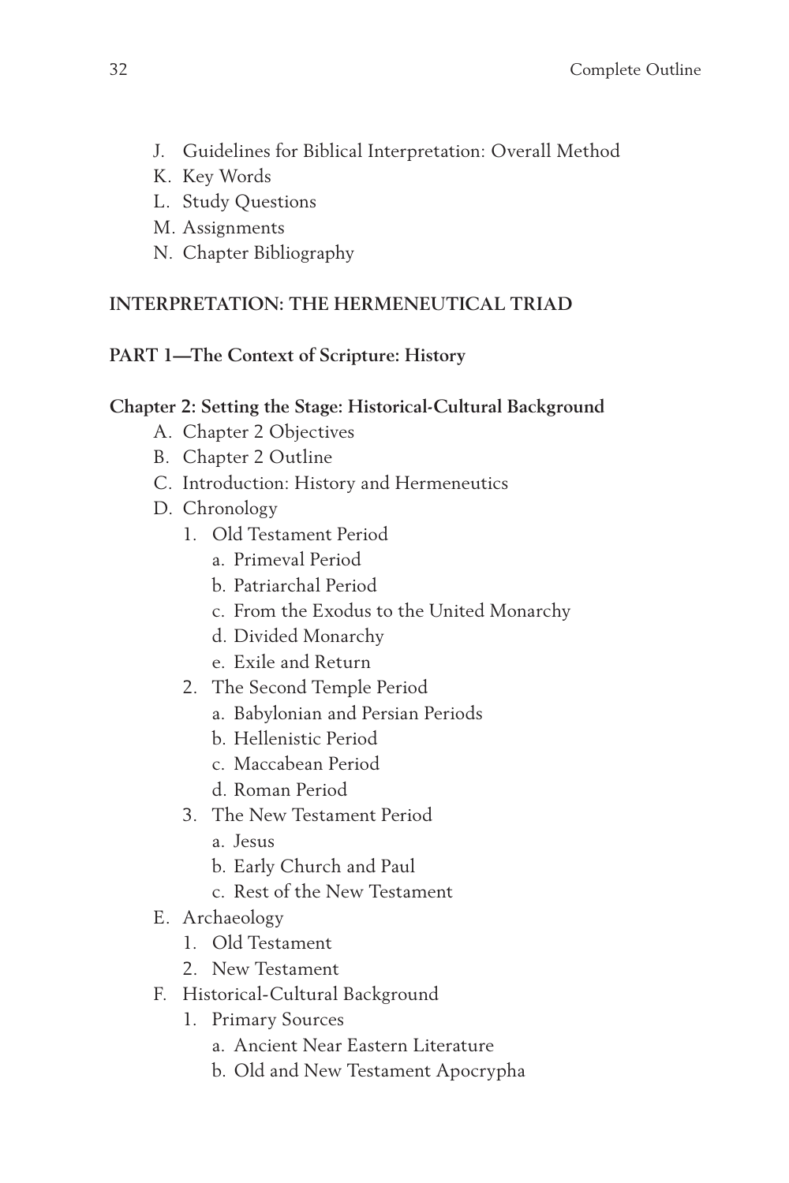J. Guidelines for Biblical Interpretation: Overall Method
K. Key Words
L. Study Questions
M. Assignments
N. Chapter Bibliography

**INTERPRETATION: THE HERMENEUTICAL TRIAD**

**PART 1—The Context of Scripture: History**

**Chapter 2: Setting the Stage: Historical-Cultural Background**

A. Chapter 2 Objectives
B. Chapter 2 Outline
C. Introduction: History and Hermeneutics
D. Chronology
   1. Old Testament Period
      a. Primeval Period
      b. Patriarchal Period
      c. From the Exodus to the United Monarchy
      d. Divided Monarchy
      e. Exile and Return
   2. The Second Temple Period
      a. Babylonian and Persian Periods
      b. Hellenistic Period
      c. Maccabean Period
      d. Roman Period
   3. The New Testament Period
      a. Jesus
      b. Early Church and Paul
      c. Rest of the New Testament
E. Archaeology
   1. Old Testament
   2. New Testament
F. Historical-Cultural Background
   1. Primary Sources
      a. Ancient Near Eastern Literature
      b. Old and New Testament Apocrypha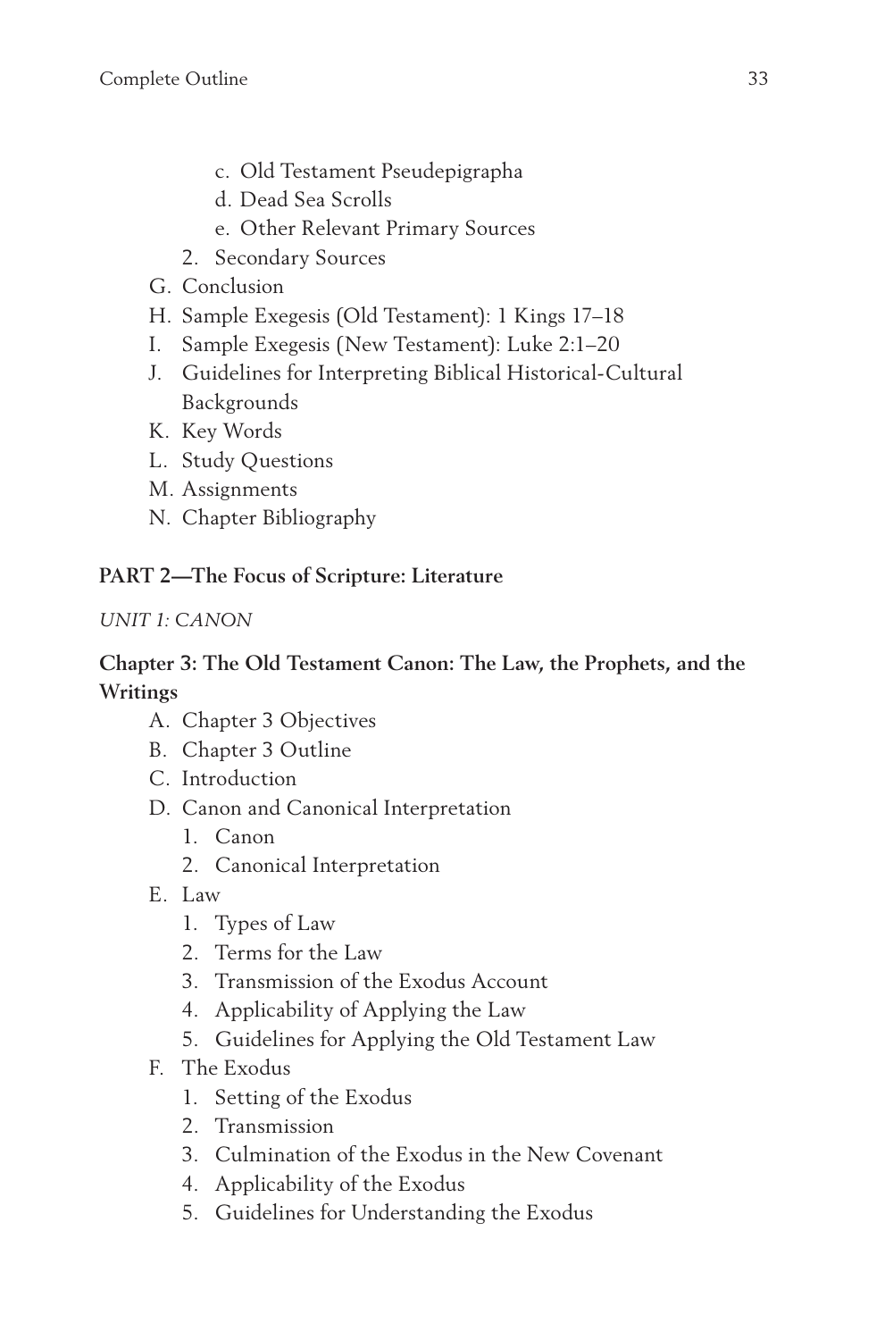c. Old Testament Pseudepigrapha
        d. Dead Sea Scrolls
        e. Other Relevant Primary Sources
    2. Secondary Sources
- G. Conclusion
- H. Sample Exegesis (Old Testament): 1 Kings 17–18
- I. Sample Exegesis (New Testament): Luke 2:1–20
- J. Guidelines for Interpreting Biblical Historical-Cultural Backgrounds
- K. Key Words
- L. Study Questions
- M. Assignments
- N. Chapter Bibliography

## PART 2—The Focus of Scripture: Literature

*UNIT 1: CANON*

### Chapter 3: The Old Testament Canon: The Law, the Prophets, and the Writings

- A. Chapter 3 Objectives
- B. Chapter 3 Outline
- C. Introduction
- D. Canon and Canonical Interpretation
    1. Canon
    2. Canonical Interpretation
- E. Law
    1. Types of Law
    2. Terms for the Law
    3. Transmission of the Exodus Account
    4. Applicability of Applying the Law
    5. Guidelines for Applying the Old Testament Law
- F. The Exodus
    1. Setting of the Exodus
    2. Transmission
    3. Culmination of the Exodus in the New Covenant
    4. Applicability of the Exodus
    5. Guidelines for Understanding the Exodus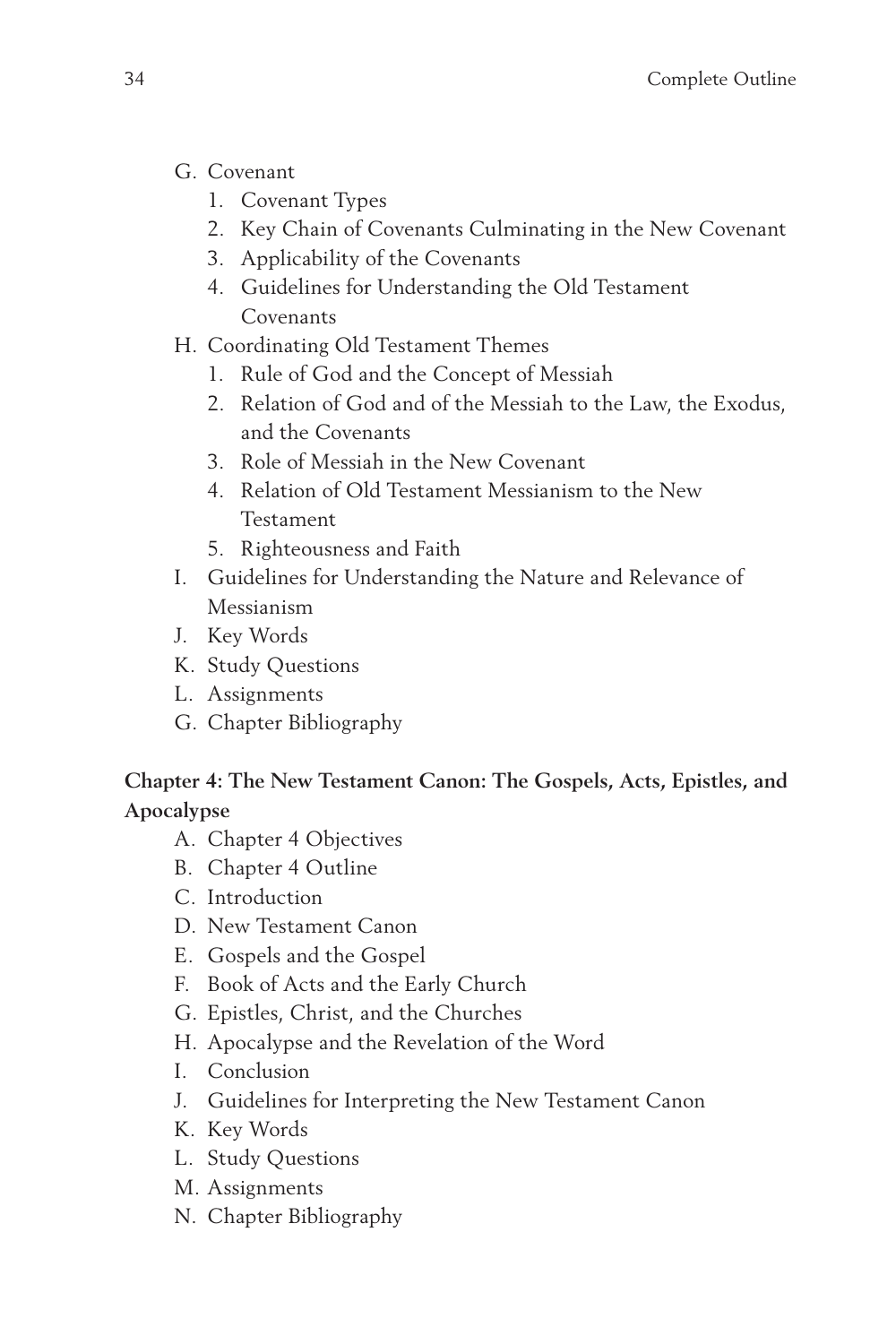- G. Covenant
    1. Covenant Types
    2. Key Chain of Covenants Culminating in the New Covenant
    3. Applicability of the Covenants
    4. Guidelines for Understanding the Old Testament Covenants
- H. Coordinating Old Testament Themes
    1. Rule of God and the Concept of Messiah
    2. Relation of God and of the Messiah to the Law, the Exodus, and the Covenants
    3. Role of Messiah in the New Covenant
    4. Relation of Old Testament Messianism to the New Testament
    5. Righteousness and Faith
- I. Guidelines for Understanding the Nature and Relevance of Messianism
- J. Key Words
- K. Study Questions
- L. Assignments
- G. Chapter Bibliography

**Chapter 4: The New Testament Canon: The Gospels, Acts, Epistles, and Apocalypse**

- A. Chapter 4 Objectives
- B. Chapter 4 Outline
- C. Introduction
- D. New Testament Canon
- E. Gospels and the Gospel
- F. Book of Acts and the Early Church
- G. Epistles, Christ, and the Churches
- H. Apocalypse and the Revelation of the Word
- I. Conclusion
- J. Guidelines for Interpreting the New Testament Canon
- K. Key Words
- L. Study Questions
- M. Assignments
- N. Chapter Bibliography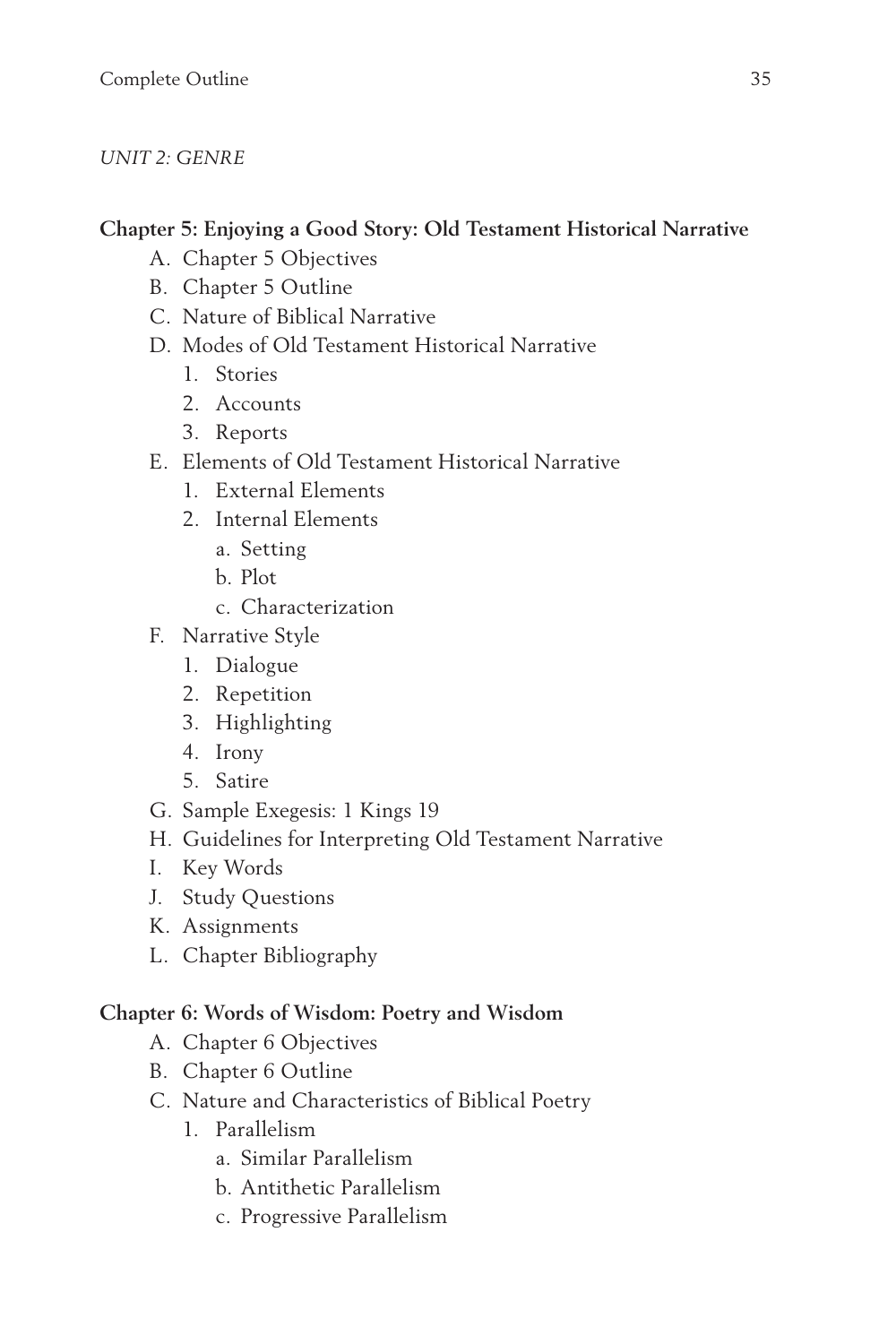*UNIT 2: GENRE*

**Chapter 5: Enjoying a Good Story: Old Testament Historical Narrative**

A. Chapter 5 Objectives
B. Chapter 5 Outline
C. Nature of Biblical Narrative
D. Modes of Old Testament Historical Narrative
   1. Stories
   2. Accounts
   3. Reports
E. Elements of Old Testament Historical Narrative
   1. External Elements
   2. Internal Elements
      a. Setting
      b. Plot
      c. Characterization
F. Narrative Style
   1. Dialogue
   2. Repetition
   3. Highlighting
   4. Irony
   5. Satire
G. Sample Exegesis: 1 Kings 19
H. Guidelines for Interpreting Old Testament Narrative
I. Key Words
J. Study Questions
K. Assignments
L. Chapter Bibliography

**Chapter 6: Words of Wisdom: Poetry and Wisdom**

A. Chapter 6 Objectives
B. Chapter 6 Outline
C. Nature and Characteristics of Biblical Poetry
   1. Parallelism
      a. Similar Parallelism
      b. Antithetic Parallelism
      c. Progressive Parallelism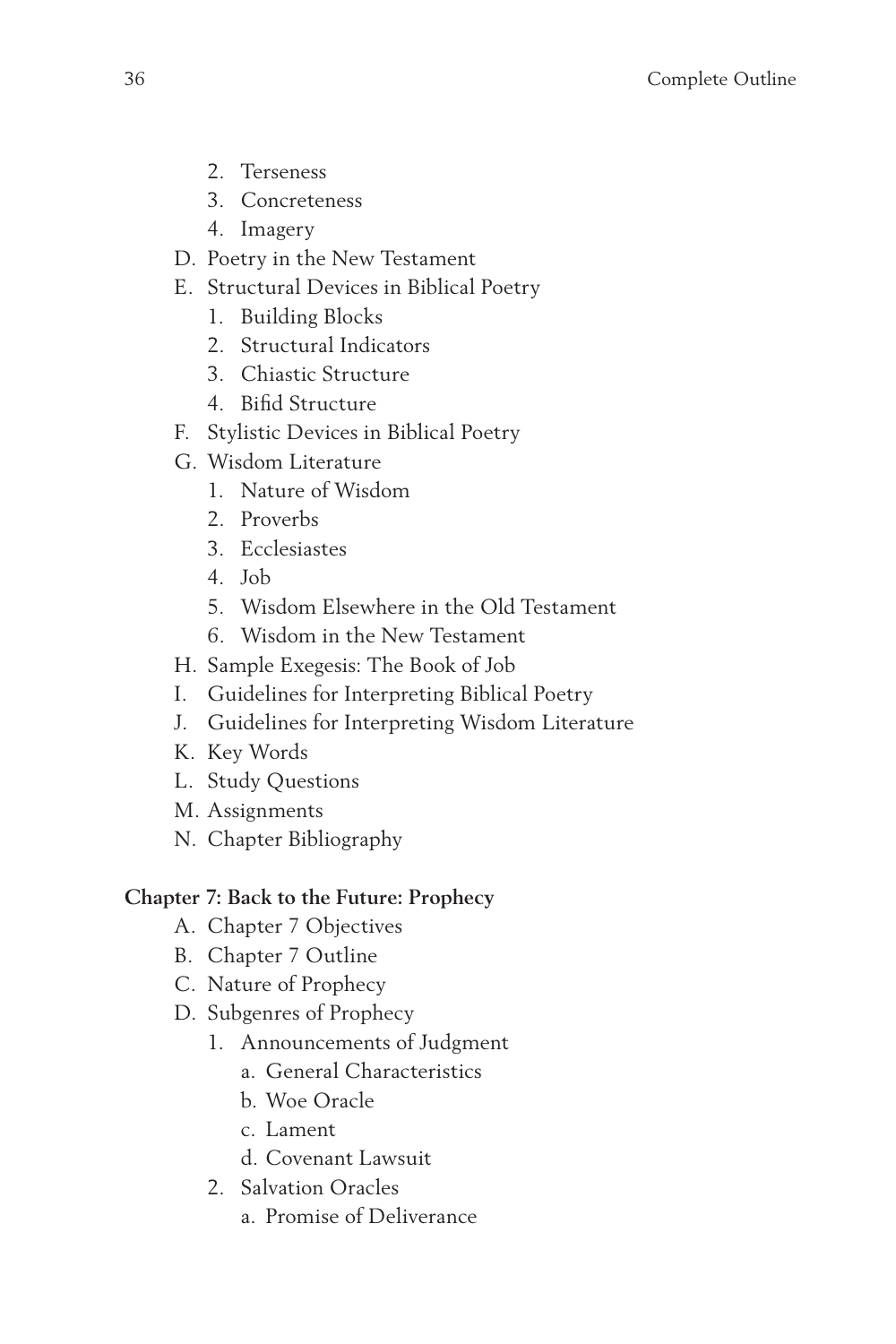2. Terseness
    3. Concreteness
    4. Imagery
- D. Poetry in the New Testament
- E. Structural Devices in Biblical Poetry
    1. Building Blocks
    2. Structural Indicators
    3. Chiastic Structure
    4. Bifid Structure
- F. Stylistic Devices in Biblical Poetry
- G. Wisdom Literature
    1. Nature of Wisdom
    2. Proverbs
    3. Ecclesiastes
    4. Job
    5. Wisdom Elsewhere in the Old Testament
    6. Wisdom in the New Testament
- H. Sample Exegesis: The Book of Job
- I. Guidelines for Interpreting Biblical Poetry
- J. Guidelines for Interpreting Wisdom Literature
- K. Key Words
- L. Study Questions
- M. Assignments
- N. Chapter Bibliography

**Chapter 7: Back to the Future: Prophecy**

- A. Chapter 7 Objectives
- B. Chapter 7 Outline
- C. Nature of Prophecy
- D. Subgenres of Prophecy
    1. Announcements of Judgment
        - a. General Characteristics
        - b. Woe Oracle
        - c. Lament
        - d. Covenant Lawsuit
    2. Salvation Oracles
        - a. Promise of Deliverance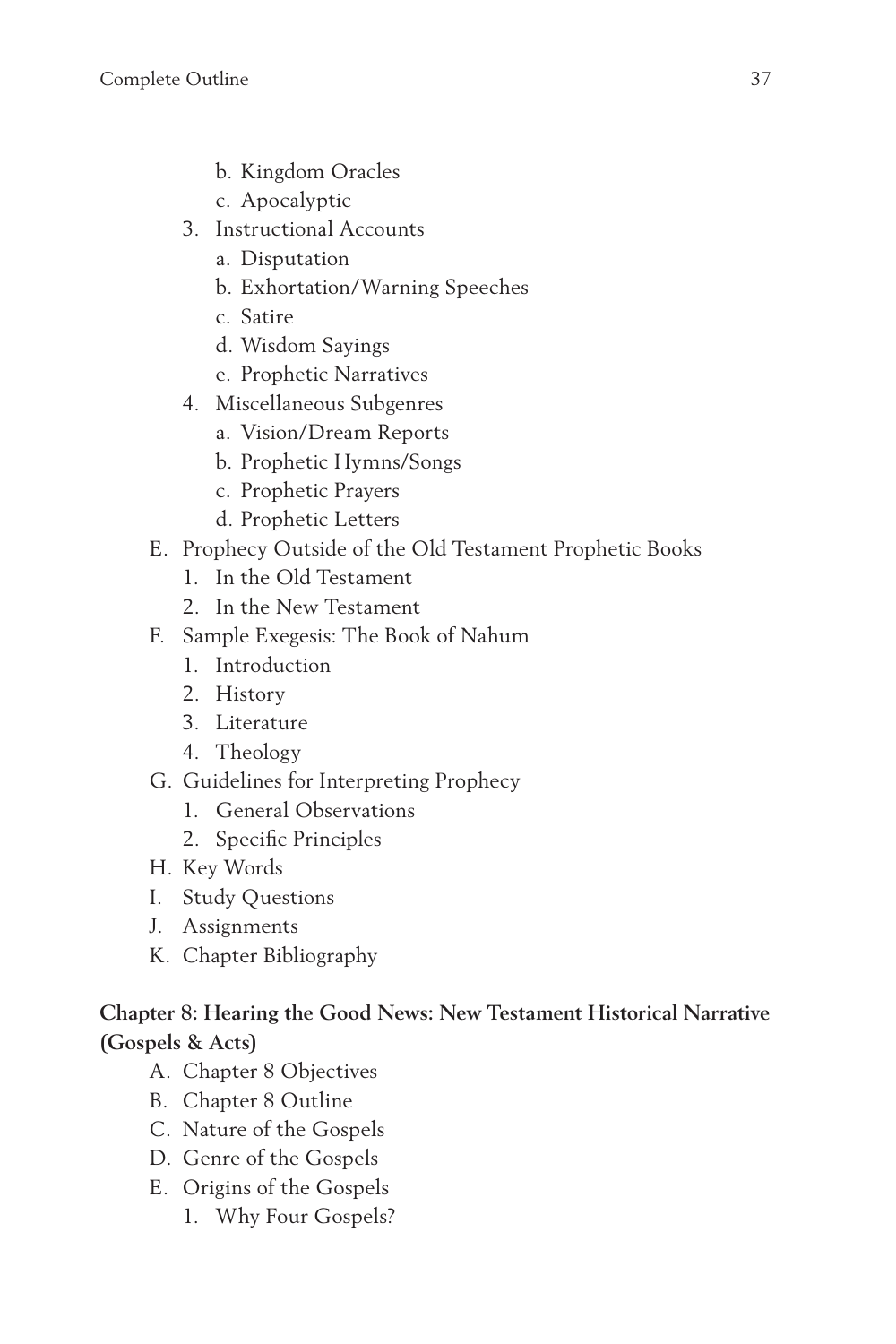- b. Kingdom Oracles
      - c. Apocalyptic
   3. Instructional Accounts
      - a. Disputation
      - b. Exhortation/Warning Speeches
      - c. Satire
      - d. Wisdom Sayings
      - e. Prophetic Narratives
   4. Miscellaneous Subgenres
      - a. Vision/Dream Reports
      - b. Prophetic Hymns/Songs
      - c. Prophetic Prayers
      - d. Prophetic Letters

- E. Prophecy Outside of the Old Testament Prophetic Books
   1. In the Old Testament
   2. In the New Testament
- F. Sample Exegesis: The Book of Nahum
   1. Introduction
   2. History
   3. Literature
   4. Theology
- G. Guidelines for Interpreting Prophecy
   1. General Observations
   2. Specific Principles
- H. Key Words
- I. Study Questions
- J. Assignments
- K. Chapter Bibliography

**Chapter 8: Hearing the Good News: New Testament Historical Narrative (Gospels & Acts)**

- A. Chapter 8 Objectives
- B. Chapter 8 Outline
- C. Nature of the Gospels
- D. Genre of the Gospels
- E. Origins of the Gospels
   1. Why Four Gospels?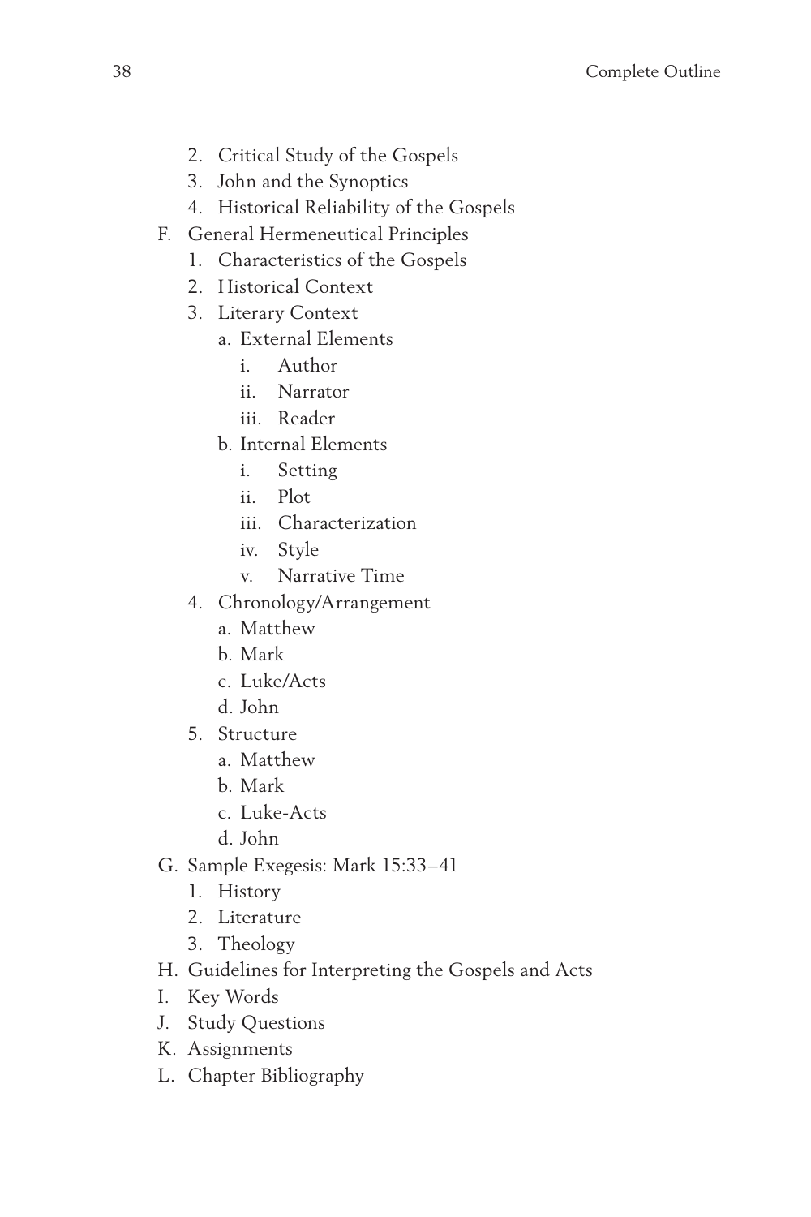2. Critical Study of the Gospels
   3. John and the Synoptics
   4. Historical Reliability of the Gospels
- F. General Hermeneutical Principles
   1. Characteristics of the Gospels
   2. Historical Context
   3. Literary Context
      - a. External Elements
         - i. Author
         - ii. Narrator
         - iii. Reader
      - b. Internal Elements
         - i. Setting
         - ii. Plot
         - iii. Characterization
         - iv. Style
         - v. Narrative Time
   4. Chronology/Arrangement
      - a. Matthew
      - b. Mark
      - c. Luke/Acts
      - d. John
   5. Structure
      - a. Matthew
      - b. Mark
      - c. Luke-Acts
      - d. John
- G. Sample Exegesis: Mark 15:33–41
   1. History
   2. Literature
   3. Theology
- H. Guidelines for Interpreting the Gospels and Acts
- I. Key Words
- J. Study Questions
- K. Assignments
- L. Chapter Bibliography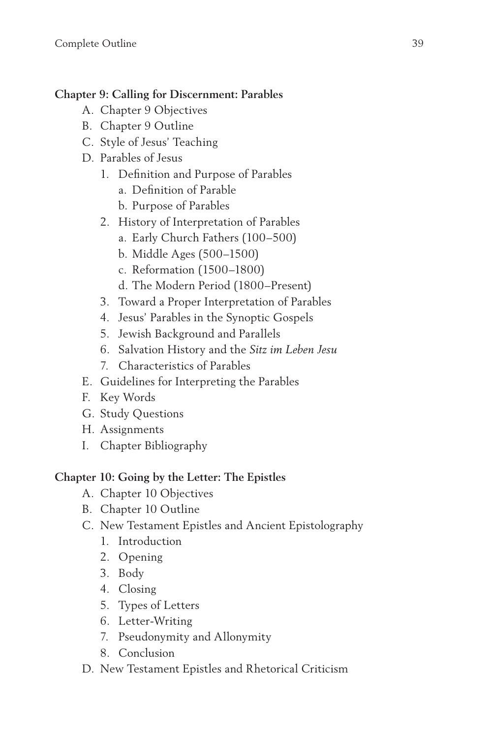**Chapter 9: Calling for Discernment: Parables**

- A. Chapter 9 Objectives
- B. Chapter 9 Outline
- C. Style of Jesus' Teaching
- D. Parables of Jesus
    1. Definition and Purpose of Parables
        - a. Definition of Parable
        - b. Purpose of Parables
    2. History of Interpretation of Parables
        - a. Early Church Fathers (100–500)
        - b. Middle Ages (500–1500)
        - c. Reformation (1500–1800)
        - d. The Modern Period (1800–Present)
    3. Toward a Proper Interpretation of Parables
    4. Jesus' Parables in the Synoptic Gospels
    5. Jewish Background and Parallels
    6. Salvation History and the *Sitz im Leben Jesu*
    7. Characteristics of Parables
- E. Guidelines for Interpreting the Parables
- F. Key Words
- G. Study Questions
- H. Assignments
- I. Chapter Bibliography

**Chapter 10: Going by the Letter: The Epistles**

- A. Chapter 10 Objectives
- B. Chapter 10 Outline
- C. New Testament Epistles and Ancient Epistolography
    1. Introduction
    2. Opening
    3. Body
    4. Closing
    5. Types of Letters
    6. Letter-Writing
    7. Pseudonymity and Allonymity
    8. Conclusion
- D. New Testament Epistles and Rhetorical Criticism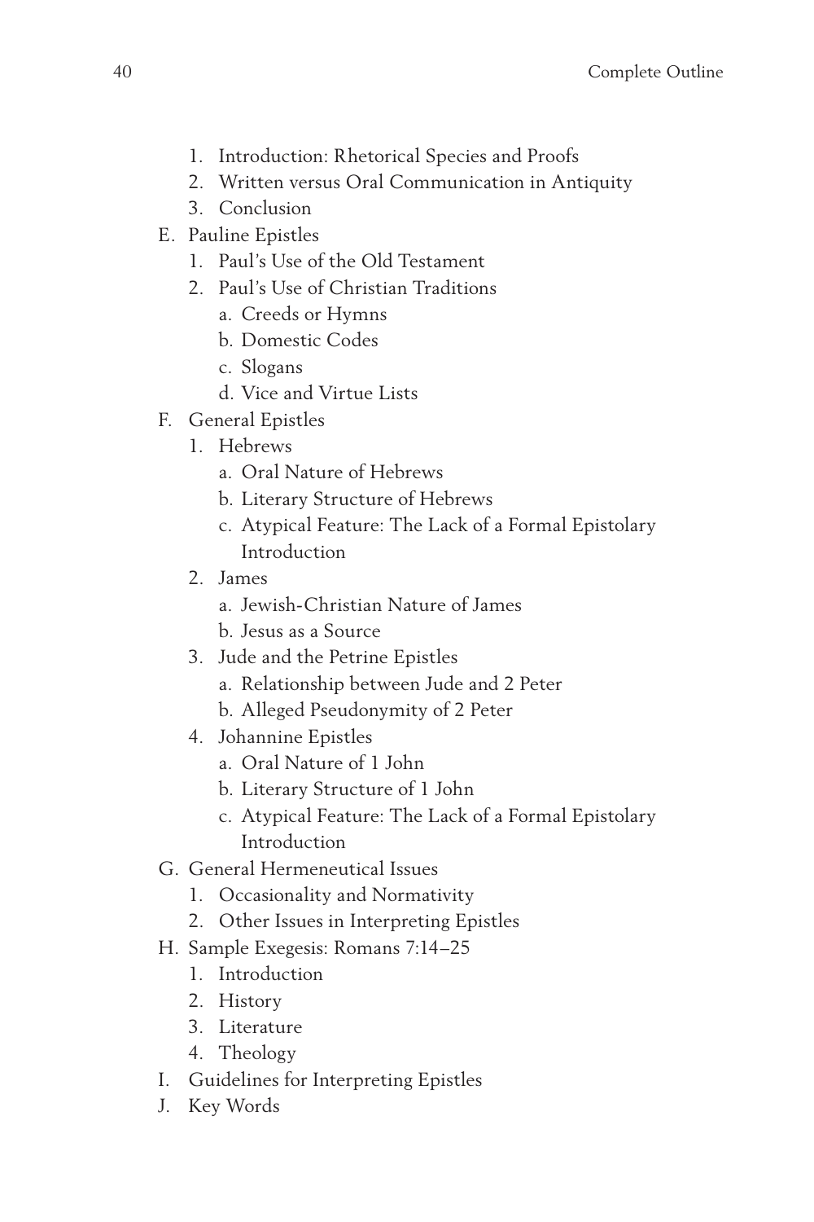1. Introduction: Rhetorical Species and Proofs
2. Written versus Oral Communication in Antiquity
3. Conclusion

E. Pauline Epistles
   1. Paul's Use of the Old Testament
   2. Paul's Use of Christian Traditions
      a. Creeds or Hymns
      b. Domestic Codes
      c. Slogans
      d. Vice and Virtue Lists

F. General Epistles
   1. Hebrews
      a. Oral Nature of Hebrews
      b. Literary Structure of Hebrews
      c. Atypical Feature: The Lack of a Formal Epistolary Introduction
   2. James
      a. Jewish-Christian Nature of James
      b. Jesus as a Source
   3. Jude and the Petrine Epistles
      a. Relationship between Jude and 2 Peter
      b. Alleged Pseudonymity of 2 Peter
   4. Johannine Epistles
      a. Oral Nature of 1 John
      b. Literary Structure of 1 John
      c. Atypical Feature: The Lack of a Formal Epistolary Introduction

G. General Hermeneutical Issues
   1. Occasionality and Normativity
   2. Other Issues in Interpreting Epistles

H. Sample Exegesis: Romans 7:14–25
   1. Introduction
   2. History
   3. Literature
   4. Theology

I. Guidelines for Interpreting Epistles

J. Key Words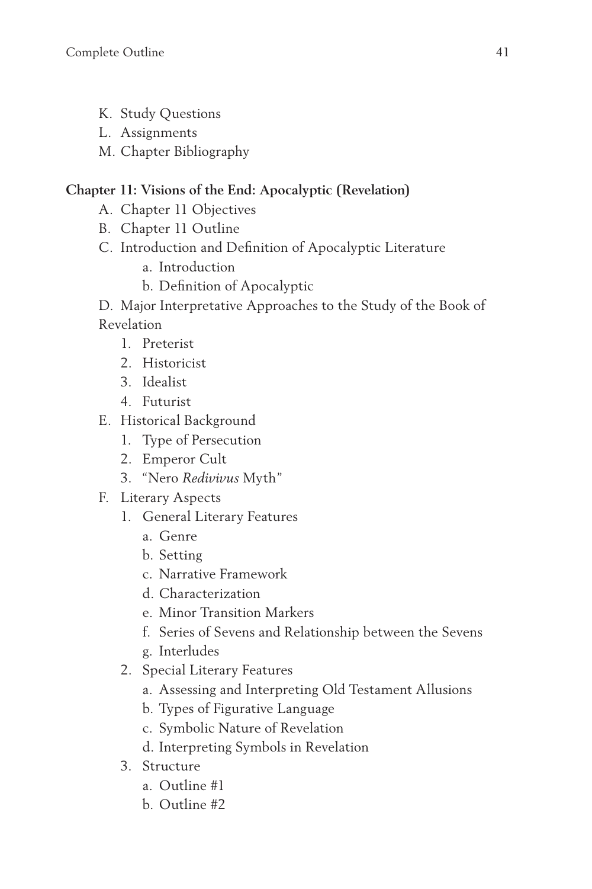- K. Study Questions
- L. Assignments
- M. Chapter Bibliography

**Chapter 11: Visions of the End: Apocalyptic (Revelation)**

- A. Chapter 11 Objectives
- B. Chapter 11 Outline
- C. Introduction and Definition of Apocalyptic Literature
    - a. Introduction
    - b. Definition of Apocalyptic
- D. Major Interpretative Approaches to the Study of the Book of Revelation
    1. Preterist
    2. Historicist
    3. Idealist
    4. Futurist
- E. Historical Background
    1. Type of Persecution
    2. Emperor Cult
    3. "Nero *Redivivus* Myth"
- F. Literary Aspects
    1. General Literary Features
        - a. Genre
        - b. Setting
        - c. Narrative Framework
        - d. Characterization
        - e. Minor Transition Markers
        - f. Series of Sevens and Relationship between the Sevens
        - g. Interludes
    2. Special Literary Features
        - a. Assessing and Interpreting Old Testament Allusions
        - b. Types of Figurative Language
        - c. Symbolic Nature of Revelation
        - d. Interpreting Symbols in Revelation
    3. Structure
        - a. Outline #1
        - b. Outline #2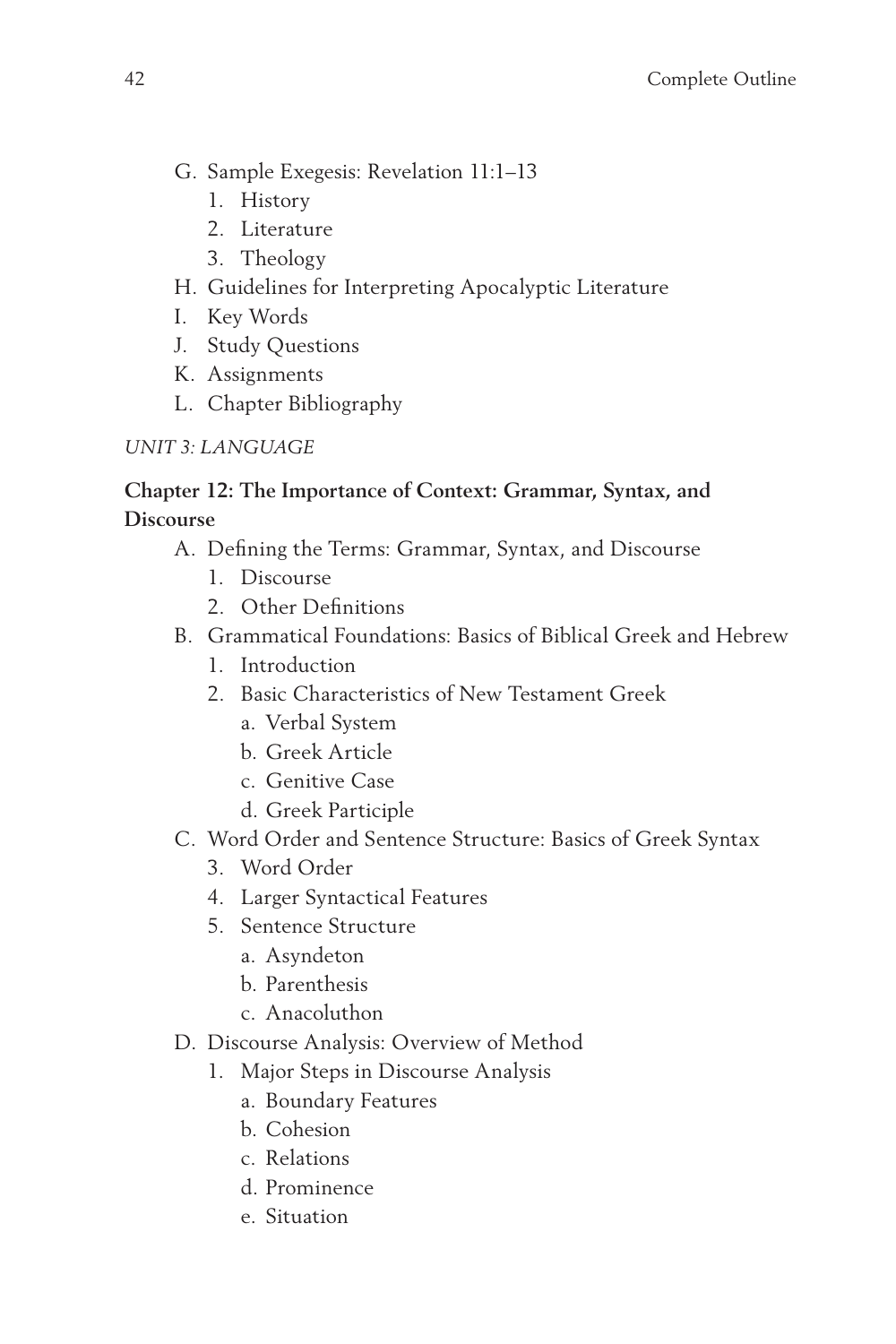- G. Sample Exegesis: Revelation 11:1–13
  1. History
  2. Literature
  3. Theology
- H. Guidelines for Interpreting Apocalyptic Literature
- I. Key Words
- J. Study Questions
- K. Assignments
- L. Chapter Bibliography

*UNIT 3: LANGUAGE*

**Chapter 12: The Importance of Context: Grammar, Syntax, and Discourse**

- A. Defining the Terms: Grammar, Syntax, and Discourse
  1. Discourse
  2. Other Definitions
- B. Grammatical Foundations: Basics of Biblical Greek and Hebrew
  1. Introduction
  2. Basic Characteristics of New Testament Greek
     - a. Verbal System
     - b. Greek Article
     - c. Genitive Case
     - d. Greek Participle
- C. Word Order and Sentence Structure: Basics of Greek Syntax
  3. Word Order
  4. Larger Syntactical Features
  5. Sentence Structure
     - a. Asyndeton
     - b. Parenthesis
     - c. Anacoluthon
- D. Discourse Analysis: Overview of Method
  1. Major Steps in Discourse Analysis
     - a. Boundary Features
     - b. Cohesion
     - c. Relations
     - d. Prominence
     - e. Situation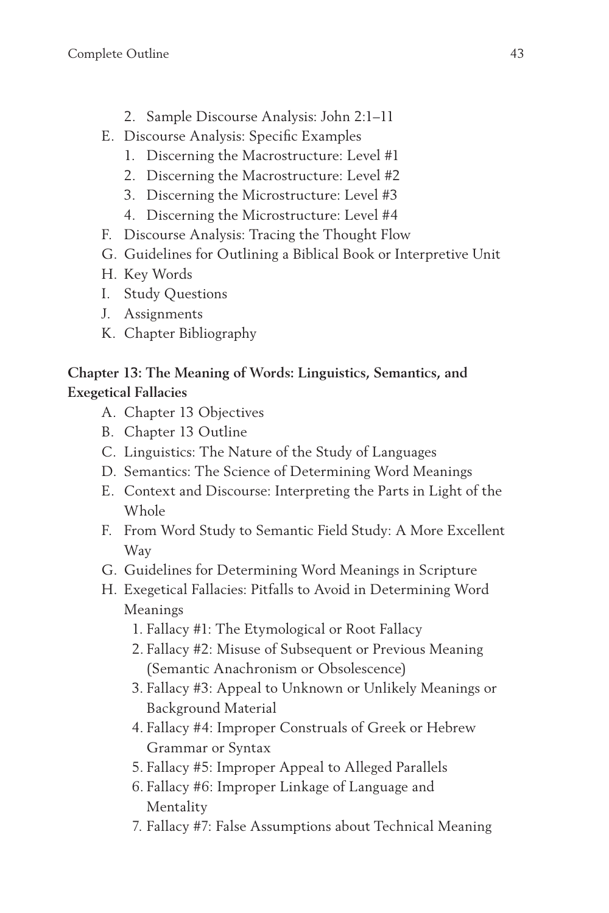2. Sample Discourse Analysis: John 2:1–11
- E. Discourse Analysis: Specific Examples
   1. Discerning the Macrostructure: Level #1
   2. Discerning the Macrostructure: Level #2
   3. Discerning the Microstructure: Level #3
   4. Discerning the Microstructure: Level #4
- F. Discourse Analysis: Tracing the Thought Flow
- G. Guidelines for Outlining a Biblical Book or Interpretive Unit
- H. Key Words
- I. Study Questions
- J. Assignments
- K. Chapter Bibliography

**Chapter 13: The Meaning of Words: Linguistics, Semantics, and Exegetical Fallacies**

- A. Chapter 13 Objectives
- B. Chapter 13 Outline
- C. Linguistics: The Nature of the Study of Languages
- D. Semantics: The Science of Determining Word Meanings
- E. Context and Discourse: Interpreting the Parts in Light of the Whole
- F. From Word Study to Semantic Field Study: A More Excellent Way
- G. Guidelines for Determining Word Meanings in Scripture
- H. Exegetical Fallacies: Pitfalls to Avoid in Determining Word Meanings
   1. Fallacy #1: The Etymological or Root Fallacy
   2. Fallacy #2: Misuse of Subsequent or Previous Meaning (Semantic Anachronism or Obsolescence)
   3. Fallacy #3: Appeal to Unknown or Unlikely Meanings or Background Material
   4. Fallacy #4: Improper Construals of Greek or Hebrew Grammar or Syntax
   5. Fallacy #5: Improper Appeal to Alleged Parallels
   6. Fallacy #6: Improper Linkage of Language and Mentality
   7. Fallacy #7: False Assumptions about Technical Meaning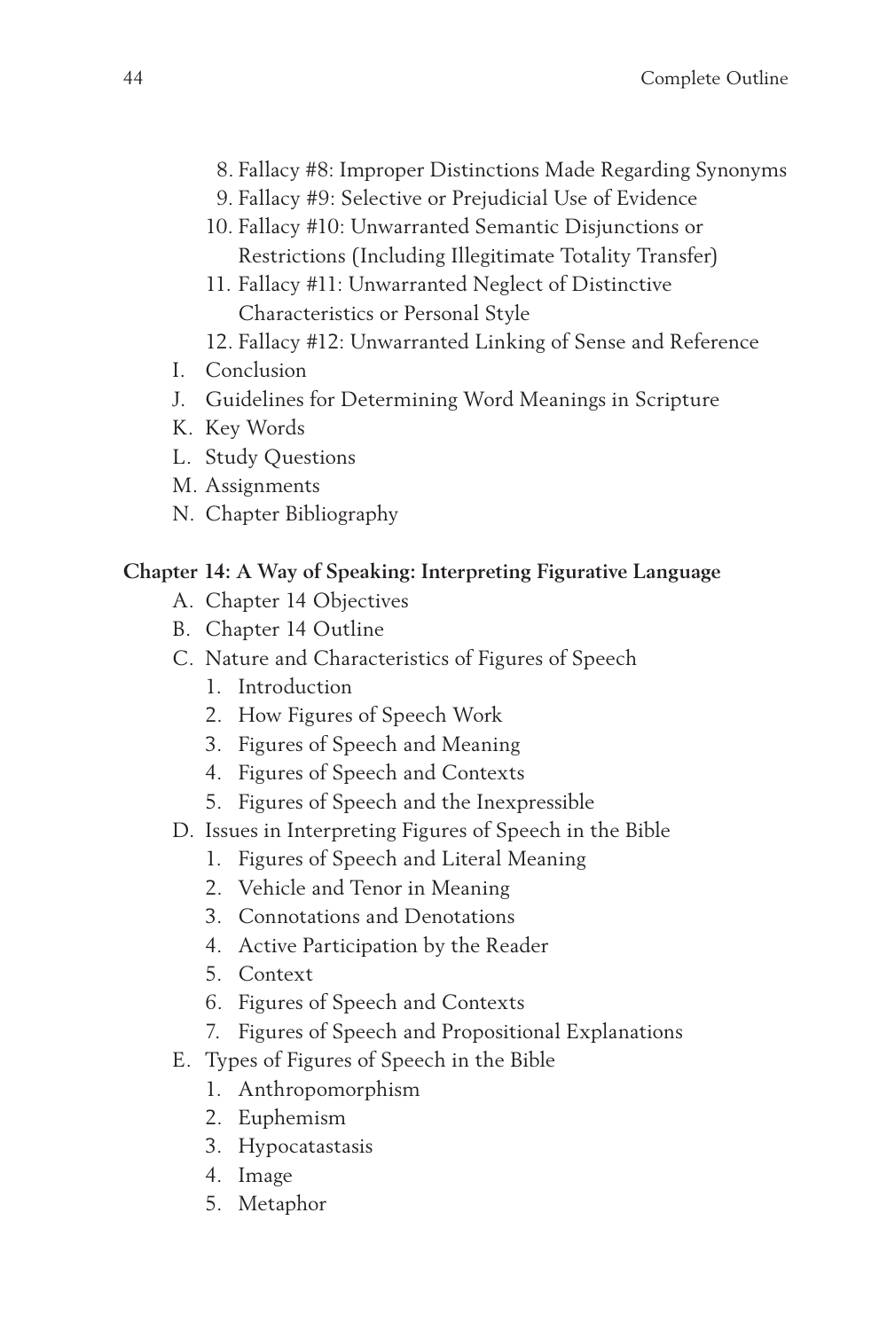8. Fallacy #8: Improper Distinctions Made Regarding Synonyms
9. Fallacy #9: Selective or Prejudicial Use of Evidence
10. Fallacy #10: Unwarranted Semantic Disjunctions or Restrictions (Including Illegitimate Totality Transfer)
11. Fallacy #11: Unwarranted Neglect of Distinctive Characteristics or Personal Style
12. Fallacy #12: Unwarranted Linking of Sense and Reference

I. Conclusion

J. Guidelines for Determining Word Meanings in Scripture

K. Key Words

L. Study Questions

M. Assignments

N. Chapter Bibliography

**Chapter 14: A Way of Speaking: Interpreting Figurative Language**

A. Chapter 14 Objectives

B. Chapter 14 Outline

C. Nature and Characteristics of Figures of Speech
  1. Introduction
  2. How Figures of Speech Work
  3. Figures of Speech and Meaning
  4. Figures of Speech and Contexts
  5. Figures of Speech and the Inexpressible

D. Issues in Interpreting Figures of Speech in the Bible
  1. Figures of Speech and Literal Meaning
  2. Vehicle and Tenor in Meaning
  3. Connotations and Denotations
  4. Active Participation by the Reader
  5. Context
  6. Figures of Speech and Contexts
  7. Figures of Speech and Propositional Explanations

E. Types of Figures of Speech in the Bible
  1. Anthropomorphism
  2. Euphemism
  3. Hypocatastasis
  4. Image
  5. Metaphor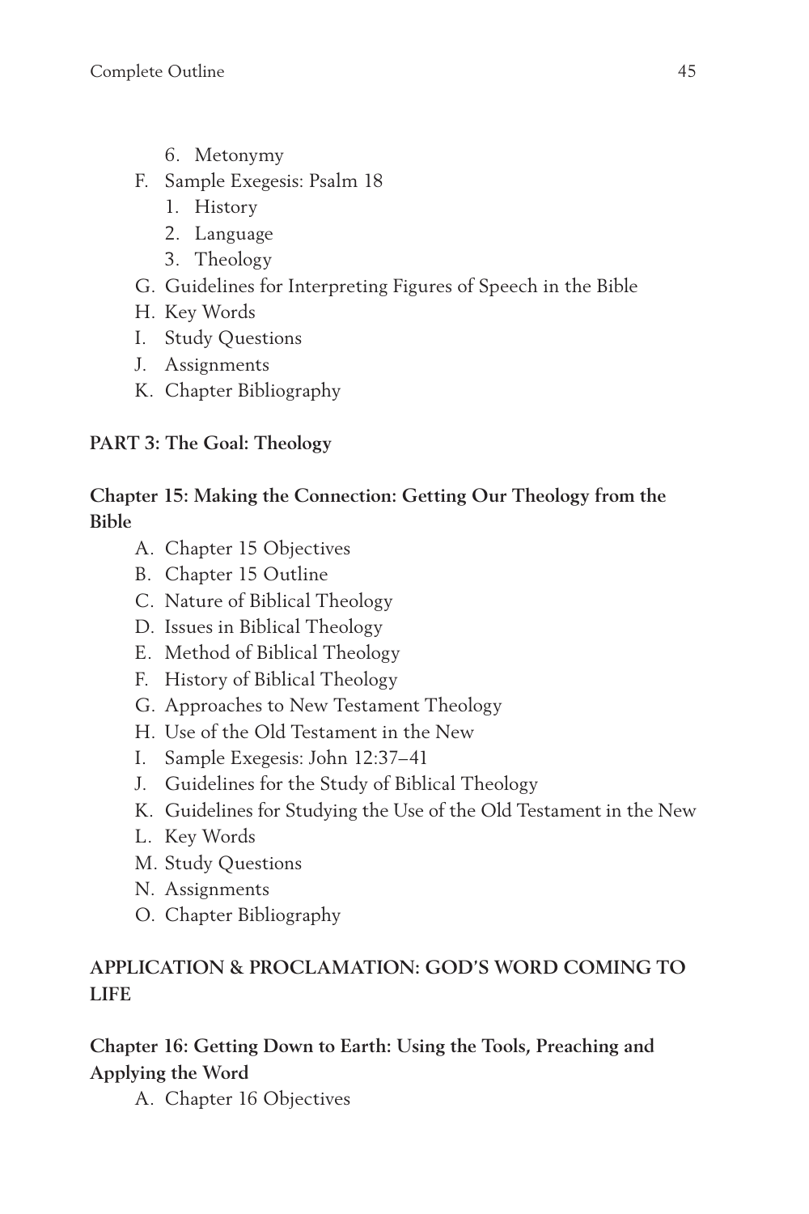6. Metonymy

F. Sample Exegesis: Psalm 18
   1. History
   2. Language
   3. Theology

G. Guidelines for Interpreting Figures of Speech in the Bible

H. Key Words

I. Study Questions

J. Assignments

K. Chapter Bibliography

**PART 3: The Goal: Theology**

**Chapter 15: Making the Connection: Getting Our Theology from the Bible**

A. Chapter 15 Objectives

B. Chapter 15 Outline

C. Nature of Biblical Theology

D. Issues in Biblical Theology

E. Method of Biblical Theology

F. History of Biblical Theology

G. Approaches to New Testament Theology

H. Use of the Old Testament in the New

I. Sample Exegesis: John 12:37–41

J. Guidelines for the Study of Biblical Theology

K. Guidelines for Studying the Use of the Old Testament in the New

L. Key Words

M. Study Questions

N. Assignments

O. Chapter Bibliography

**APPLICATION & PROCLAMATION: GOD'S WORD COMING TO LIFE**

**Chapter 16: Getting Down to Earth: Using the Tools, Preaching and Applying the Word**

A. Chapter 16 Objectives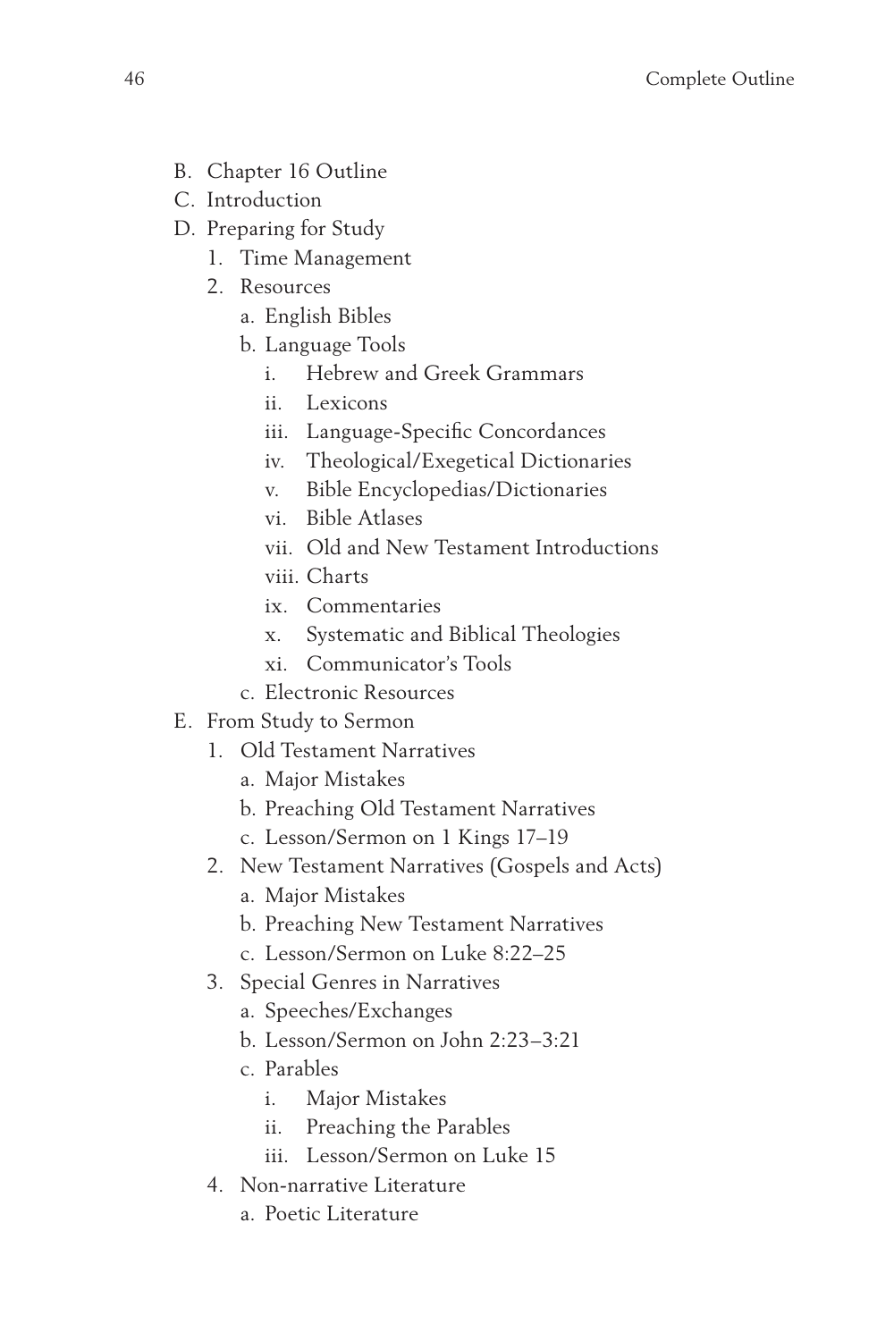B. Chapter 16 Outline
C. Introduction
D. Preparing for Study
    1. Time Management
    2. Resources
        a. English Bibles
        b. Language Tools
            i. Hebrew and Greek Grammars
            ii. Lexicons
            iii. Language-Specific Concordances
            iv. Theological/Exegetical Dictionaries
            v. Bible Encyclopedias/Dictionaries
            vi. Bible Atlases
            vii. Old and New Testament Introductions
            viii. Charts
            ix. Commentaries
            x. Systematic and Biblical Theologies
            xi. Communicator's Tools
        c. Electronic Resources
E. From Study to Sermon
    1. Old Testament Narratives
        a. Major Mistakes
        b. Preaching Old Testament Narratives
        c. Lesson/Sermon on 1 Kings 17–19
    2. New Testament Narratives (Gospels and Acts)
        a. Major Mistakes
        b. Preaching New Testament Narratives
        c. Lesson/Sermon on Luke 8:22–25
    3. Special Genres in Narratives
        a. Speeches/Exchanges
        b. Lesson/Sermon on John 2:23–3:21
        c. Parables
            i. Major Mistakes
            ii. Preaching the Parables
            iii. Lesson/Sermon on Luke 15
    4. Non-narrative Literature
        a. Poetic Literature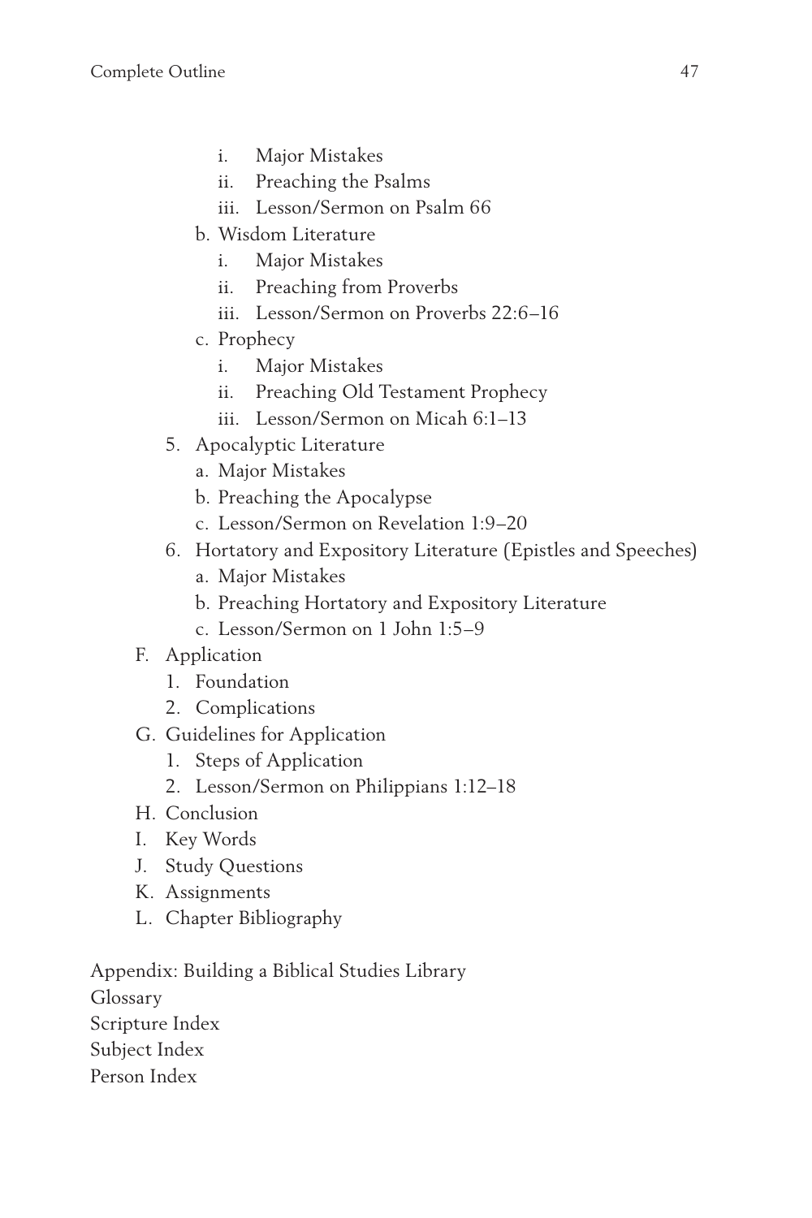- i. Major Mistakes
- ii. Preaching the Psalms
- iii. Lesson/Sermon on Psalm 66

b. Wisdom Literature

- i. Major Mistakes
- ii. Preaching from Proverbs
- iii. Lesson/Sermon on Proverbs 22:6–16

c. Prophecy

- i. Major Mistakes
- ii. Preaching Old Testament Prophecy
- iii. Lesson/Sermon on Micah 6:1–13

5. Apocalyptic Literature
   - a. Major Mistakes
   - b. Preaching the Apocalypse
   - c. Lesson/Sermon on Revelation 1:9–20
6. Hortatory and Expository Literature (Epistles and Speeches)
   - a. Major Mistakes
   - b. Preaching Hortatory and Expository Literature
   - c. Lesson/Sermon on 1 John 1:5–9

F. Application

1. Foundation
2. Complications

G. Guidelines for Application

1. Steps of Application
2. Lesson/Sermon on Philippians 1:12–18

H. Conclusion

I. Key Words

J. Study Questions

K. Assignments

L. Chapter Bibliography

Appendix: Building a Biblical Studies Library

Glossary

Scripture Index

Subject Index

Person Index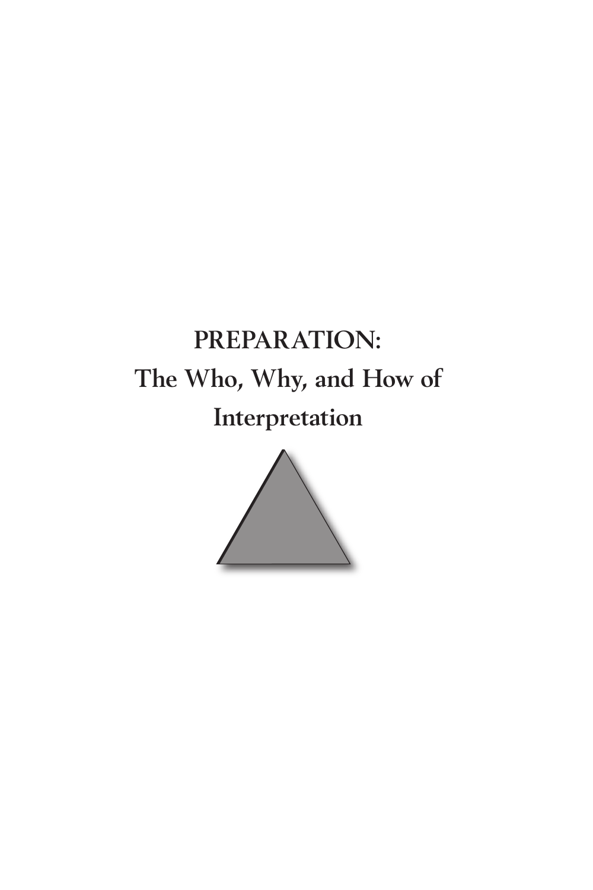# PREPARATION:
## The Who, Why, and How of Interpretation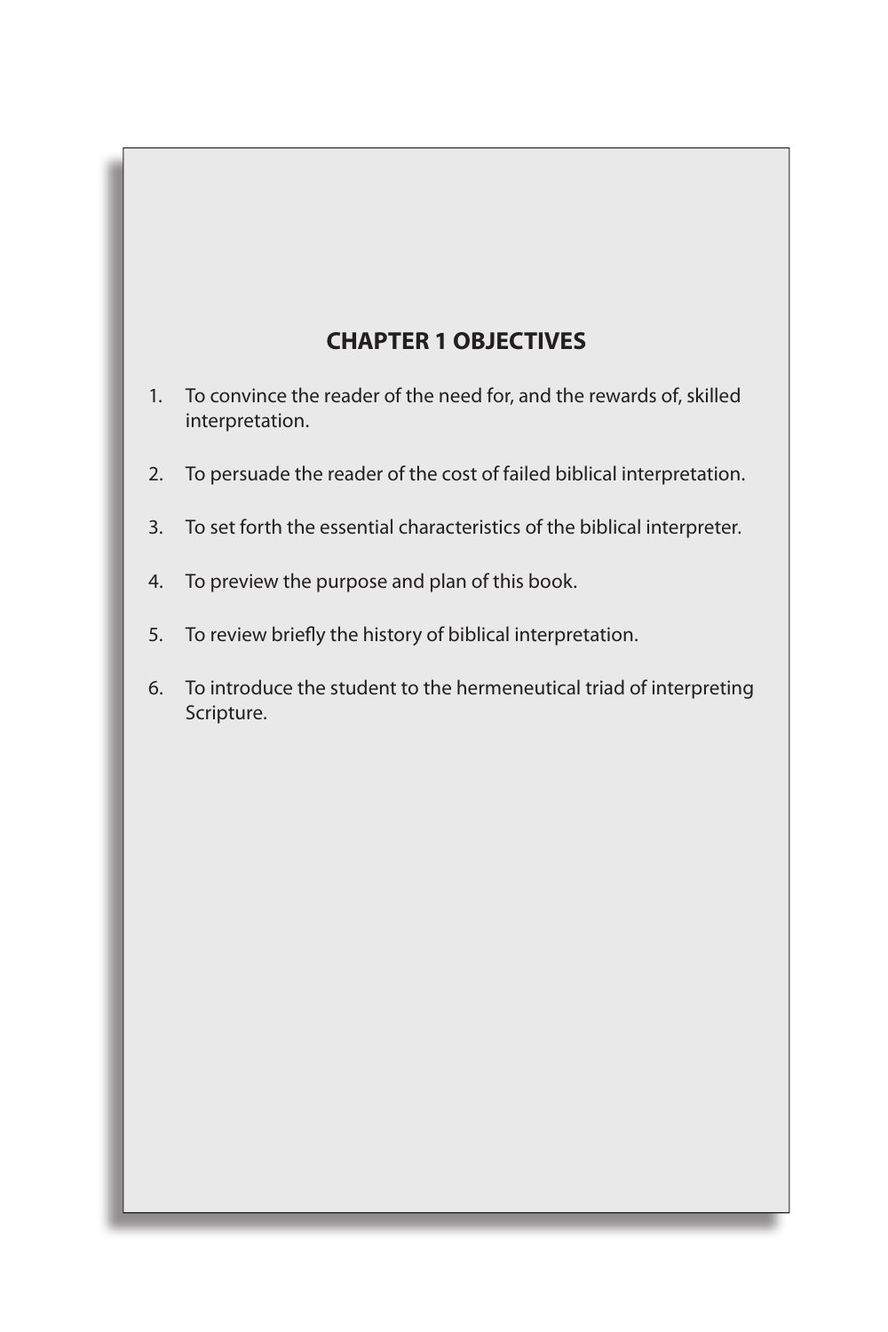## CHAPTER 1 OBJECTIVES

1. To convince the reader of the need for, and the rewards of, skilled interpretation.
2. To persuade the reader of the cost of failed biblical interpretation.
3. To set forth the essential characteristics of the biblical interpreter.
4. To preview the purpose and plan of this book.
5. To review briefly the history of biblical interpretation.
6. To introduce the student to the hermeneutical triad of interpreting Scripture.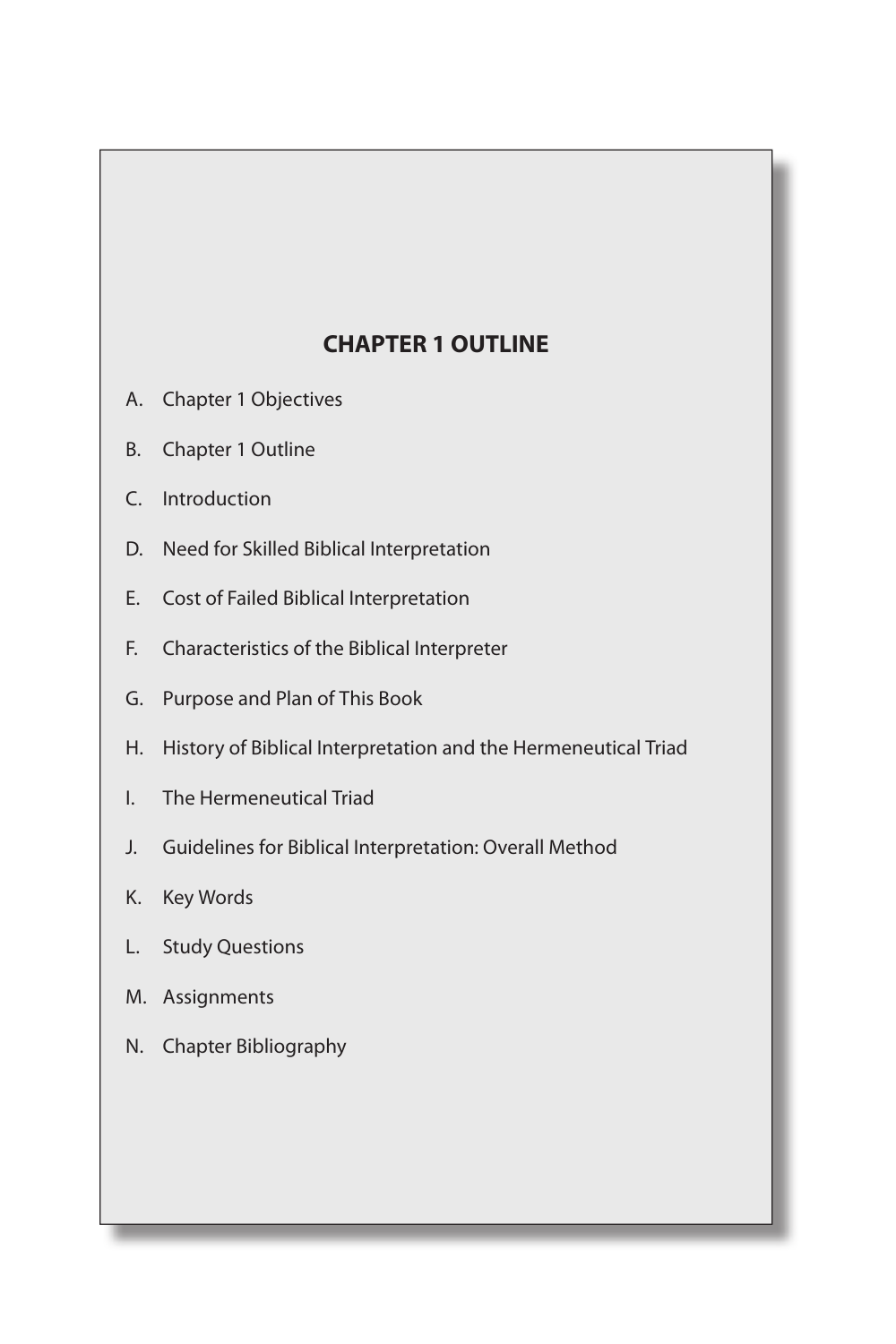## CHAPTER 1 OUTLINE

A. Chapter 1 Objectives

B. Chapter 1 Outline

C. Introduction

D. Need for Skilled Biblical Interpretation

E. Cost of Failed Biblical Interpretation

F. Characteristics of the Biblical Interpreter

G. Purpose and Plan of This Book

H. History of Biblical Interpretation and the Hermeneutical Triad

I. The Hermeneutical Triad

J. Guidelines for Biblical Interpretation: Overall Method

K. Key Words

L. Study Questions

M. Assignments

N. Chapter Bibliography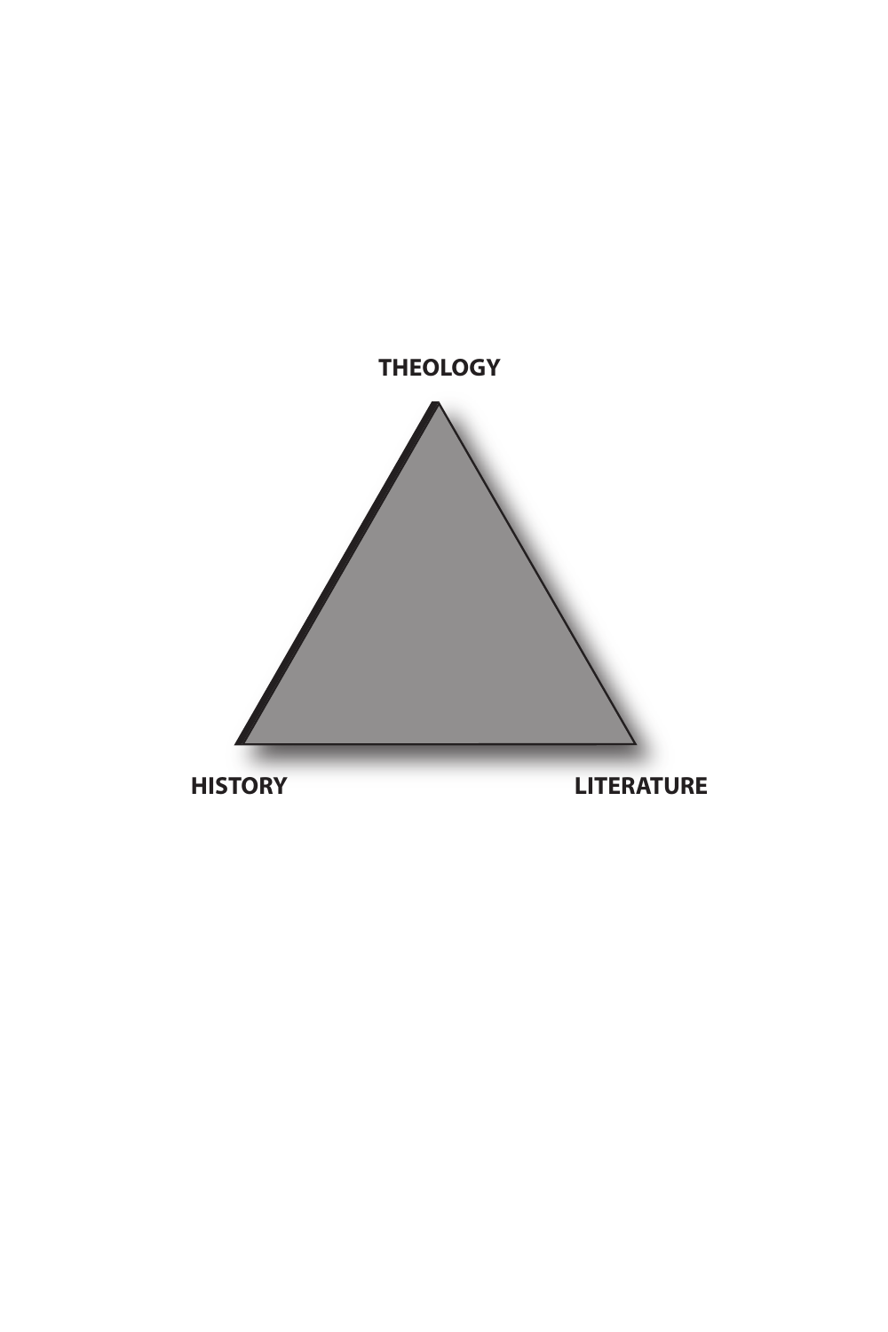THEOLOGY

HISTORY

LITERATURE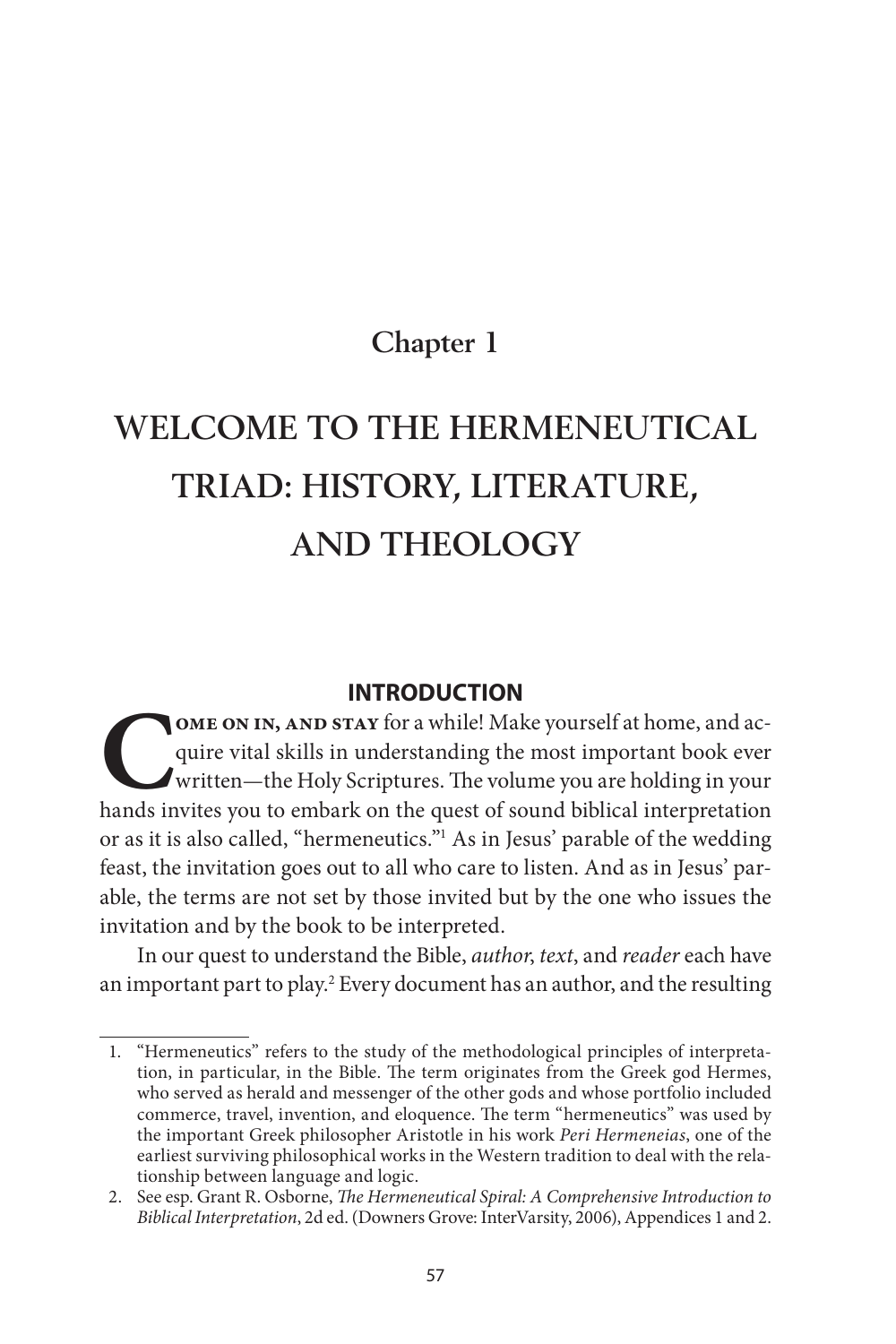# Chapter 1

# WELCOME TO THE HERMENEUTICAL TRIAD: HISTORY, LITERATURE, AND THEOLOGY

## INTRODUCTION

**Come on in, and stay** for a while! Make yourself at home, and acquire vital skills in understanding the most important book ever written—the Holy Scriptures. The volume you are holding in your hands invites you to embark on the quest of sound biblical interpretation or as it is also called, "hermeneutics."[1] As in Jesus' parable of the wedding feast, the invitation goes out to all who care to listen. And as in Jesus' parable, the terms are not set by those invited but by the one who issues the invitation and by the book to be interpreted.

In our quest to understand the Bible, *author*, *text*, and *reader* each have an important part to play.[2] Every document has an author, and the resulting

---

1. "Hermeneutics" refers to the study of the methodological principles of interpretation, in particular, in the Bible. The term originates from the Greek god Hermes, who served as herald and messenger of the other gods and whose portfolio included commerce, travel, invention, and eloquence. The term "hermeneutics" was used by the important Greek philosopher Aristotle in his work *Peri Hermeneias*, one of the earliest surviving philosophical works in the Western tradition to deal with the relationship between language and logic.
2. See esp. Grant R. Osborne, *The Hermeneutical Spiral: A Comprehensive Introduction to Biblical Interpretation*, 2d ed. (Downers Grove: InterVarsity, 2006), Appendices 1 and 2.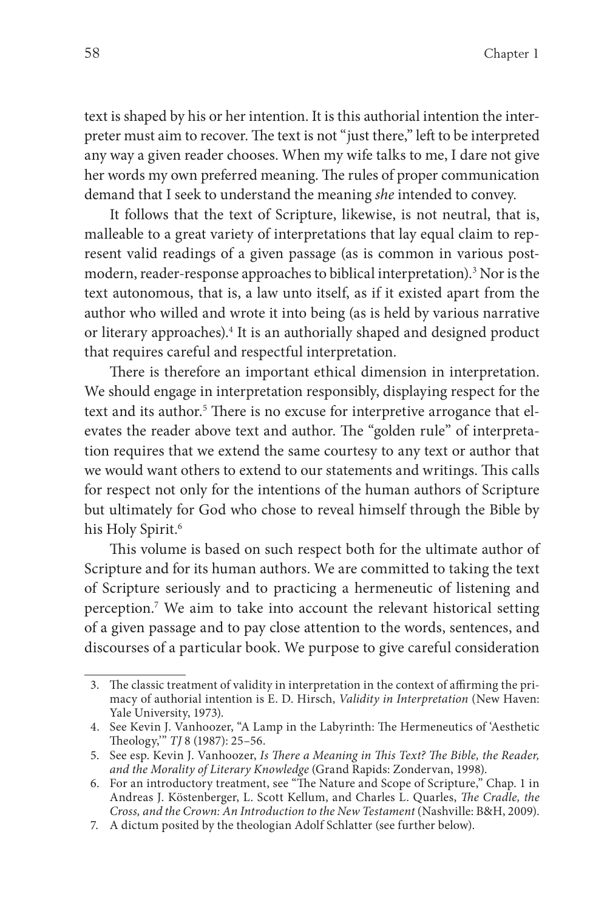text is shaped by his or her intention. It is this authorial intention the interpreter must aim to recover. The text is not "just there," left to be interpreted any way a given reader chooses. When my wife talks to me, I dare not give her words my own preferred meaning. The rules of proper communication demand that I seek to understand the meaning *she* intended to convey.

It follows that the text of Scripture, likewise, is not neutral, that is, malleable to a great variety of interpretations that lay equal claim to represent valid readings of a given passage (as is common in various postmodern, reader-response approaches to biblical interpretation).[3] Nor is the text autonomous, that is, a law unto itself, as if it existed apart from the author who willed and wrote it into being (as is held by various narrative or literary approaches).[4] It is an authorially shaped and designed product that requires careful and respectful interpretation.

There is therefore an important ethical dimension in interpretation. We should engage in interpretation responsibly, displaying respect for the text and its author.[5] There is no excuse for interpretive arrogance that elevates the reader above text and author. The "golden rule" of interpretation requires that we extend the same courtesy to any text or author that we would want others to extend to our statements and writings. This calls for respect not only for the intentions of the human authors of Scripture but ultimately for God who chose to reveal himself through the Bible by his Holy Spirit.[6]

This volume is based on such respect both for the ultimate author of Scripture and for its human authors. We are committed to taking the text of Scripture seriously and to practicing a hermeneutic of listening and perception.[7] We aim to take into account the relevant historical setting of a given passage and to pay close attention to the words, sentences, and discourses of a particular book. We purpose to give careful consideration

---

3. The classic treatment of validity in interpretation in the context of affirming the primacy of authorial intention is E. D. Hirsch, *Validity in Interpretation* (New Haven: Yale University, 1973).
4. See Kevin J. Vanhoozer, "A Lamp in the Labyrinth: The Hermeneutics of 'Aesthetic Theology,'" *TJ* 8 (1987): 25–56.
5. See esp. Kevin J. Vanhoozer, *Is There a Meaning in This Text? The Bible, the Reader, and the Morality of Literary Knowledge* (Grand Rapids: Zondervan, 1998).
6. For an introductory treatment, see "The Nature and Scope of Scripture," Chap. 1 in Andreas J. Köstenberger, L. Scott Kellum, and Charles L. Quarles, *The Cradle, the Cross, and the Crown: An Introduction to the New Testament* (Nashville: B&H, 2009).
7. A dictum posited by the theologian Adolf Schlatter (see further below).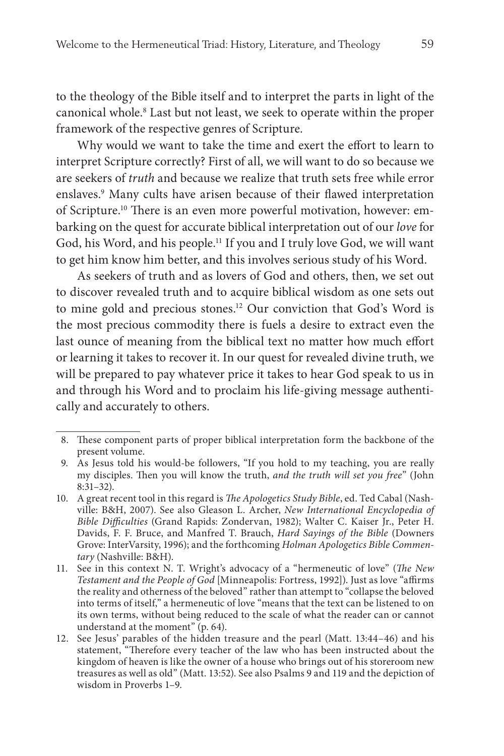to the theology of the Bible itself and to interpret the parts in light of the canonical whole.[8] Last but not least, we seek to operate within the proper framework of the respective genres of Scripture.

Why would we want to take the time and exert the effort to learn to interpret Scripture correctly? First of all, we will want to do so because we are seekers of *truth* and because we realize that truth sets free while error enslaves.[9] Many cults have arisen because of their flawed interpretation of Scripture.[10] There is an even more powerful motivation, however: embarking on the quest for accurate biblical interpretation out of our *love* for God, his Word, and his people.[11] If you and I truly love God, we will want to get him know him better, and this involves serious study of his Word.

As seekers of truth and as lovers of God and others, then, we set out to discover revealed truth and to acquire biblical wisdom as one sets out to mine gold and precious stones.[12] Our conviction that God's Word is the most precious commodity there is fuels a desire to extract even the last ounce of meaning from the biblical text no matter how much effort or learning it takes to recover it. In our quest for revealed divine truth, we will be prepared to pay whatever price it takes to hear God speak to us in and through his Word and to proclaim his life-giving message authentically and accurately to others.

---

8. These component parts of proper biblical interpretation form the backbone of the present volume.
9. As Jesus told his would-be followers, "If you hold to my teaching, you are really my disciples. Then you will know the truth, *and the truth will set you free*" (John 8:31–32).
10. A great recent tool in this regard is *The Apologetics Study Bible*, ed. Ted Cabal (Nashville: B&H, 2007). See also Gleason L. Archer, *New International Encyclopedia of Bible Difficulties* (Grand Rapids: Zondervan, 1982); Walter C. Kaiser Jr., Peter H. Davids, F. F. Bruce, and Manfred T. Brauch, *Hard Sayings of the Bible* (Downers Grove: InterVarsity, 1996); and the forthcoming *Holman Apologetics Bible Commentary* (Nashville: B&H).
11. See in this context N. T. Wright's advocacy of a "hermeneutic of love" (*The New Testament and the People of God* [Minneapolis: Fortress, 1992]). Just as love "affirms the reality and otherness of the beloved" rather than attempt to "collapse the beloved into terms of itself," a hermeneutic of love "means that the text can be listened to on its own terms, without being reduced to the scale of what the reader can or cannot understand at the moment" (p. 64).
12. See Jesus' parables of the hidden treasure and the pearl (Matt. 13:44–46) and his statement, "Therefore every teacher of the law who has been instructed about the kingdom of heaven is like the owner of a house who brings out of his storeroom new treasures as well as old" (Matt. 13:52). See also Psalms 9 and 119 and the depiction of wisdom in Proverbs 1–9.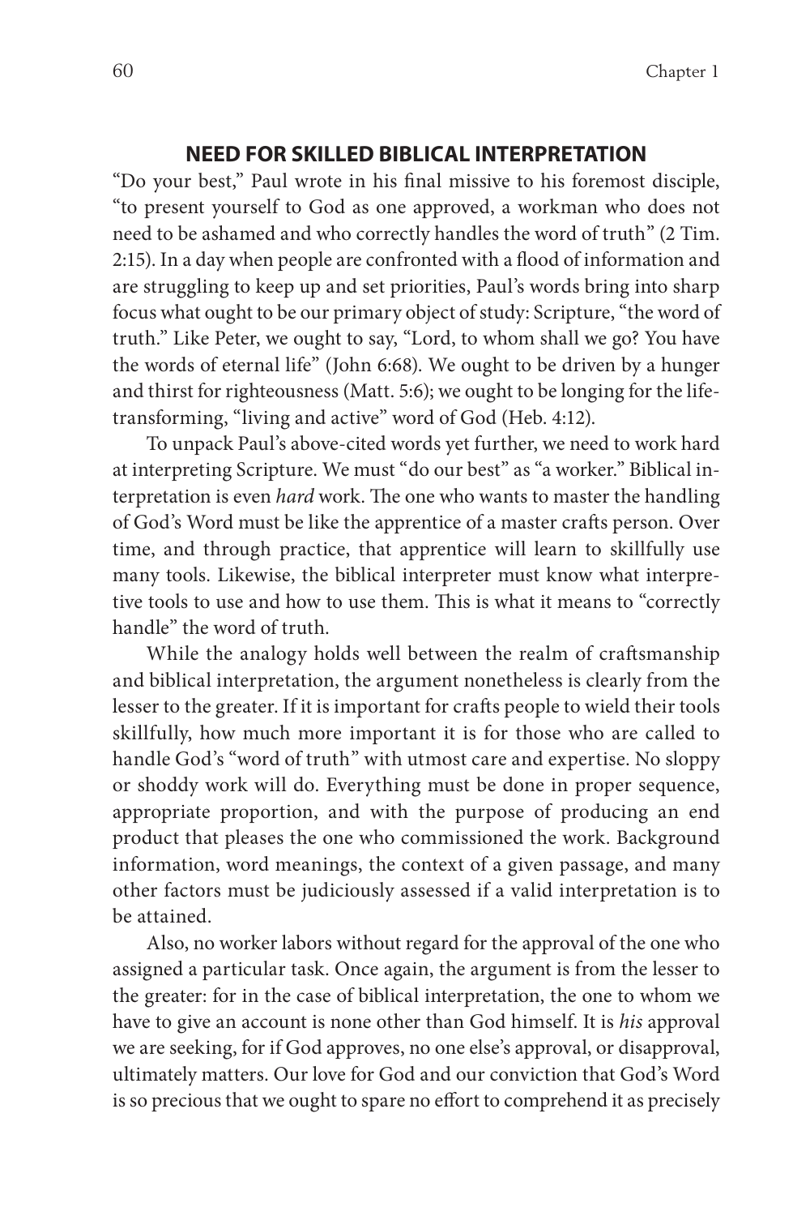## NEED FOR SKILLED BIBLICAL INTERPRETATION

"Do your best," Paul wrote in his final missive to his foremost disciple, "to present yourself to God as one approved, a workman who does not need to be ashamed and who correctly handles the word of truth" (2 Tim. 2:15). In a day when people are confronted with a flood of information and are struggling to keep up and set priorities, Paul's words bring into sharp focus what ought to be our primary object of study: Scripture, "the word of truth." Like Peter, we ought to say, "Lord, to whom shall we go? You have the words of eternal life" (John 6:68). We ought to be driven by a hunger and thirst for righteousness (Matt. 5:6); we ought to be longing for the life-transforming, "living and active" word of God (Heb. 4:12).

To unpack Paul's above-cited words yet further, we need to work hard at interpreting Scripture. We must "do our best" as "a worker." Biblical interpretation is even *hard* work. The one who wants to master the handling of God's Word must be like the apprentice of a master crafts person. Over time, and through practice, that apprentice will learn to skillfully use many tools. Likewise, the biblical interpreter must know what interpretive tools to use and how to use them. This is what it means to "correctly handle" the word of truth.

While the analogy holds well between the realm of craftsmanship and biblical interpretation, the argument nonetheless is clearly from the lesser to the greater. If it is important for crafts people to wield their tools skillfully, how much more important it is for those who are called to handle God's "word of truth" with utmost care and expertise. No sloppy or shoddy work will do. Everything must be done in proper sequence, appropriate proportion, and with the purpose of producing an end product that pleases the one who commissioned the work. Background information, word meanings, the context of a given passage, and many other factors must be judiciously assessed if a valid interpretation is to be attained.

Also, no worker labors without regard for the approval of the one who assigned a particular task. Once again, the argument is from the lesser to the greater: for in the case of biblical interpretation, the one to whom we have to give an account is none other than God himself. It is *his* approval we are seeking, for if God approves, no one else's approval, or disapproval, ultimately matters. Our love for God and our conviction that God's Word is so precious that we ought to spare no effort to comprehend it as precisely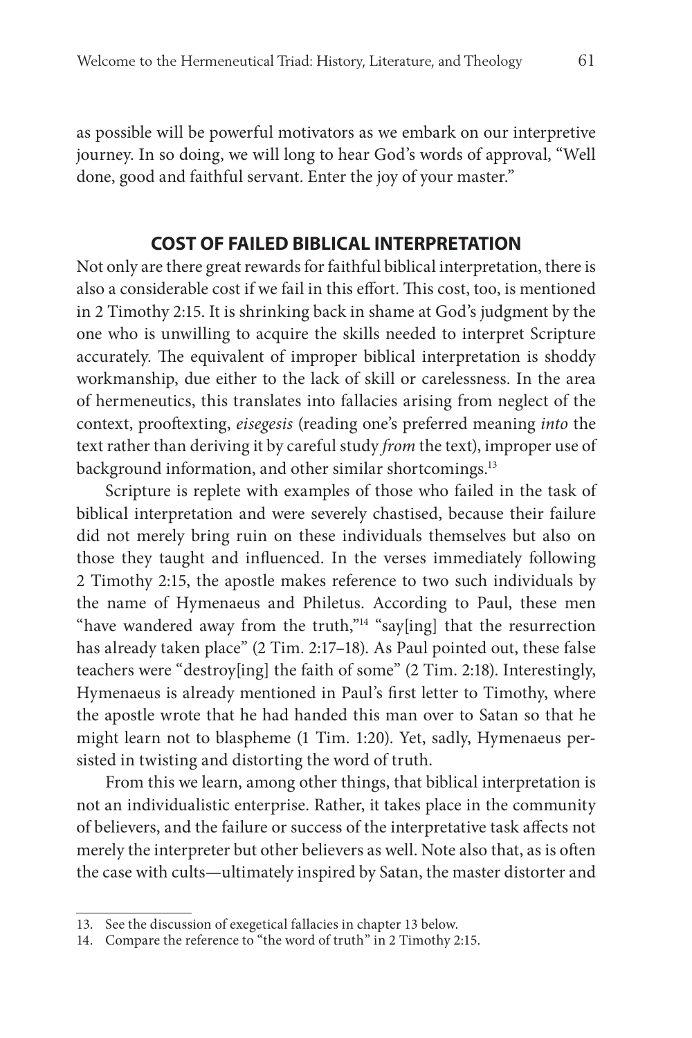as possible will be powerful motivators as we embark on our interpretive journey. In so doing, we will long to hear God's words of approval, "Well done, good and faithful servant. Enter the joy of your master."

## COST OF FAILED BIBLICAL INTERPRETATION

Not only are there great rewards for faithful biblical interpretation, there is also a considerable cost if we fail in this effort. This cost, too, is mentioned in 2 Timothy 2:15. It is shrinking back in shame at God's judgment by the one who is unwilling to acquire the skills needed to interpret Scripture accurately. The equivalent of improper biblical interpretation is shoddy workmanship, due either to the lack of skill or carelessness. In the area of hermeneutics, this translates into fallacies arising from neglect of the context, prooftexting, *eisegesis* (reading one's preferred meaning *into* the text rather than deriving it by careful study *from* the text), improper use of background information, and other similar shortcomings.[13]

Scripture is replete with examples of those who failed in the task of biblical interpretation and were severely chastised, because their failure did not merely bring ruin on these individuals themselves but also on those they taught and influenced. In the verses immediately following 2 Timothy 2:15, the apostle makes reference to two such individuals by the name of Hymenaeus and Philetus. According to Paul, these men "have wandered away from the truth,"[14] "say[ing] that the resurrection has already taken place" (2 Tim. 2:17–18). As Paul pointed out, these false teachers were "destroy[ing] the faith of some" (2 Tim. 2:18). Interestingly, Hymenaeus is already mentioned in Paul's first letter to Timothy, where the apostle wrote that he had handed this man over to Satan so that he might learn not to blaspheme (1 Tim. 1:20). Yet, sadly, Hymenaeus persisted in twisting and distorting the word of truth.

From this we learn, among other things, that biblical interpretation is not an individualistic enterprise. Rather, it takes place in the community of believers, and the failure or success of the interpretative task affects not merely the interpreter but other believers as well. Note also that, as is often the case with cults—ultimately inspired by Satan, the master distorter and

---

13. See the discussion of exegetical fallacies in chapter 13 below.

14. Compare the reference to "the word of truth" in 2 Timothy 2:15.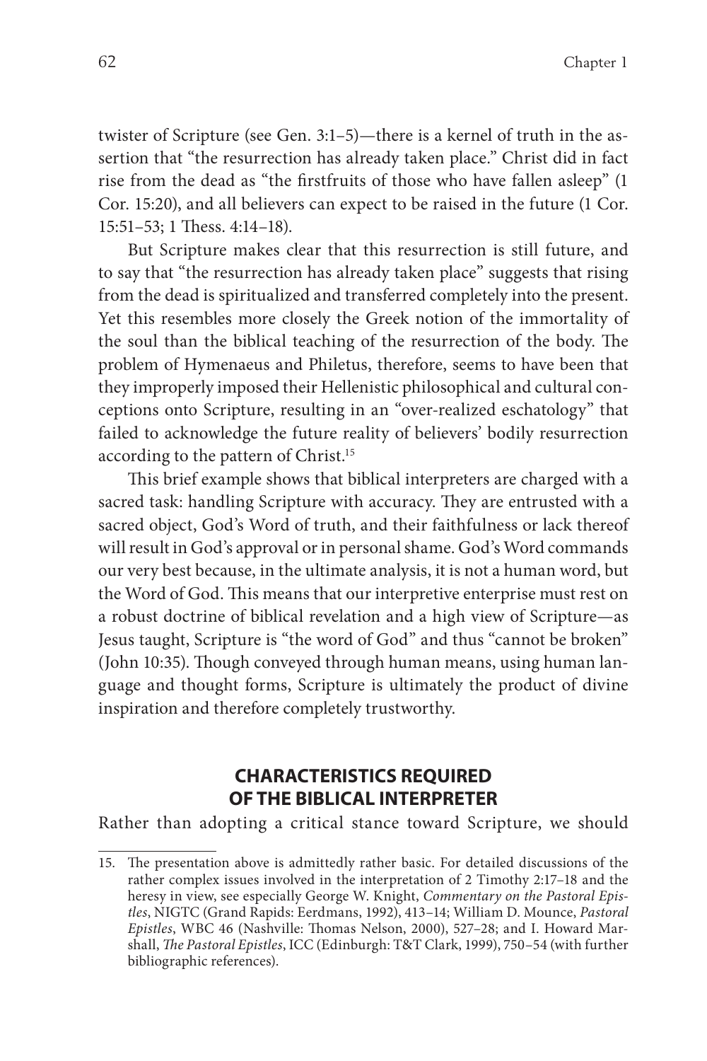twister of Scripture (see Gen. 3:1–5)—there is a kernel of truth in the assertion that "the resurrection has already taken place." Christ did in fact rise from the dead as "the firstfruits of those who have fallen asleep" (1 Cor. 15:20), and all believers can expect to be raised in the future (1 Cor. 15:51–53; 1 Thess. 4:14–18).

But Scripture makes clear that this resurrection is still future, and to say that "the resurrection has already taken place" suggests that rising from the dead is spiritualized and transferred completely into the present. Yet this resembles more closely the Greek notion of the immortality of the soul than the biblical teaching of the resurrection of the body. The problem of Hymenaeus and Philetus, therefore, seems to have been that they improperly imposed their Hellenistic philosophical and cultural conceptions onto Scripture, resulting in an "over-realized eschatology" that failed to acknowledge the future reality of believers' bodily resurrection according to the pattern of Christ.[15]

This brief example shows that biblical interpreters are charged with a sacred task: handling Scripture with accuracy. They are entrusted with a sacred object, God's Word of truth, and their faithfulness or lack thereof will result in God's approval or in personal shame. God's Word commands our very best because, in the ultimate analysis, it is not a human word, but the Word of God. This means that our interpretive enterprise must rest on a robust doctrine of biblical revelation and a high view of Scripture—as Jesus taught, Scripture is "the word of God" and thus "cannot be broken" (John 10:35). Though conveyed through human means, using human language and thought forms, Scripture is ultimately the product of divine inspiration and therefore completely trustworthy.

## CHARACTERISTICS REQUIRED OF THE BIBLICAL INTERPRETER

Rather than adopting a critical stance toward Scripture, we should

---

15. The presentation above is admittedly rather basic. For detailed discussions of the rather complex issues involved in the interpretation of 2 Timothy 2:17–18 and the heresy in view, see especially George W. Knight, *Commentary on the Pastoral Epistles*, NIGTC (Grand Rapids: Eerdmans, 1992), 413–14; William D. Mounce, *Pastoral Epistles*, WBC 46 (Nashville: Thomas Nelson, 2000), 527–28; and I. Howard Marshall, *The Pastoral Epistles*, ICC (Edinburgh: T&T Clark, 1999), 750–54 (with further bibliographic references).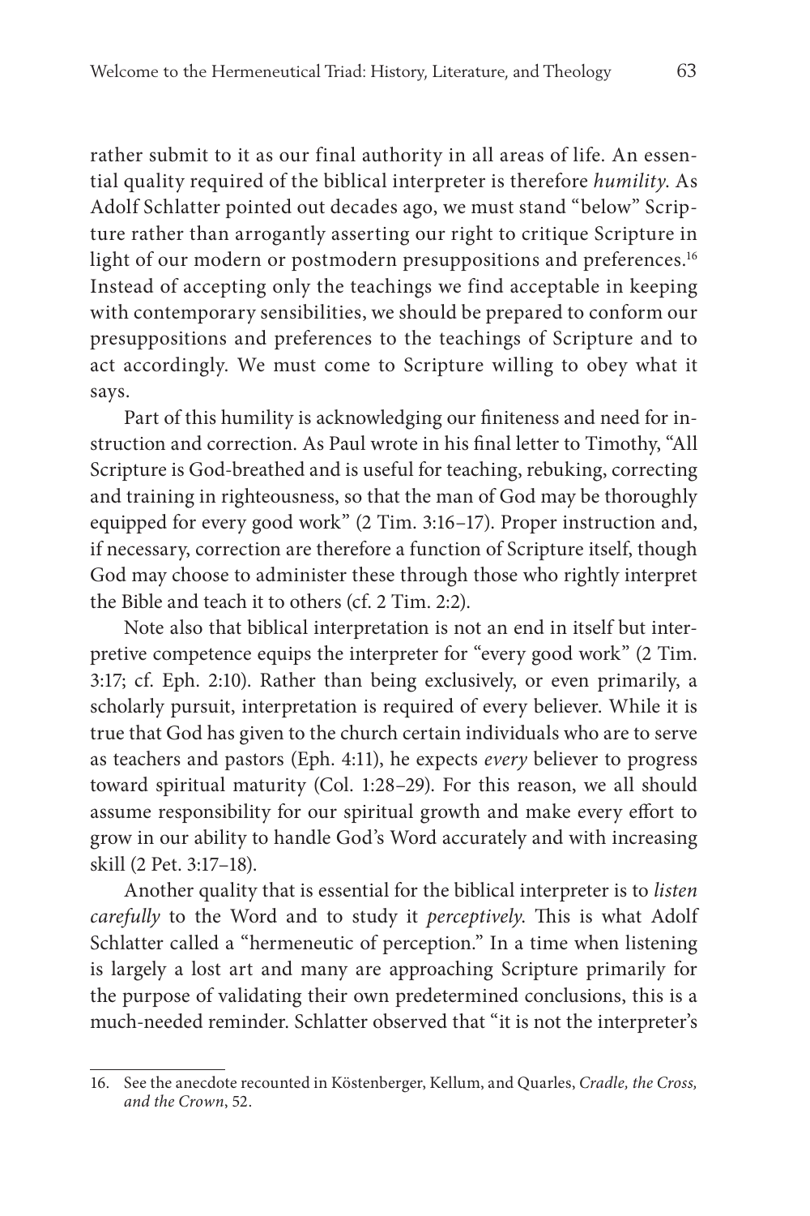rather submit to it as our final authority in all areas of life. An essential quality required of the biblical interpreter is therefore *humility*. As Adolf Schlatter pointed out decades ago, we must stand "below" Scripture rather than arrogantly asserting our right to critique Scripture in light of our modern or postmodern presuppositions and preferences.[16] Instead of accepting only the teachings we find acceptable in keeping with contemporary sensibilities, we should be prepared to conform our presuppositions and preferences to the teachings of Scripture and to act accordingly. We must come to Scripture willing to obey what it says.

Part of this humility is acknowledging our finiteness and need for instruction and correction. As Paul wrote in his final letter to Timothy, "All Scripture is God-breathed and is useful for teaching, rebuking, correcting and training in righteousness, so that the man of God may be thoroughly equipped for every good work" (2 Tim. 3:16–17). Proper instruction and, if necessary, correction are therefore a function of Scripture itself, though God may choose to administer these through those who rightly interpret the Bible and teach it to others (cf. 2 Tim. 2:2).

Note also that biblical interpretation is not an end in itself but interpretive competence equips the interpreter for "every good work" (2 Tim. 3:17; cf. Eph. 2:10). Rather than being exclusively, or even primarily, a scholarly pursuit, interpretation is required of every believer. While it is true that God has given to the church certain individuals who are to serve as teachers and pastors (Eph. 4:11), he expects *every* believer to progress toward spiritual maturity (Col. 1:28–29). For this reason, we all should assume responsibility for our spiritual growth and make every effort to grow in our ability to handle God's Word accurately and with increasing skill (2 Pet. 3:17–18).

Another quality that is essential for the biblical interpreter is to *listen carefully* to the Word and to study it *perceptively*. This is what Adolf Schlatter called a "hermeneutic of perception." In a time when listening is largely a lost art and many are approaching Scripture primarily for the purpose of validating their own predetermined conclusions, this is a much-needed reminder. Schlatter observed that "it is not the interpreter's

---

16. See the anecdote recounted in Köstenberger, Kellum, and Quarles, *Cradle, the Cross, and the Crown*, 52.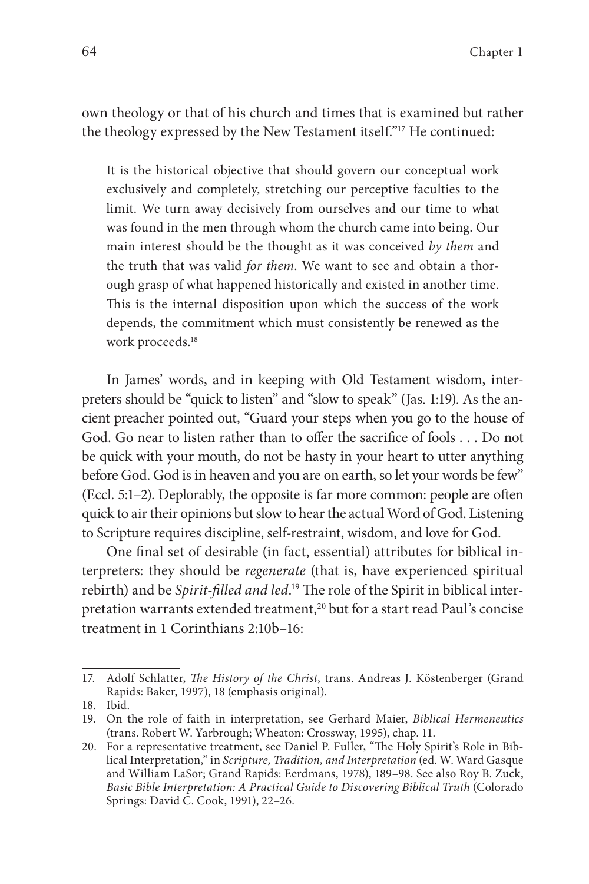own theology or that of his church and times that is examined but rather the theology expressed by the New Testament itself."[17] He continued:

> It is the historical objective that should govern our conceptual work exclusively and completely, stretching our perceptive faculties to the limit. We turn away decisively from ourselves and our time to what was found in the men through whom the church came into being. Our main interest should be the thought as it was conceived *by them* and the truth that was valid *for them*. We want to see and obtain a thorough grasp of what happened historically and existed in another time. This is the internal disposition upon which the success of the work depends, the commitment which must consistently be renewed as the work proceeds.[18]

In James' words, and in keeping with Old Testament wisdom, interpreters should be "quick to listen" and "slow to speak" (Jas. 1:19). As the ancient preacher pointed out, "Guard your steps when you go to the house of God. Go near to listen rather than to offer the sacrifice of fools . . . Do not be quick with your mouth, do not be hasty in your heart to utter anything before God. God is in heaven and you are on earth, so let your words be few" (Eccl. 5:1–2). Deplorably, the opposite is far more common: people are often quick to air their opinions but slow to hear the actual Word of God. Listening to Scripture requires discipline, self-restraint, wisdom, and love for God.

One final set of desirable (in fact, essential) attributes for biblical interpreters: they should be *regenerate* (that is, have experienced spiritual rebirth) and be *Spirit-filled and led*.[19] The role of the Spirit in biblical interpretation warrants extended treatment,[20] but for a start read Paul's concise treatment in 1 Corinthians 2:10b–16:

---

17. Adolf Schlatter, *The History of the Christ*, trans. Andreas J. Köstenberger (Grand Rapids: Baker, 1997), 18 (emphasis original).

18. Ibid.

19. On the role of faith in interpretation, see Gerhard Maier, *Biblical Hermeneutics* (trans. Robert W. Yarbrough; Wheaton: Crossway, 1995), chap. 11.

20. For a representative treatment, see Daniel P. Fuller, "The Holy Spirit's Role in Biblical Interpretation," in *Scripture, Tradition, and Interpretation* (ed. W. Ward Gasque and William LaSor; Grand Rapids: Eerdmans, 1978), 189–98. See also Roy B. Zuck, *Basic Bible Interpretation: A Practical Guide to Discovering Biblical Truth* (Colorado Springs: David C. Cook, 1991), 22–26.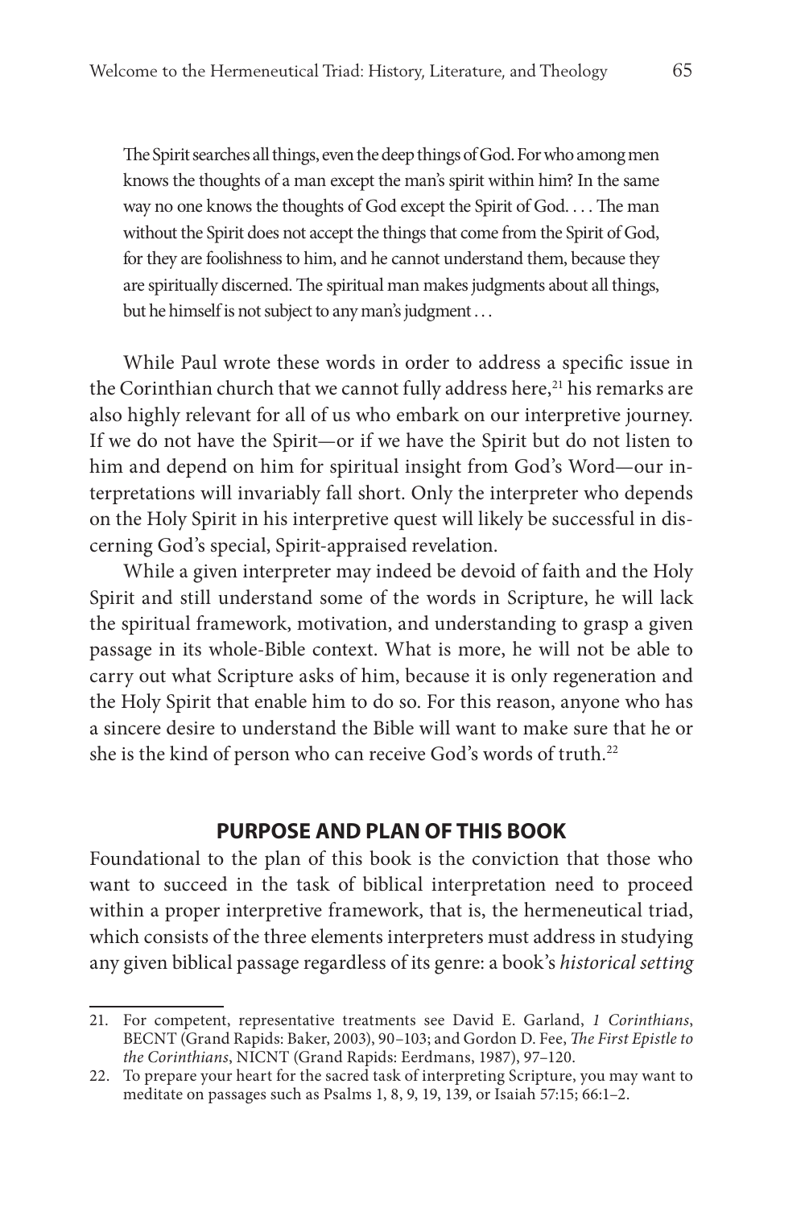> The Spirit searches all things, even the deep things of God. For who among men knows the thoughts of a man except the man's spirit within him? In the same way no one knows the thoughts of God except the Spirit of God. . . . The man without the Spirit does not accept the things that come from the Spirit of God, for they are foolishness to him, and he cannot understand them, because they are spiritually discerned. The spiritual man makes judgments about all things, but he himself is not subject to any man's judgment . . .

While Paul wrote these words in order to address a specific issue in the Corinthian church that we cannot fully address here,[21] his remarks are also highly relevant for all of us who embark on our interpretive journey. If we do not have the Spirit—or if we have the Spirit but do not listen to him and depend on him for spiritual insight from God's Word—our interpretations will invariably fall short. Only the interpreter who depends on the Holy Spirit in his interpretive quest will likely be successful in discerning God's special, Spirit-appraised revelation.

While a given interpreter may indeed be devoid of faith and the Holy Spirit and still understand some of the words in Scripture, he will lack the spiritual framework, motivation, and understanding to grasp a given passage in its whole-Bible context. What is more, he will not be able to carry out what Scripture asks of him, because it is only regeneration and the Holy Spirit that enable him to do so. For this reason, anyone who has a sincere desire to understand the Bible will want to make sure that he or she is the kind of person who can receive God's words of truth.[22]

## PURPOSE AND PLAN OF THIS BOOK

Foundational to the plan of this book is the conviction that those who want to succeed in the task of biblical interpretation need to proceed within a proper interpretive framework, that is, the hermeneutical triad, which consists of the three elements interpreters must address in studying any given biblical passage regardless of its genre: a book's *historical setting*

---

21. For competent, representative treatments see David E. Garland, *1 Corinthians*, BECNT (Grand Rapids: Baker, 2003), 90–103; and Gordon D. Fee, *The First Epistle to the Corinthians*, NICNT (Grand Rapids: Eerdmans, 1987), 97–120.

22. To prepare your heart for the sacred task of interpreting Scripture, you may want to meditate on passages such as Psalms 1, 8, 9, 19, 139, or Isaiah 57:15; 66:1–2.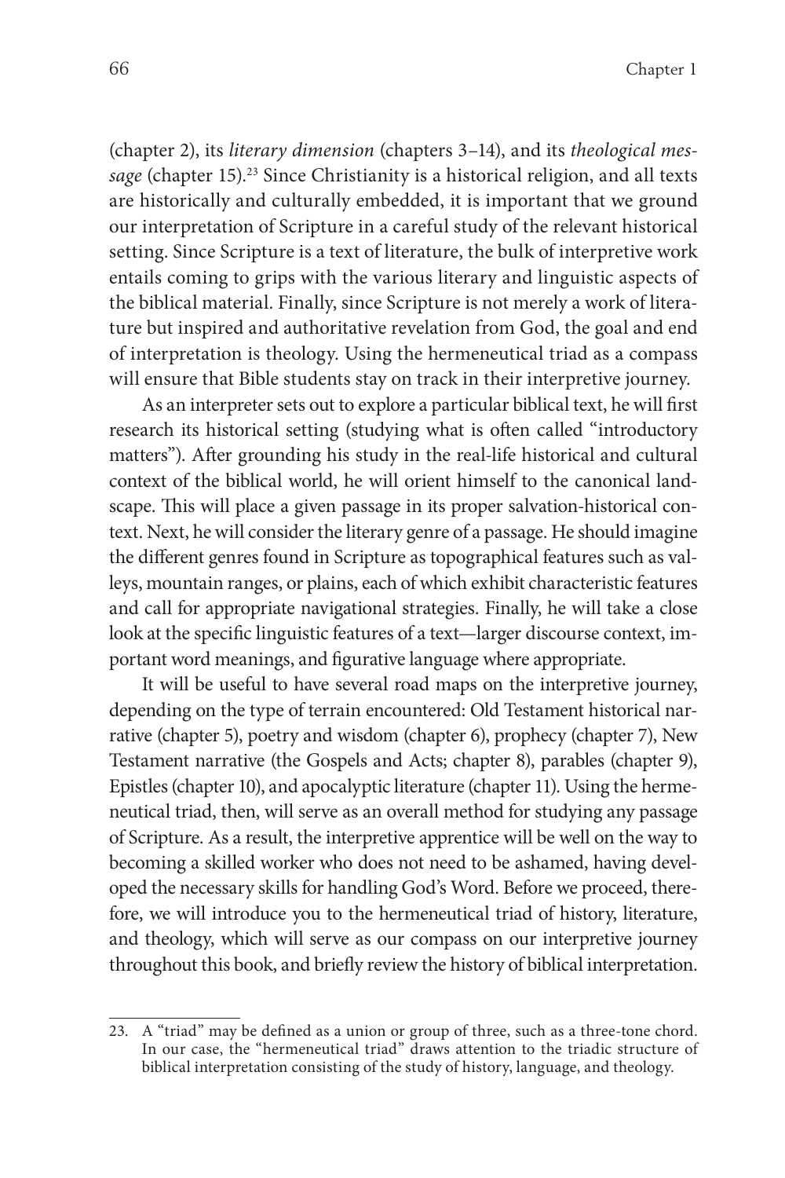(chapter 2), its *literary dimension* (chapters 3–14), and its *theological message* (chapter 15).[23] Since Christianity is a historical religion, and all texts are historically and culturally embedded, it is important that we ground our interpretation of Scripture in a careful study of the relevant historical setting. Since Scripture is a text of literature, the bulk of interpretive work entails coming to grips with the various literary and linguistic aspects of the biblical material. Finally, since Scripture is not merely a work of literature but inspired and authoritative revelation from God, the goal and end of interpretation is theology. Using the hermeneutical triad as a compass will ensure that Bible students stay on track in their interpretive journey.

As an interpreter sets out to explore a particular biblical text, he will first research its historical setting (studying what is often called "introductory matters"). After grounding his study in the real-life historical and cultural context of the biblical world, he will orient himself to the canonical landscape. This will place a given passage in its proper salvation-historical context. Next, he will consider the literary genre of a passage. He should imagine the different genres found in Scripture as topographical features such as valleys, mountain ranges, or plains, each of which exhibit characteristic features and call for appropriate navigational strategies. Finally, he will take a close look at the specific linguistic features of a text—larger discourse context, important word meanings, and figurative language where appropriate.

It will be useful to have several road maps on the interpretive journey, depending on the type of terrain encountered: Old Testament historical narrative (chapter 5), poetry and wisdom (chapter 6), prophecy (chapter 7), New Testament narrative (the Gospels and Acts; chapter 8), parables (chapter 9), Epistles (chapter 10), and apocalyptic literature (chapter 11). Using the hermeneutical triad, then, will serve as an overall method for studying any passage of Scripture. As a result, the interpretive apprentice will be well on the way to becoming a skilled worker who does not need to be ashamed, having developed the necessary skills for handling God's Word. Before we proceed, therefore, we will introduce you to the hermeneutical triad of history, literature, and theology, which will serve as our compass on our interpretive journey throughout this book, and briefly review the history of biblical interpretation.

---

23. A "triad" may be defined as a union or group of three, such as a three-tone chord. In our case, the "hermeneutical triad" draws attention to the triadic structure of biblical interpretation consisting of the study of history, language, and theology.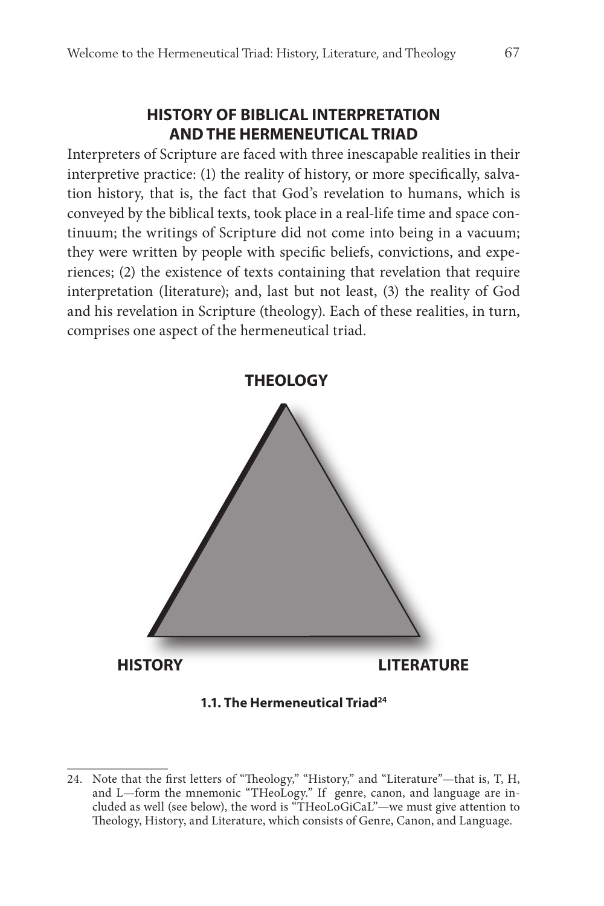## HISTORY OF BIBLICAL INTERPRETATION AND THE HERMENEUTICAL TRIAD

Interpreters of Scripture are faced with three inescapable realities in their interpretive practice: (1) the reality of history, or more specifically, salvation history, that is, the fact that God's revelation to humans, which is conveyed by the biblical texts, took place in a real-life time and space continuum; the writings of Scripture did not come into being in a vacuum; they were written by people with specific beliefs, convictions, and experiences; (2) the existence of texts containing that revelation that require interpretation (literature); and, last but not least, (3) the reality of God and his revelation in Scripture (theology). Each of these realities, in turn, comprises one aspect of the hermeneutical triad.

THEOLOGY

HISTORY

LITERATURE

**1.1. The Hermeneutical Triad**[24]

---

24. Note that the first letters of "Theology," "History," and "Literature"—that is, T, H, and L—form the mnemonic "THeoLogy." If genre, canon, and language are included as well (see below), the word is "THeoLoGiCaL"—we must give attention to Theology, History, and Literature, which consists of Genre, Canon, and Language.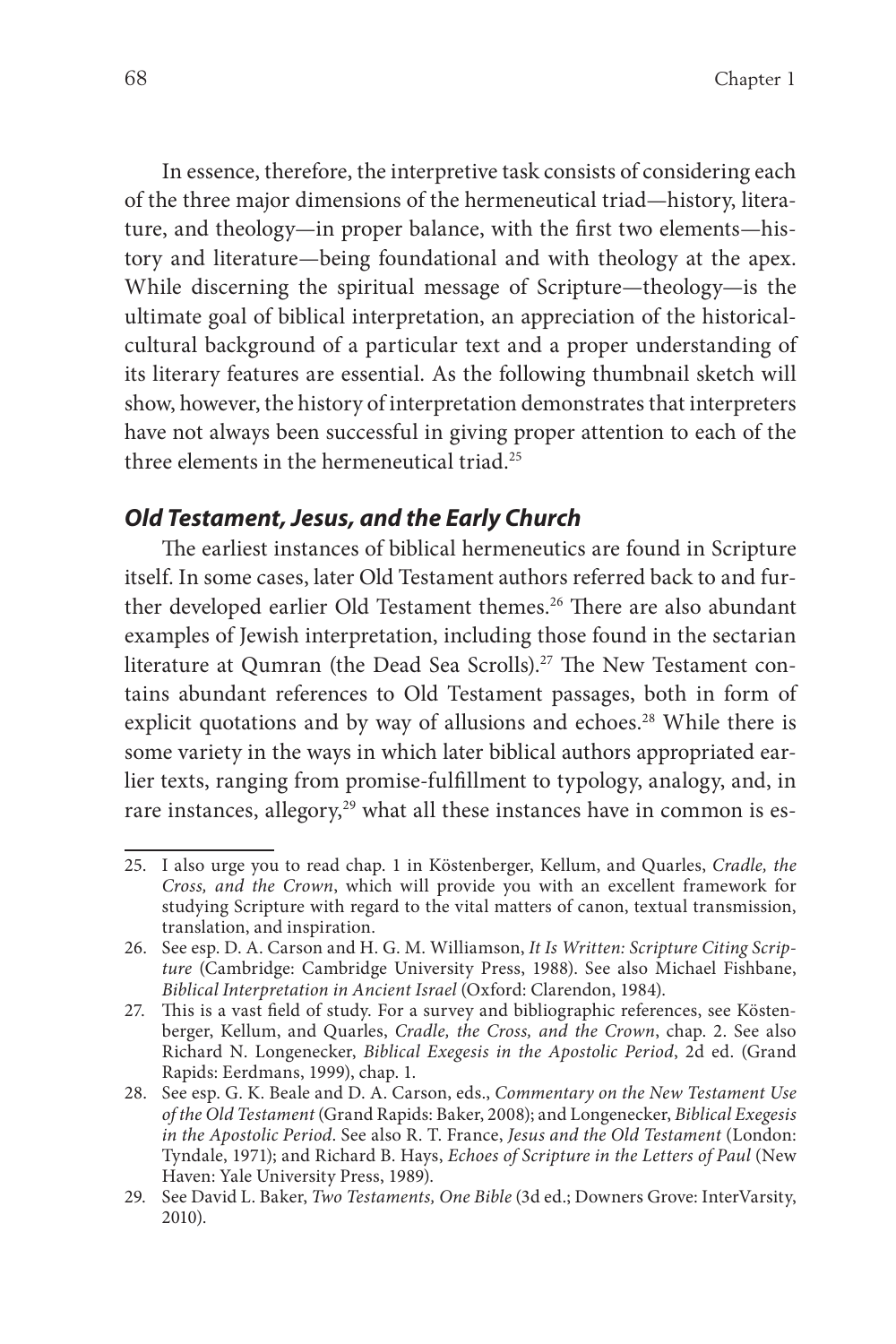In essence, therefore, the interpretive task consists of considering each of the three major dimensions of the hermeneutical triad—history, literature, and theology—in proper balance, with the first two elements—history and literature—being foundational and with theology at the apex. While discerning the spiritual message of Scripture—theology—is the ultimate goal of biblical interpretation, an appreciation of the historical-cultural background of a particular text and a proper understanding of its literary features are essential. As the following thumbnail sketch will show, however, the history of interpretation demonstrates that interpreters have not always been successful in giving proper attention to each of the three elements in the hermeneutical triad.[25]

### *Old Testament, Jesus, and the Early Church*

The earliest instances of biblical hermeneutics are found in Scripture itself. In some cases, later Old Testament authors referred back to and further developed earlier Old Testament themes.[26] There are also abundant examples of Jewish interpretation, including those found in the sectarian literature at Qumran (the Dead Sea Scrolls).[27] The New Testament contains abundant references to Old Testament passages, both in form of explicit quotations and by way of allusions and echoes.[28] While there is some variety in the ways in which later biblical authors appropriated earlier texts, ranging from promise-fulfillment to typology, analogy, and, in rare instances, allegory,[29] what all these instances have in common is es-

---

25. I also urge you to read chap. 1 in Köstenberger, Kellum, and Quarles, *Cradle, the Cross, and the Crown*, which will provide you with an excellent framework for studying Scripture with regard to the vital matters of canon, textual transmission, translation, and inspiration.

26. See esp. D. A. Carson and H. G. M. Williamson, *It Is Written: Scripture Citing Scripture* (Cambridge: Cambridge University Press, 1988). See also Michael Fishbane, *Biblical Interpretation in Ancient Israel* (Oxford: Clarendon, 1984).

27. This is a vast field of study. For a survey and bibliographic references, see Köstenberger, Kellum, and Quarles, *Cradle, the Cross, and the Crown*, chap. 2. See also Richard N. Longenecker, *Biblical Exegesis in the Apostolic Period*, 2d ed. (Grand Rapids: Eerdmans, 1999), chap. 1.

28. See esp. G. K. Beale and D. A. Carson, eds., *Commentary on the New Testament Use of the Old Testament* (Grand Rapids: Baker, 2008); and Longenecker, *Biblical Exegesis in the Apostolic Period*. See also R. T. France, *Jesus and the Old Testament* (London: Tyndale, 1971); and Richard B. Hays, *Echoes of Scripture in the Letters of Paul* (New Haven: Yale University Press, 1989).

29. See David L. Baker, *Two Testaments, One Bible* (3d ed.; Downers Grove: InterVarsity, 2010).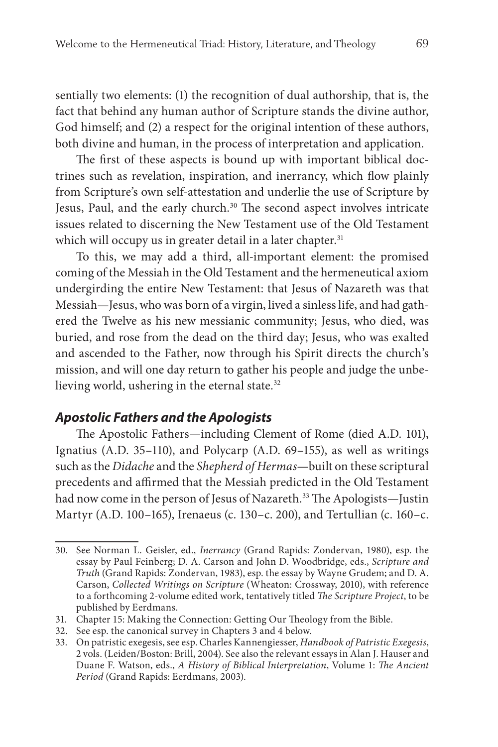sentially two elements: (1) the recognition of dual authorship, that is, the fact that behind any human author of Scripture stands the divine author, God himself; and (2) a respect for the original intention of these authors, both divine and human, in the process of interpretation and application.

The first of these aspects is bound up with important biblical doctrines such as revelation, inspiration, and inerrancy, which flow plainly from Scripture's own self-attestation and underlie the use of Scripture by Jesus, Paul, and the early church.[30] The second aspect involves intricate issues related to discerning the New Testament use of the Old Testament which will occupy us in greater detail in a later chapter.[31]

To this, we may add a third, all-important element: the promised coming of the Messiah in the Old Testament and the hermeneutical axiom undergirding the entire New Testament: that Jesus of Nazareth was that Messiah—Jesus, who was born of a virgin, lived a sinless life, and had gathered the Twelve as his new messianic community; Jesus, who died, was buried, and rose from the dead on the third day; Jesus, who was exalted and ascended to the Father, now through his Spirit directs the church's mission, and will one day return to gather his people and judge the unbelieving world, ushering in the eternal state.[32]

### *Apostolic Fathers and the Apologists*

The Apostolic Fathers—including Clement of Rome (died A.D. 101), Ignatius (A.D. 35–110), and Polycarp (A.D. 69–155), as well as writings such as the *Didache* and the *Shepherd of Hermas*—built on these scriptural precedents and affirmed that the Messiah predicted in the Old Testament had now come in the person of Jesus of Nazareth.[33] The Apologists—Justin Martyr (A.D. 100–165), Irenaeus (c. 130–c. 200), and Tertullian (c. 160–c.

---

30. See Norman L. Geisler, ed., *Inerrancy* (Grand Rapids: Zondervan, 1980), esp. the essay by Paul Feinberg; D. A. Carson and John D. Woodbridge, eds., *Scripture and Truth* (Grand Rapids: Zondervan, 1983), esp. the essay by Wayne Grudem; and D. A. Carson, *Collected Writings on Scripture* (Wheaton: Crossway, 2010), with reference to a forthcoming 2-volume edited work, tentatively titled *The Scripture Project*, to be published by Eerdmans.

31. Chapter 15: Making the Connection: Getting Our Theology from the Bible.

32. See esp. the canonical survey in Chapters 3 and 4 below.

33. On patristic exegesis, see esp. Charles Kannengiesser, *Handbook of Patristic Exegesis*, 2 vols. (Leiden/Boston: Brill, 2004). See also the relevant essays in Alan J. Hauser and Duane F. Watson, eds., *A History of Biblical Interpretation*, Volume 1: *The Ancient Period* (Grand Rapids: Eerdmans, 2003).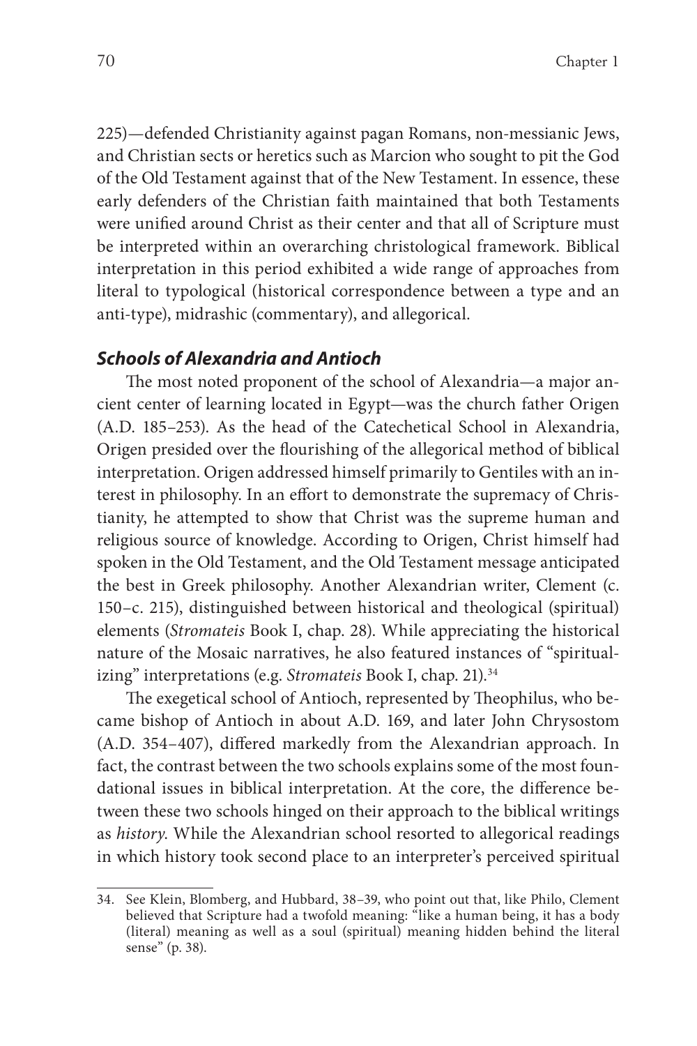225)—defended Christianity against pagan Romans, non-messianic Jews, and Christian sects or heretics such as Marcion who sought to pit the God of the Old Testament against that of the New Testament. In essence, these early defenders of the Christian faith maintained that both Testaments were unified around Christ as their center and that all of Scripture must be interpreted within an overarching christological framework. Biblical interpretation in this period exhibited a wide range of approaches from literal to typological (historical correspondence between a type and an anti-type), midrashic (commentary), and allegorical.

### *Schools of Alexandria and Antioch*

The most noted proponent of the school of Alexandria—a major ancient center of learning located in Egypt—was the church father Origen (A.D. 185–253). As the head of the Catechetical School in Alexandria, Origen presided over the flourishing of the allegorical method of biblical interpretation. Origen addressed himself primarily to Gentiles with an interest in philosophy. In an effort to demonstrate the supremacy of Christianity, he attempted to show that Christ was the supreme human and religious source of knowledge. According to Origen, Christ himself had spoken in the Old Testament, and the Old Testament message anticipated the best in Greek philosophy. Another Alexandrian writer, Clement (c. 150–c. 215), distinguished between historical and theological (spiritual) elements (*Stromateis* Book I, chap. 28). While appreciating the historical nature of the Mosaic narratives, he also featured instances of "spiritualizing" interpretations (e.g. *Stromateis* Book I, chap. 21).[34]

The exegetical school of Antioch, represented by Theophilus, who became bishop of Antioch in about A.D. 169, and later John Chrysostom (A.D. 354–407), differed markedly from the Alexandrian approach. In fact, the contrast between the two schools explains some of the most foundational issues in biblical interpretation. At the core, the difference between these two schools hinged on their approach to the biblical writings as *history*. While the Alexandrian school resorted to allegorical readings in which history took second place to an interpreter's perceived spiritual

---

34. See Klein, Blomberg, and Hubbard, 38–39, who point out that, like Philo, Clement believed that Scripture had a twofold meaning: "like a human being, it has a body (literal) meaning as well as a soul (spiritual) meaning hidden behind the literal sense" (p. 38).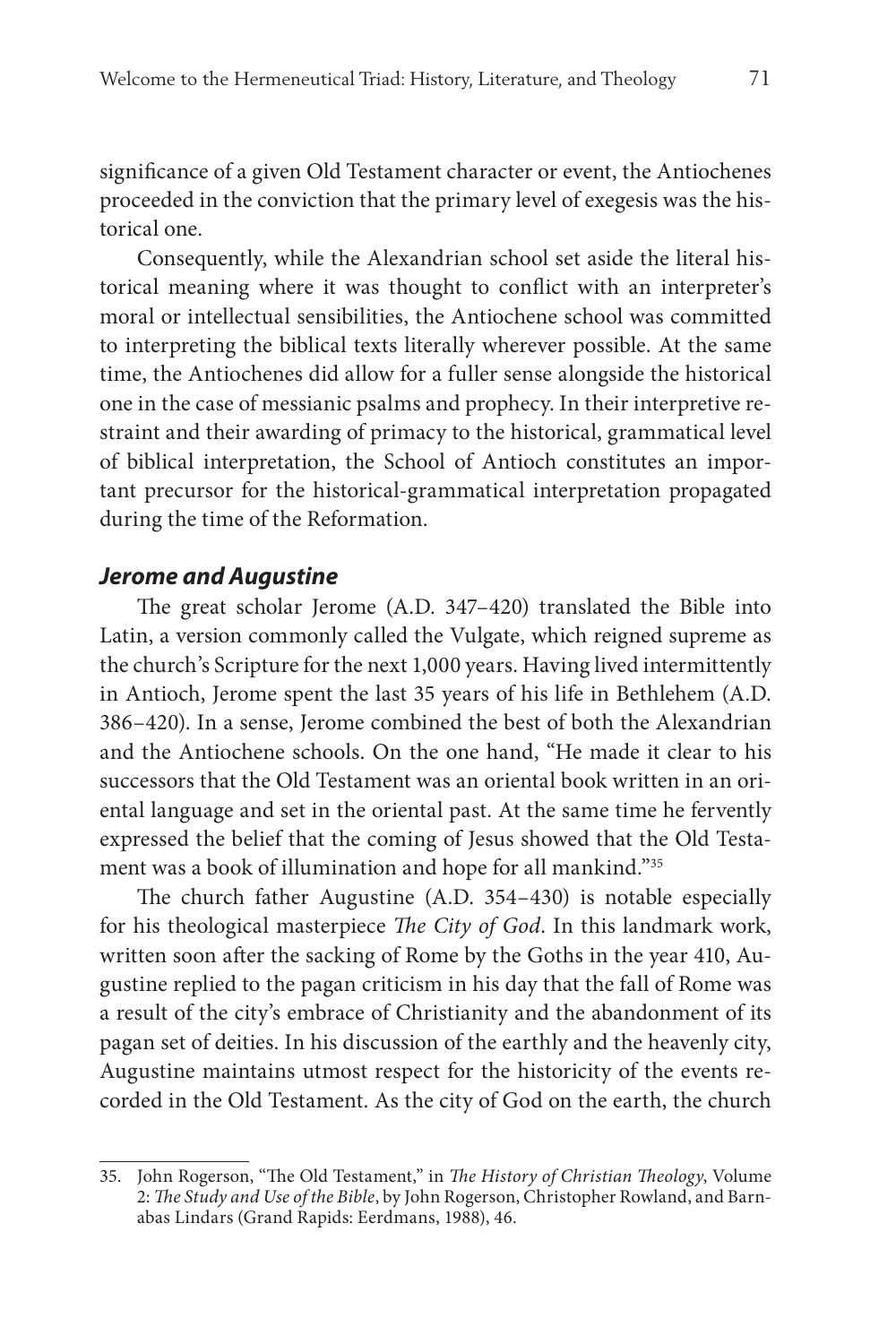significance of a given Old Testament character or event, the Antiochenes proceeded in the conviction that the primary level of exegesis was the historical one.

Consequently, while the Alexandrian school set aside the literal historical meaning where it was thought to conflict with an interpreter's moral or intellectual sensibilities, the Antiochene school was committed to interpreting the biblical texts literally wherever possible. At the same time, the Antiochenes did allow for a fuller sense alongside the historical one in the case of messianic psalms and prophecy. In their interpretive restraint and their awarding of primacy to the historical, grammatical level of biblical interpretation, the School of Antioch constitutes an important precursor for the historical-grammatical interpretation propagated during the time of the Reformation.

### *Jerome and Augustine*

The great scholar Jerome (A.D. 347–420) translated the Bible into Latin, a version commonly called the Vulgate, which reigned supreme as the church's Scripture for the next 1,000 years. Having lived intermittently in Antioch, Jerome spent the last 35 years of his life in Bethlehem (A.D. 386–420). In a sense, Jerome combined the best of both the Alexandrian and the Antiochene schools. On the one hand, "He made it clear to his successors that the Old Testament was an oriental book written in an oriental language and set in the oriental past. At the same time he fervently expressed the belief that the coming of Jesus showed that the Old Testament was a book of illumination and hope for all mankind."[35]

The church father Augustine (A.D. 354–430) is notable especially for his theological masterpiece *The City of God*. In this landmark work, written soon after the sacking of Rome by the Goths in the year 410, Augustine replied to the pagan criticism in his day that the fall of Rome was a result of the city's embrace of Christianity and the abandonment of its pagan set of deities. In his discussion of the earthly and the heavenly city, Augustine maintains utmost respect for the historicity of the events recorded in the Old Testament. As the city of God on the earth, the church

---

35. John Rogerson, "The Old Testament," in *The History of Christian Theology*, Volume 2: *The Study and Use of the Bible*, by John Rogerson, Christopher Rowland, and Barnabas Lindars (Grand Rapids: Eerdmans, 1988), 46.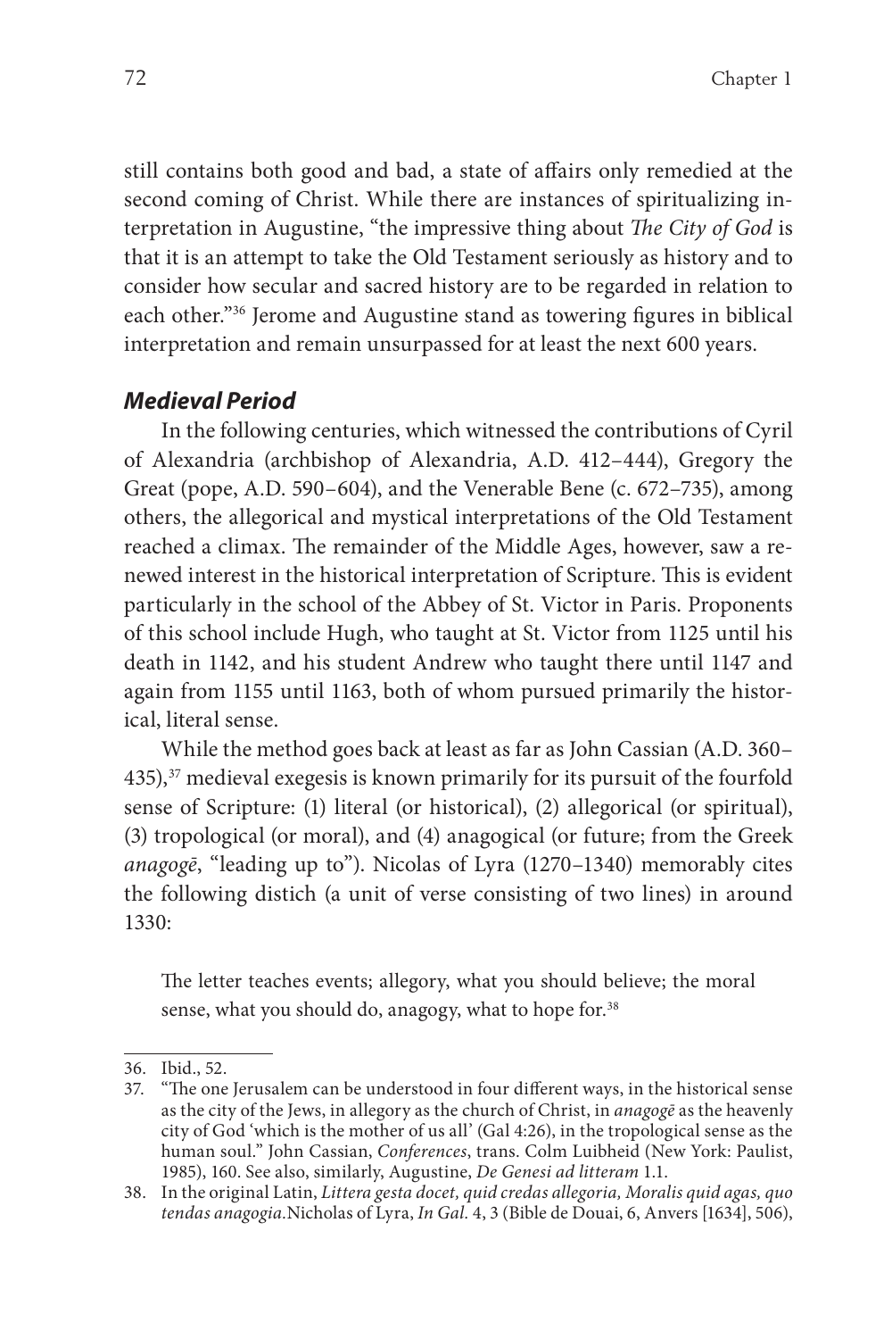still contains both good and bad, a state of affairs only remedied at the second coming of Christ. While there are instances of spiritualizing interpretation in Augustine, "the impressive thing about *The City of God* is that it is an attempt to take the Old Testament seriously as history and to consider how secular and sacred history are to be regarded in relation to each other."[36] Jerome and Augustine stand as towering figures in biblical interpretation and remain unsurpassed for at least the next 600 years.

### *Medieval Period*

In the following centuries, which witnessed the contributions of Cyril of Alexandria (archbishop of Alexandria, A.D. 412–444), Gregory the Great (pope, A.D. 590–604), and the Venerable Bene (c. 672–735), among others, the allegorical and mystical interpretations of the Old Testament reached a climax. The remainder of the Middle Ages, however, saw a renewed interest in the historical interpretation of Scripture. This is evident particularly in the school of the Abbey of St. Victor in Paris. Proponents of this school include Hugh, who taught at St. Victor from 1125 until his death in 1142, and his student Andrew who taught there until 1147 and again from 1155 until 1163, both of whom pursued primarily the historical, literal sense.

While the method goes back at least as far as John Cassian (A.D. 360–435),[37] medieval exegesis is known primarily for its pursuit of the fourfold sense of Scripture: (1) literal (or historical), (2) allegorical (or spiritual), (3) tropological (or moral), and (4) anagogical (or future; from the Greek *anagogē*, "leading up to"). Nicolas of Lyra (1270–1340) memorably cites the following distich (a unit of verse consisting of two lines) in around 1330:

> The letter teaches events; allegory, what you should believe; the moral sense, what you should do, anagogy, what to hope for.[38]

---

36. Ibid., 52.

37. "The one Jerusalem can be understood in four different ways, in the historical sense as the city of the Jews, in allegory as the church of Christ, in *anagogē* as the heavenly city of God 'which is the mother of us all' (Gal 4:26), in the tropological sense as the human soul." John Cassian, *Conferences*, trans. Colm Luibheid (New York: Paulist, 1985), 160. See also, similarly, Augustine, *De Genesi ad litteram* 1.1.

38. In the original Latin, *Littera gesta docet, quid credas allegoria, Moralis quid agas, quo tendas anagogia.* Nicholas of Lyra, *In Gal.* 4, 3 (Bible de Douai, 6, Anvers [1634], 506),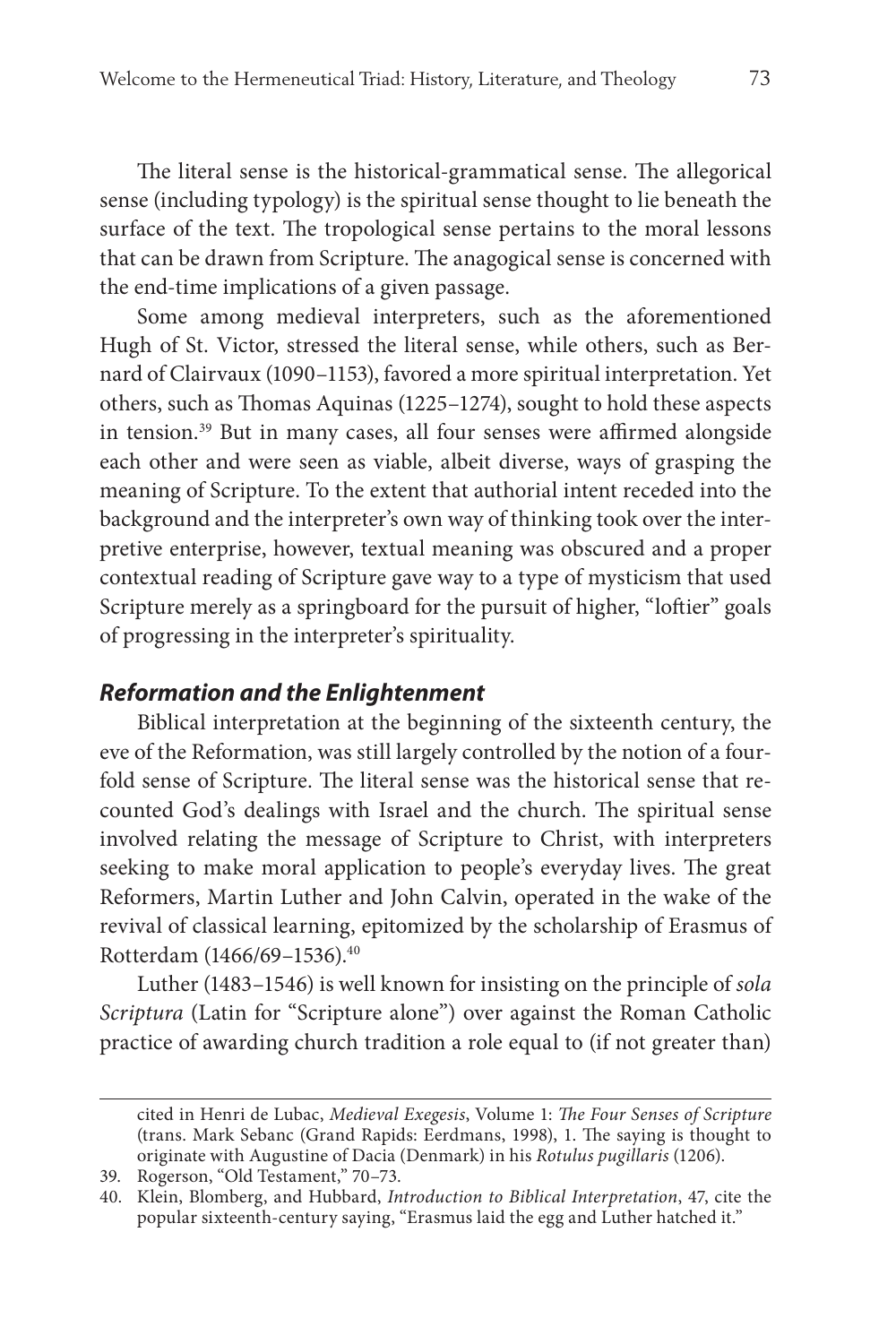The literal sense is the historical-grammatical sense. The allegorical sense (including typology) is the spiritual sense thought to lie beneath the surface of the text. The tropological sense pertains to the moral lessons that can be drawn from Scripture. The anagogical sense is concerned with the end-time implications of a given passage.

Some among medieval interpreters, such as the aforementioned Hugh of St. Victor, stressed the literal sense, while others, such as Bernard of Clairvaux (1090–1153), favored a more spiritual interpretation. Yet others, such as Thomas Aquinas (1225–1274), sought to hold these aspects in tension.[39] But in many cases, all four senses were affirmed alongside each other and were seen as viable, albeit diverse, ways of grasping the meaning of Scripture. To the extent that authorial intent receded into the background and the interpreter's own way of thinking took over the interpretive enterprise, however, textual meaning was obscured and a proper contextual reading of Scripture gave way to a type of mysticism that used Scripture merely as a springboard for the pursuit of higher, "loftier" goals of progressing in the interpreter's spirituality.

### ***Reformation and the Enlightenment***

Biblical interpretation at the beginning of the sixteenth century, the eve of the Reformation, was still largely controlled by the notion of a fourfold sense of Scripture. The literal sense was the historical sense that recounted God's dealings with Israel and the church. The spiritual sense involved relating the message of Scripture to Christ, with interpreters seeking to make moral application to people's everyday lives. The great Reformers, Martin Luther and John Calvin, operated in the wake of the revival of classical learning, epitomized by the scholarship of Erasmus of Rotterdam (1466/69–1536).[40]

Luther (1483–1546) is well known for insisting on the principle of *sola Scriptura* (Latin for "Scripture alone") over against the Roman Catholic practice of awarding church tradition a role equal to (if not greater than)

---

cited in Henri de Lubac, *Medieval Exegesis*, Volume 1: *The Four Senses of Scripture* (trans. Mark Sebanc (Grand Rapids: Eerdmans, 1998), 1. The saying is thought to originate with Augustine of Dacia (Denmark) in his *Rotulus pugillaris* (1206).

39. Rogerson, "Old Testament," 70–73.

40. Klein, Blomberg, and Hubbard, *Introduction to Biblical Interpretation*, 47, cite the popular sixteenth-century saying, "Erasmus laid the egg and Luther hatched it."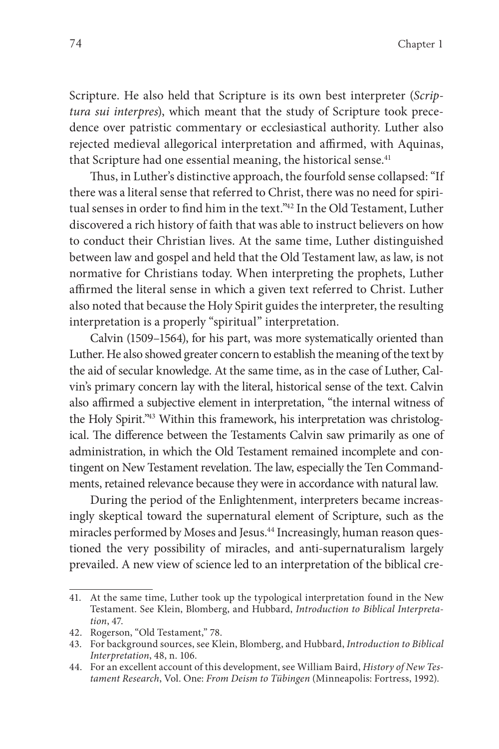Scripture. He also held that Scripture is its own best interpreter (*Scriptura sui interpres*), which meant that the study of Scripture took precedence over patristic commentary or ecclesiastical authority. Luther also rejected medieval allegorical interpretation and affirmed, with Aquinas, that Scripture had one essential meaning, the historical sense.[41]

Thus, in Luther's distinctive approach, the fourfold sense collapsed: "If there was a literal sense that referred to Christ, there was no need for spiritual senses in order to find him in the text."[42] In the Old Testament, Luther discovered a rich history of faith that was able to instruct believers on how to conduct their Christian lives. At the same time, Luther distinguished between law and gospel and held that the Old Testament law, as law, is not normative for Christians today. When interpreting the prophets, Luther affirmed the literal sense in which a given text referred to Christ. Luther also noted that because the Holy Spirit guides the interpreter, the resulting interpretation is a properly "spiritual" interpretation.

Calvin (1509–1564), for his part, was more systematically oriented than Luther. He also showed greater concern to establish the meaning of the text by the aid of secular knowledge. At the same time, as in the case of Luther, Calvin's primary concern lay with the literal, historical sense of the text. Calvin also affirmed a subjective element in interpretation, "the internal witness of the Holy Spirit."[43] Within this framework, his interpretation was christological. The difference between the Testaments Calvin saw primarily as one of administration, in which the Old Testament remained incomplete and contingent on New Testament revelation. The law, especially the Ten Commandments, retained relevance because they were in accordance with natural law.

During the period of the Enlightenment, interpreters became increasingly skeptical toward the supernatural element of Scripture, such as the miracles performed by Moses and Jesus.[44] Increasingly, human reason questioned the very possibility of miracles, and anti-supernaturalism largely prevailed. A new view of science led to an interpretation of the biblical cre-

---

41. At the same time, Luther took up the typological interpretation found in the New Testament. See Klein, Blomberg, and Hubbard, *Introduction to Biblical Interpretation*, 47.
42. Rogerson, "Old Testament," 78.
43. For background sources, see Klein, Blomberg, and Hubbard, *Introduction to Biblical Interpretation*, 48, n. 106.
44. For an excellent account of this development, see William Baird, *History of New Testament Research*, Vol. One: *From Deism to Tübingen* (Minneapolis: Fortress, 1992).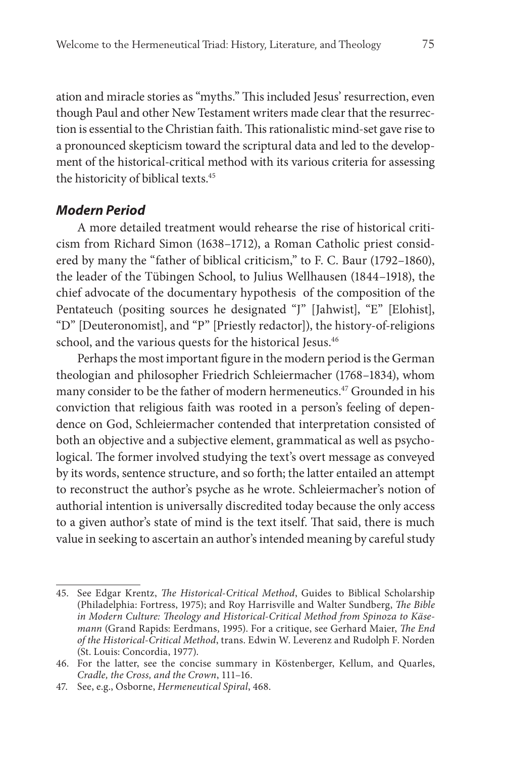ation and miracle stories as "myths." This included Jesus' resurrection, even though Paul and other New Testament writers made clear that the resurrection is essential to the Christian faith. This rationalistic mind-set gave rise to a pronounced skepticism toward the scriptural data and led to the development of the historical-critical method with its various criteria for assessing the historicity of biblical texts.[45]

### *Modern Period*

A more detailed treatment would rehearse the rise of historical criticism from Richard Simon (1638–1712), a Roman Catholic priest considered by many the "father of biblical criticism," to F. C. Baur (1792–1860), the leader of the Tübingen School, to Julius Wellhausen (1844–1918), the chief advocate of the documentary hypothesis of the composition of the Pentateuch (positing sources he designated "J" [Jahwist], "E" [Elohist], "D" [Deuteronomist], and "P" [Priestly redactor]), the history-of-religions school, and the various quests for the historical Jesus.[46]

Perhaps the most important figure in the modern period is the German theologian and philosopher Friedrich Schleiermacher (1768–1834), whom many consider to be the father of modern hermeneutics.[47] Grounded in his conviction that religious faith was rooted in a person's feeling of dependence on God, Schleiermacher contended that interpretation consisted of both an objective and a subjective element, grammatical as well as psychological. The former involved studying the text's overt message as conveyed by its words, sentence structure, and so forth; the latter entailed an attempt to reconstruct the author's psyche as he wrote. Schleiermacher's notion of authorial intention is universally discredited today because the only access to a given author's state of mind is the text itself. That said, there is much value in seeking to ascertain an author's intended meaning by careful study

---

45. See Edgar Krentz, *The Historical-Critical Method*, Guides to Biblical Scholarship (Philadelphia: Fortress, 1975); and Roy Harrisville and Walter Sundberg, *The Bible in Modern Culture: Theology and Historical-Critical Method from Spinoza to Käsemann* (Grand Rapids: Eerdmans, 1995). For a critique, see Gerhard Maier, *The End of the Historical-Critical Method*, trans. Edwin W. Leverenz and Rudolph F. Norden (St. Louis: Concordia, 1977).

46. For the latter, see the concise summary in Köstenberger, Kellum, and Quarles, *Cradle, the Cross, and the Crown*, 111–16.

47. See, e.g., Osborne, *Hermeneutical Spiral*, 468.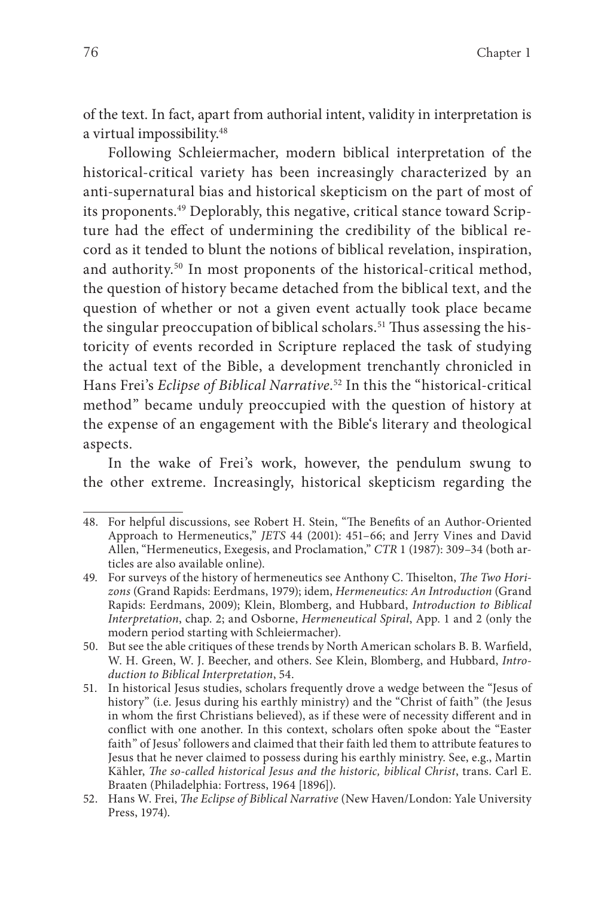of the text. In fact, apart from authorial intent, validity in interpretation is a virtual impossibility.[48]

Following Schleiermacher, modern biblical interpretation of the historical-critical variety has been increasingly characterized by an anti-supernatural bias and historical skepticism on the part of most of its proponents.[49] Deplorably, this negative, critical stance toward Scripture had the effect of undermining the credibility of the biblical record as it tended to blunt the notions of biblical revelation, inspiration, and authority.[50] In most proponents of the historical-critical method, the question of history became detached from the biblical text, and the question of whether or not a given event actually took place became the singular preoccupation of biblical scholars.[51] Thus assessing the historicity of events recorded in Scripture replaced the task of studying the actual text of the Bible, a development trenchantly chronicled in Hans Frei's *Eclipse of Biblical Narrative*.[52] In this the "historical-critical method" became unduly preoccupied with the question of history at the expense of an engagement with the Bible's literary and theological aspects.

In the wake of Frei's work, however, the pendulum swung to the other extreme. Increasingly, historical skepticism regarding the

---

48. For helpful discussions, see Robert H. Stein, "The Benefits of an Author-Oriented Approach to Hermeneutics," *JETS* 44 (2001): 451–66; and Jerry Vines and David Allen, "Hermeneutics, Exegesis, and Proclamation," *CTR* 1 (1987): 309–34 (both articles are also available online).

49. For surveys of the history of hermeneutics see Anthony C. Thiselton, *The Two Horizons* (Grand Rapids: Eerdmans, 1979); idem, *Hermeneutics: An Introduction* (Grand Rapids: Eerdmans, 2009); Klein, Blomberg, and Hubbard, *Introduction to Biblical Interpretation*, chap. 2; and Osborne, *Hermeneutical Spiral*, App. 1 and 2 (only the modern period starting with Schleiermacher).

50. But see the able critiques of these trends by North American scholars B. B. Warfield, W. H. Green, W. J. Beecher, and others. See Klein, Blomberg, and Hubbard, *Introduction to Biblical Interpretation*, 54.

51. In historical Jesus studies, scholars frequently drove a wedge between the "Jesus of history" (i.e. Jesus during his earthly ministry) and the "Christ of faith" (the Jesus in whom the first Christians believed), as if these were of necessity different and in conflict with one another. In this context, scholars often spoke about the "Easter faith" of Jesus' followers and claimed that their faith led them to attribute features to Jesus that he never claimed to possess during his earthly ministry. See, e.g., Martin Kähler, *The so-called historical Jesus and the historic, biblical Christ*, trans. Carl E. Braaten (Philadelphia: Fortress, 1964 [1896]).

52. Hans W. Frei, *The Eclipse of Biblical Narrative* (New Haven/London: Yale University Press, 1974).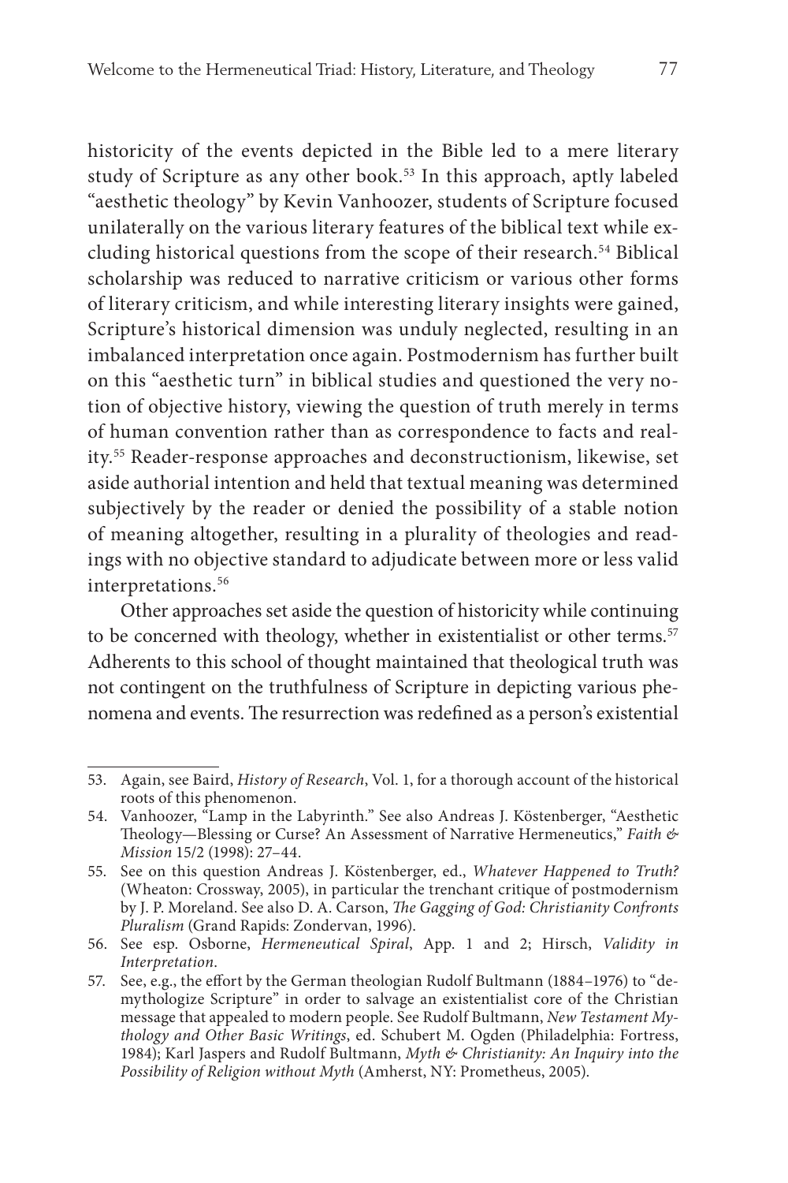historicity of the events depicted in the Bible led to a mere literary study of Scripture as any other book.[53] In this approach, aptly labeled "aesthetic theology" by Kevin Vanhoozer, students of Scripture focused unilaterally on the various literary features of the biblical text while excluding historical questions from the scope of their research.[54] Biblical scholarship was reduced to narrative criticism or various other forms of literary criticism, and while interesting literary insights were gained, Scripture's historical dimension was unduly neglected, resulting in an imbalanced interpretation once again. Postmodernism has further built on this "aesthetic turn" in biblical studies and questioned the very notion of objective history, viewing the question of truth merely in terms of human convention rather than as correspondence to facts and reality.[55] Reader-response approaches and deconstructionism, likewise, set aside authorial intention and held that textual meaning was determined subjectively by the reader or denied the possibility of a stable notion of meaning altogether, resulting in a plurality of theologies and readings with no objective standard to adjudicate between more or less valid interpretations.[56]

Other approaches set aside the question of historicity while continuing to be concerned with theology, whether in existentialist or other terms.[57] Adherents to this school of thought maintained that theological truth was not contingent on the truthfulness of Scripture in depicting various phenomena and events. The resurrection was redefined as a person's existential

---

53. Again, see Baird, *History of Research*, Vol. 1, for a thorough account of the historical roots of this phenomenon.

54. Vanhoozer, "Lamp in the Labyrinth." See also Andreas J. Köstenberger, "Aesthetic Theology—Blessing or Curse? An Assessment of Narrative Hermeneutics," *Faith & Mission* 15/2 (1998): 27–44.

55. See on this question Andreas J. Köstenberger, ed., *Whatever Happened to Truth?* (Wheaton: Crossway, 2005), in particular the trenchant critique of postmodernism by J. P. Moreland. See also D. A. Carson, *The Gagging of God: Christianity Confronts Pluralism* (Grand Rapids: Zondervan, 1996).

56. See esp. Osborne, *Hermeneutical Spiral*, App. 1 and 2; Hirsch, *Validity in Interpretation*.

57. See, e.g., the effort by the German theologian Rudolf Bultmann (1884–1976) to "demythologize Scripture" in order to salvage an existentialist core of the Christian message that appealed to modern people. See Rudolf Bultmann, *New Testament Mythology and Other Basic Writings*, ed. Schubert M. Ogden (Philadelphia: Fortress, 1984); Karl Jaspers and Rudolf Bultmann, *Myth & Christianity: An Inquiry into the Possibility of Religion without Myth* (Amherst, NY: Prometheus, 2005).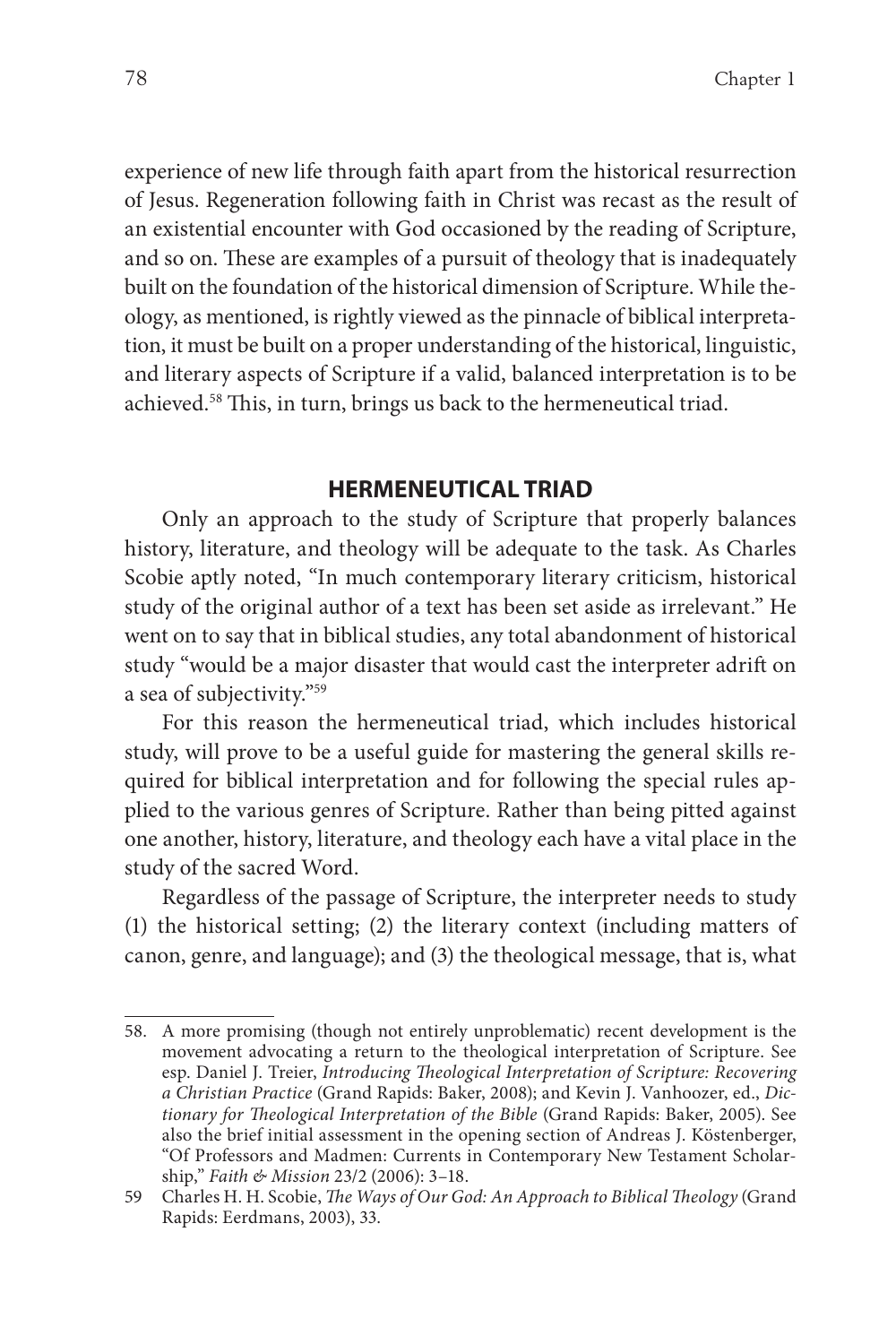experience of new life through faith apart from the historical resurrection of Jesus. Regeneration following faith in Christ was recast as the result of an existential encounter with God occasioned by the reading of Scripture, and so on. These are examples of a pursuit of theology that is inadequately built on the foundation of the historical dimension of Scripture. While theology, as mentioned, is rightly viewed as the pinnacle of biblical interpretation, it must be built on a proper understanding of the historical, linguistic, and literary aspects of Scripture if a valid, balanced interpretation is to be achieved.[58] This, in turn, brings us back to the hermeneutical triad.

## HERMENEUTICAL TRIAD

Only an approach to the study of Scripture that properly balances history, literature, and theology will be adequate to the task. As Charles Scobie aptly noted, "In much contemporary literary criticism, historical study of the original author of a text has been set aside as irrelevant." He went on to say that in biblical studies, any total abandonment of historical study "would be a major disaster that would cast the interpreter adrift on a sea of subjectivity."[59]

For this reason the hermeneutical triad, which includes historical study, will prove to be a useful guide for mastering the general skills required for biblical interpretation and for following the special rules applied to the various genres of Scripture. Rather than being pitted against one another, history, literature, and theology each have a vital place in the study of the sacred Word.

Regardless of the passage of Scripture, the interpreter needs to study (1) the historical setting; (2) the literary context (including matters of canon, genre, and language); and (3) the theological message, that is, what

---

58. A more promising (though not entirely unproblematic) recent development is the movement advocating a return to the theological interpretation of Scripture. See esp. Daniel J. Treier, *Introducing Theological Interpretation of Scripture: Recovering a Christian Practice* (Grand Rapids: Baker, 2008); and Kevin J. Vanhoozer, ed., *Dictionary for Theological Interpretation of the Bible* (Grand Rapids: Baker, 2005). See also the brief initial assessment in the opening section of Andreas J. Köstenberger, "Of Professors and Madmen: Currents in Contemporary New Testament Scholarship," *Faith & Mission* 23/2 (2006): 3–18.

59 Charles H. H. Scobie, *The Ways of Our God: An Approach to Biblical Theology* (Grand Rapids: Eerdmans, 2003), 33.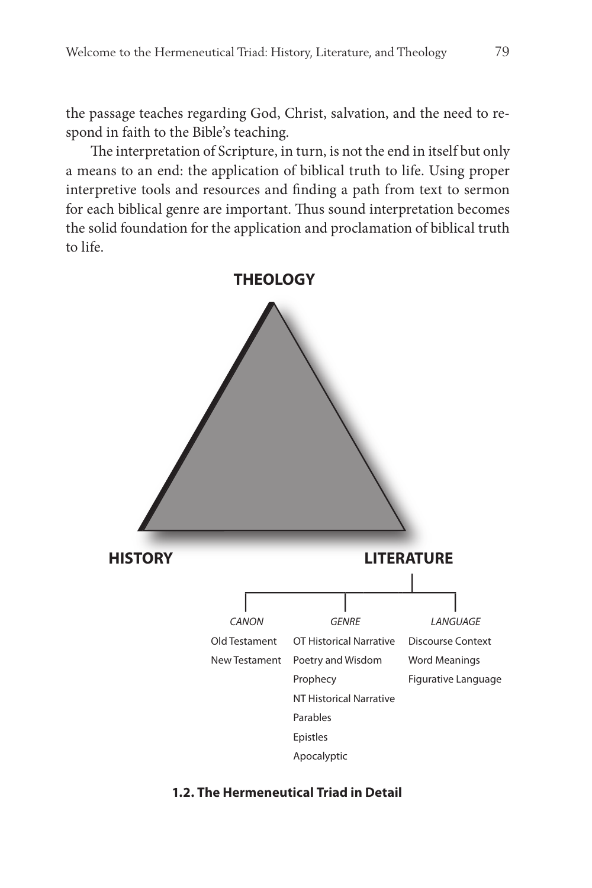the passage teaches regarding God, Christ, salvation, and the need to respond in faith to the Bible's teaching.

The interpretation of Scripture, in turn, is not the end in itself but only a means to an end: the application of biblical truth to life. Using proper interpretive tools and resources and finding a path from text to sermon for each biblical genre are important. Thus sound interpretation becomes the solid foundation for the application and proclamation of biblical truth to life.

**THEOLOGY**

**HISTORY** **LITERATURE**

| *CANON* | *GENRE* | *LANGUAGE* |
|---|---|---|
| Old Testament | OT Historical Narrative | Discourse Context |
| New Testament | Poetry and Wisdom | Word Meanings |
| | Prophecy | Figurative Language |
| | NT Historical Narrative | |
| | Parables | |
| | Epistles | |
| | Apocalyptic | |

**1.2. The Hermeneutical Triad in Detail**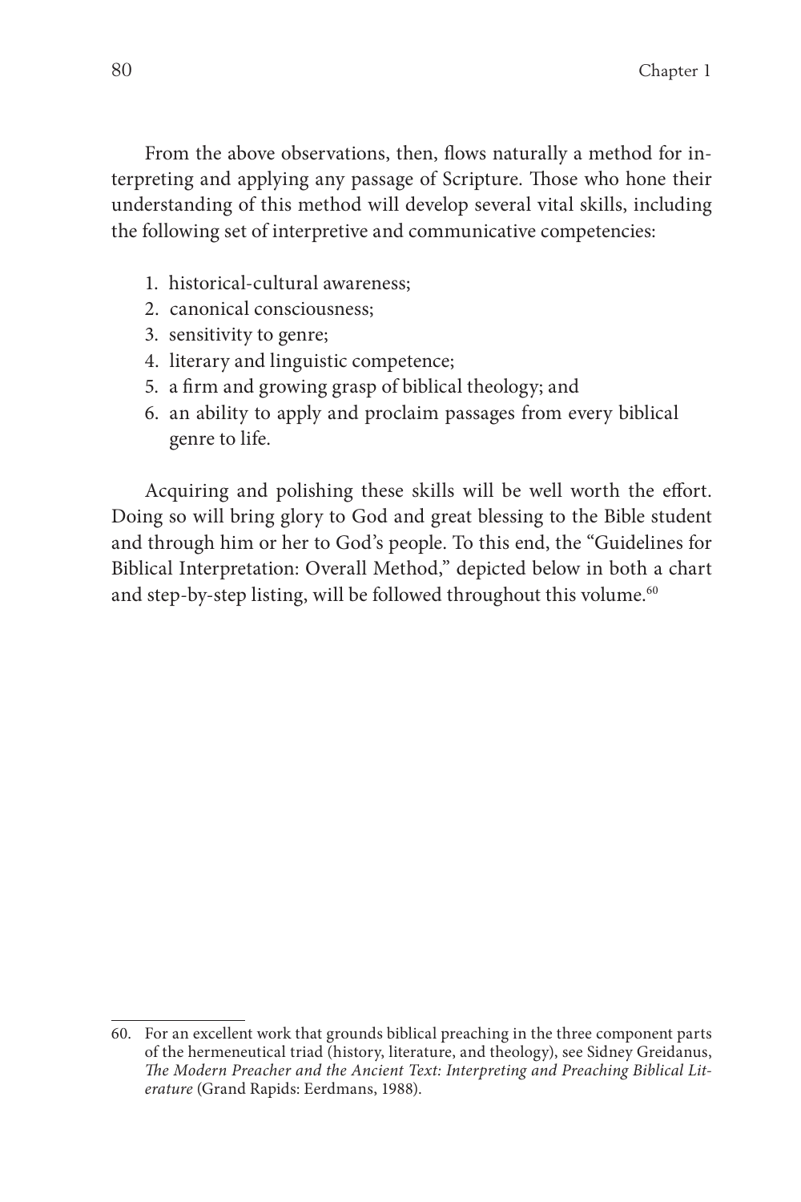From the above observations, then, flows naturally a method for interpreting and applying any passage of Scripture. Those who hone their understanding of this method will develop several vital skills, including the following set of interpretive and communicative competencies:

1. historical-cultural awareness;
2. canonical consciousness;
3. sensitivity to genre;
4. literary and linguistic competence;
5. a firm and growing grasp of biblical theology; and
6. an ability to apply and proclaim passages from every biblical genre to life.

Acquiring and polishing these skills will be well worth the effort. Doing so will bring glory to God and great blessing to the Bible student and through him or her to God's people. To this end, the "Guidelines for Biblical Interpretation: Overall Method," depicted below in both a chart and step-by-step listing, will be followed throughout this volume.[60]

---

60. For an excellent work that grounds biblical preaching in the three component parts of the hermeneutical triad (history, literature, and theology), see Sidney Greidanus, *The Modern Preacher and the Ancient Text: Interpreting and Preaching Biblical Literature* (Grand Rapids: Eerdmans, 1988).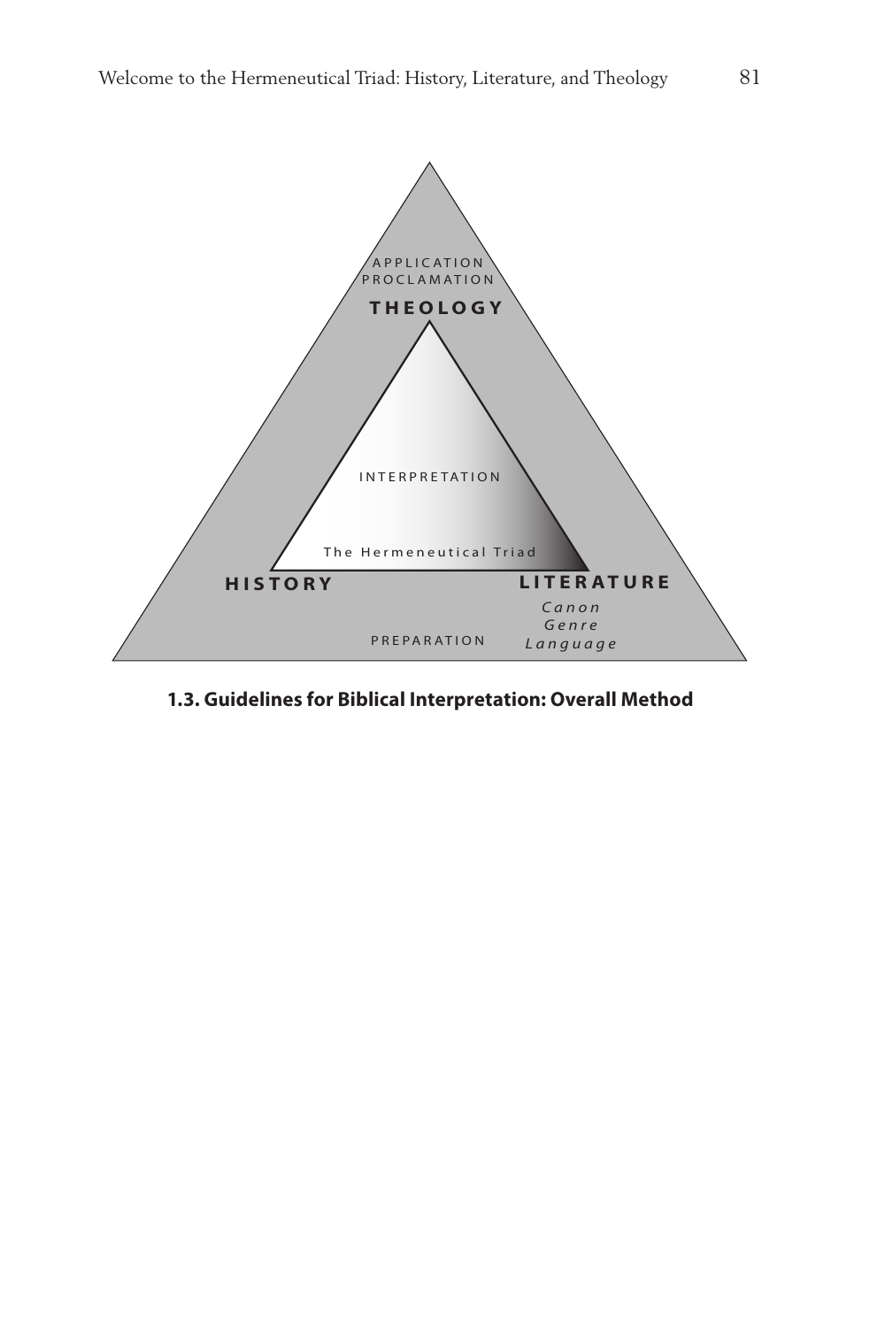APPLICATION
PROCLAMATION

**THEOLOGY**

INTERPRETATION

The Hermeneutical Triad

**HISTORY**

**LITERATURE**

*Canon*
*Genre*
*Language*

PREPARATION

**1.3. Guidelines for Biblical Interpretation: Overall Method**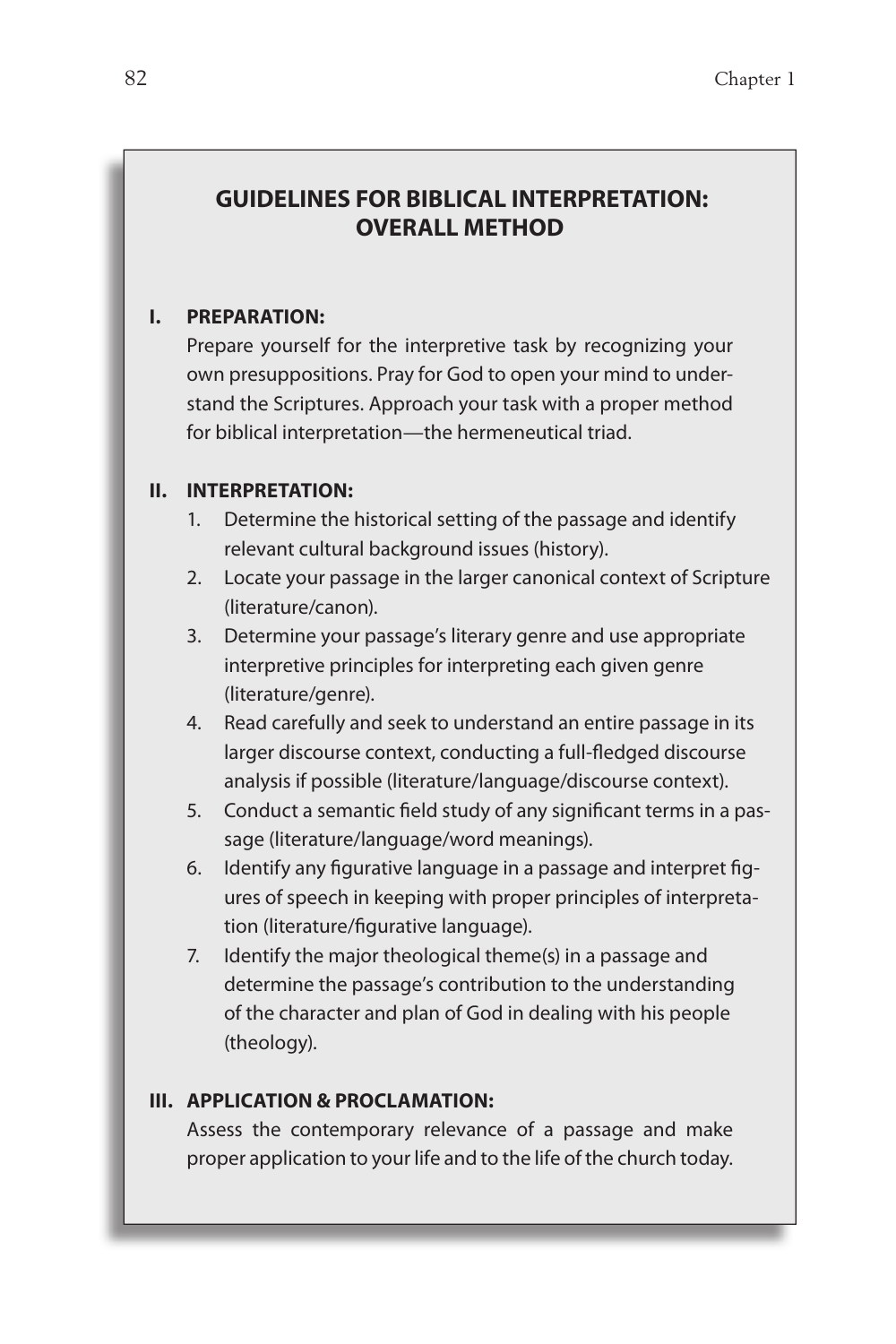## GUIDELINES FOR BIBLICAL INTERPRETATION: OVERALL METHOD

**I. PREPARATION:**

Prepare yourself for the interpretive task by recognizing your own presuppositions. Pray for God to open your mind to understand the Scriptures. Approach your task with a proper method for biblical interpretation—the hermeneutical triad.

**II. INTERPRETATION:**

1. Determine the historical setting of the passage and identify relevant cultural background issues (history).
2. Locate your passage in the larger canonical context of Scripture (literature/canon).
3. Determine your passage's literary genre and use appropriate interpretive principles for interpreting each given genre (literature/genre).
4. Read carefully and seek to understand an entire passage in its larger discourse context, conducting a full-fledged discourse analysis if possible (literature/language/discourse context).
5. Conduct a semantic field study of any significant terms in a passage (literature/language/word meanings).
6. Identify any figurative language in a passage and interpret figures of speech in keeping with proper principles of interpretation (literature/figurative language).
7. Identify the major theological theme(s) in a passage and determine the passage's contribution to the understanding of the character and plan of God in dealing with his people (theology).

**III. APPLICATION & PROCLAMATION:**

Assess the contemporary relevance of a passage and make proper application to your life and to the life of the church today.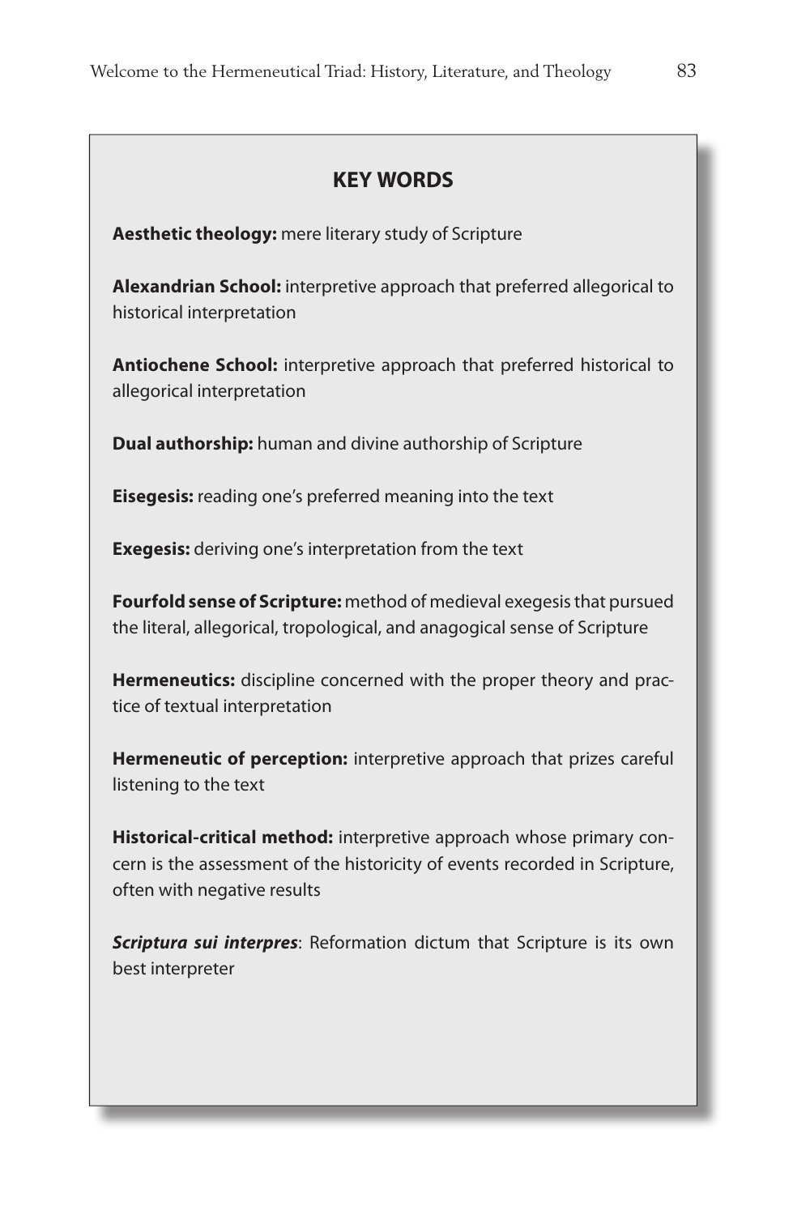## KEY WORDS

**Aesthetic theology:** mere literary study of Scripture

**Alexandrian School:** interpretive approach that preferred allegorical to historical interpretation

**Antiochene School:** interpretive approach that preferred historical to allegorical interpretation

**Dual authorship:** human and divine authorship of Scripture

**Eisegesis:** reading one's preferred meaning into the text

**Exegesis:** deriving one's interpretation from the text

**Fourfold sense of Scripture:** method of medieval exegesis that pursued the literal, allegorical, tropological, and anagogical sense of Scripture

**Hermeneutics:** discipline concerned with the proper theory and practice of textual interpretation

**Hermeneutic of perception:** interpretive approach that prizes careful listening to the text

**Historical-critical method:** interpretive approach whose primary concern is the assessment of the historicity of events recorded in Scripture, often with negative results

***Scriptura sui interpres***: Reformation dictum that Scripture is its own best interpreter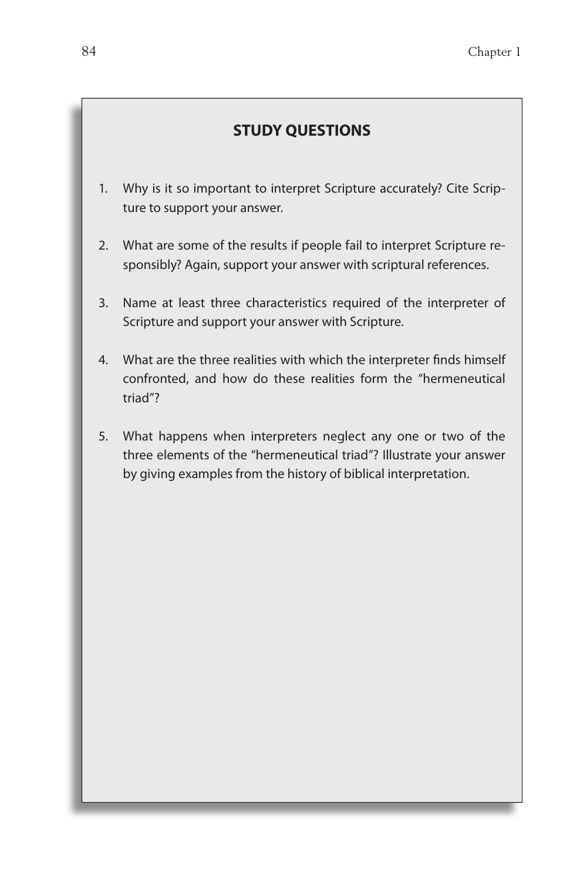## STUDY QUESTIONS

1. Why is it so important to interpret Scripture accurately? Cite Scripture to support your answer.

2. What are some of the results if people fail to interpret Scripture responsibly? Again, support your answer with scriptural references.

3. Name at least three characteristics required of the interpreter of Scripture and support your answer with Scripture.

4. What are the three realities with which the interpreter finds himself confronted, and how do these realities form the "hermeneutical triad"?

5. What happens when interpreters neglect any one or two of the three elements of the "hermeneutical triad"? Illustrate your answer by giving examples from the history of biblical interpretation.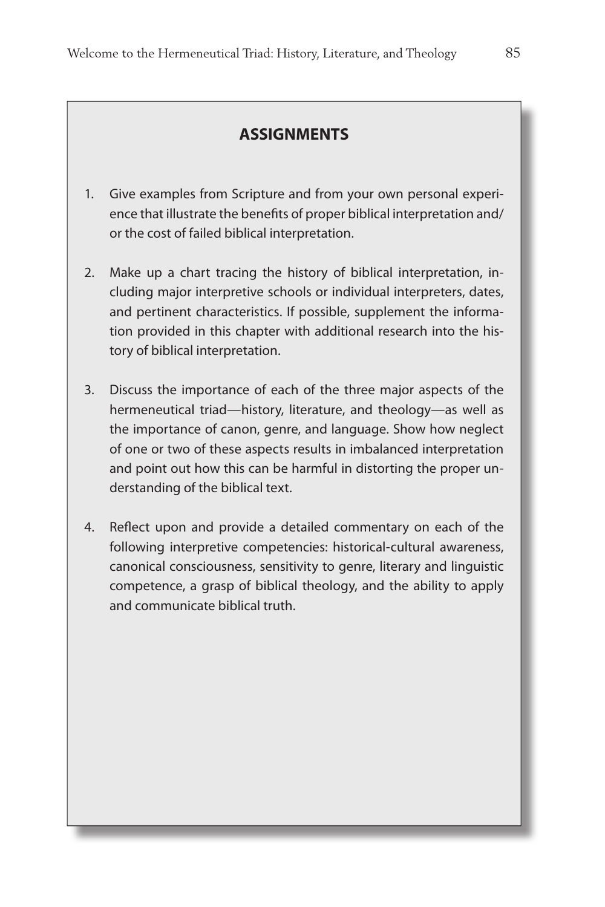## ASSIGNMENTS

1. Give examples from Scripture and from your own personal experience that illustrate the benefits of proper biblical interpretation and/or the cost of failed biblical interpretation.

2. Make up a chart tracing the history of biblical interpretation, including major interpretive schools or individual interpreters, dates, and pertinent characteristics. If possible, supplement the information provided in this chapter with additional research into the history of biblical interpretation.

3. Discuss the importance of each of the three major aspects of the hermeneutical triad—history, literature, and theology—as well as the importance of canon, genre, and language. Show how neglect of one or two of these aspects results in imbalanced interpretation and point out how this can be harmful in distorting the proper understanding of the biblical text.

4. Reflect upon and provide a detailed commentary on each of the following interpretive competencies: historical-cultural awareness, canonical consciousness, sensitivity to genre, literary and linguistic competence, a grasp of biblical theology, and the ability to apply and communicate biblical truth.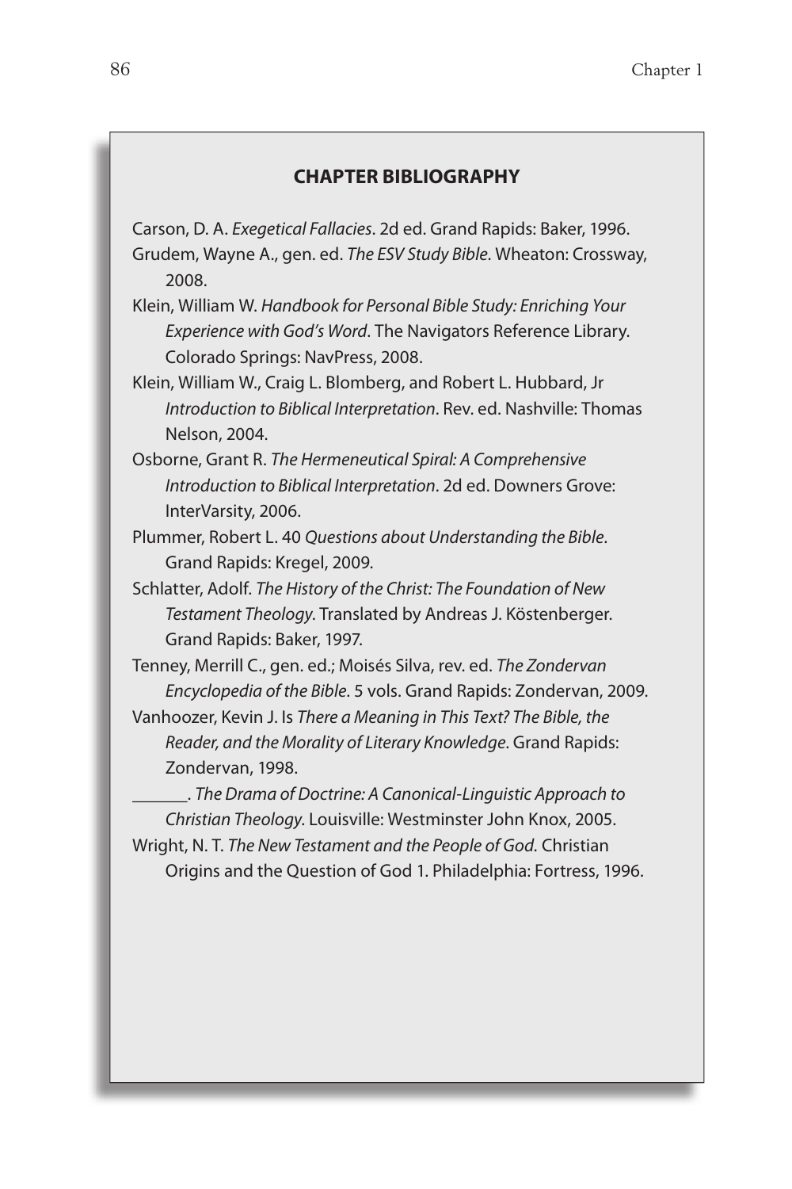**CHAPTER BIBLIOGRAPHY**

Carson, D. A. *Exegetical Fallacies*. 2d ed. Grand Rapids: Baker, 1996.

Grudem, Wayne A., gen. ed. *The ESV Study Bible*. Wheaton: Crossway, 2008.

Klein, William W. *Handbook for Personal Bible Study: Enriching Your Experience with God's Word*. The Navigators Reference Library. Colorado Springs: NavPress, 2008.

Klein, William W., Craig L. Blomberg, and Robert L. Hubbard, Jr *Introduction to Biblical Interpretation*. Rev. ed. Nashville: Thomas Nelson, 2004.

Osborne, Grant R. *The Hermeneutical Spiral: A Comprehensive Introduction to Biblical Interpretation*. 2d ed. Downers Grove: InterVarsity, 2006.

Plummer, Robert L. 40 *Questions about Understanding the Bible.* Grand Rapids: Kregel, 2009.

Schlatter, Adolf. *The History of the Christ: The Foundation of New Testament Theology*. Translated by Andreas J. Köstenberger. Grand Rapids: Baker, 1997.

Tenney, Merrill C., gen. ed.; Moisés Silva, rev. ed. *The Zondervan Encyclopedia of the Bible*. 5 vols. Grand Rapids: Zondervan, 2009.

Vanhoozer, Kevin J. Is *There a Meaning in This Text? The Bible, the Reader, and the Morality of Literary Knowledge*. Grand Rapids: Zondervan, 1998.

______. *The Drama of Doctrine: A Canonical-Linguistic Approach to Christian Theology*. Louisville: Westminster John Knox, 2005.

Wright, N. T. *The New Testament and the People of God.* Christian Origins and the Question of God 1. Philadelphia: Fortress, 1996.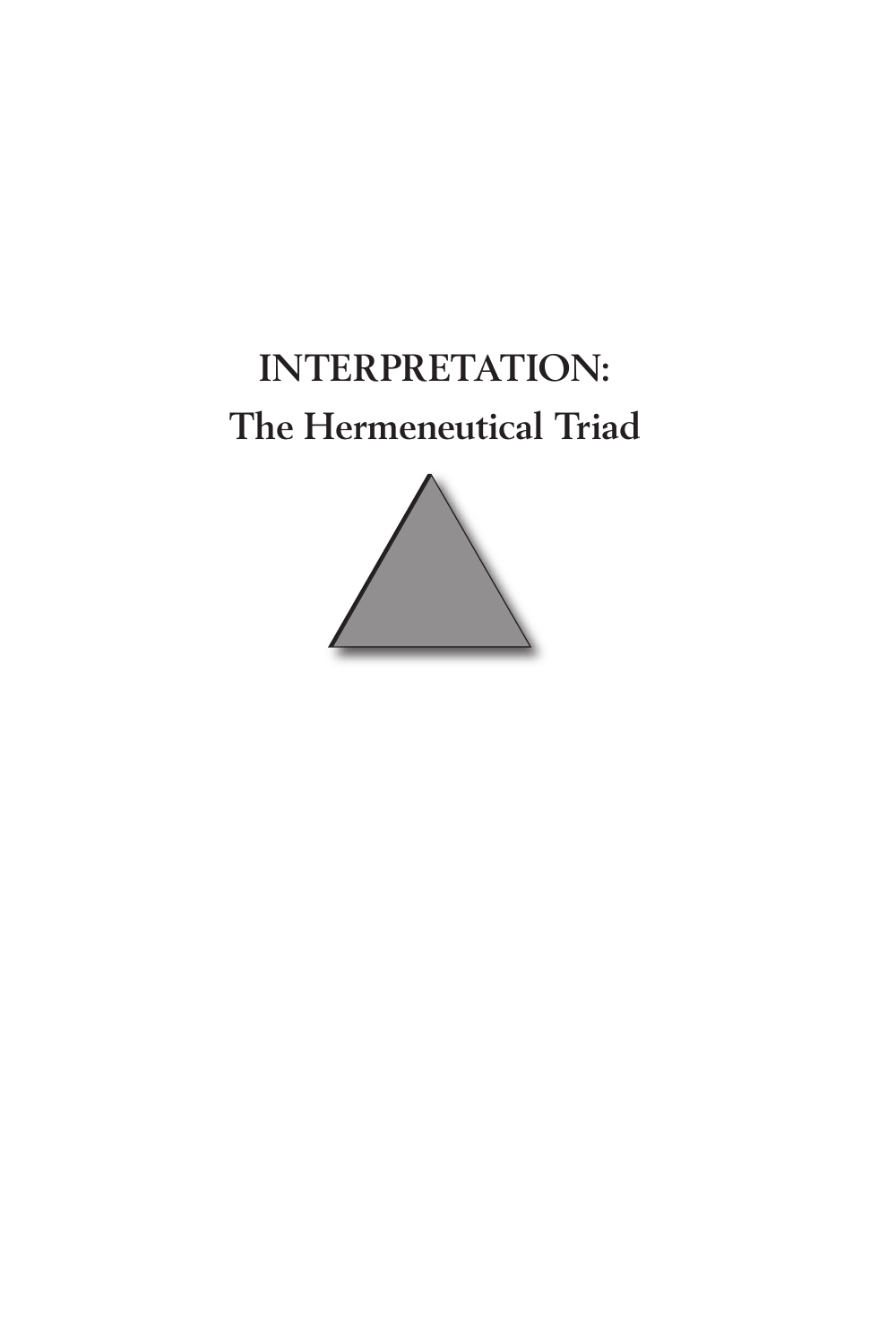# INTERPRETATION:

## The Hermeneutical Triad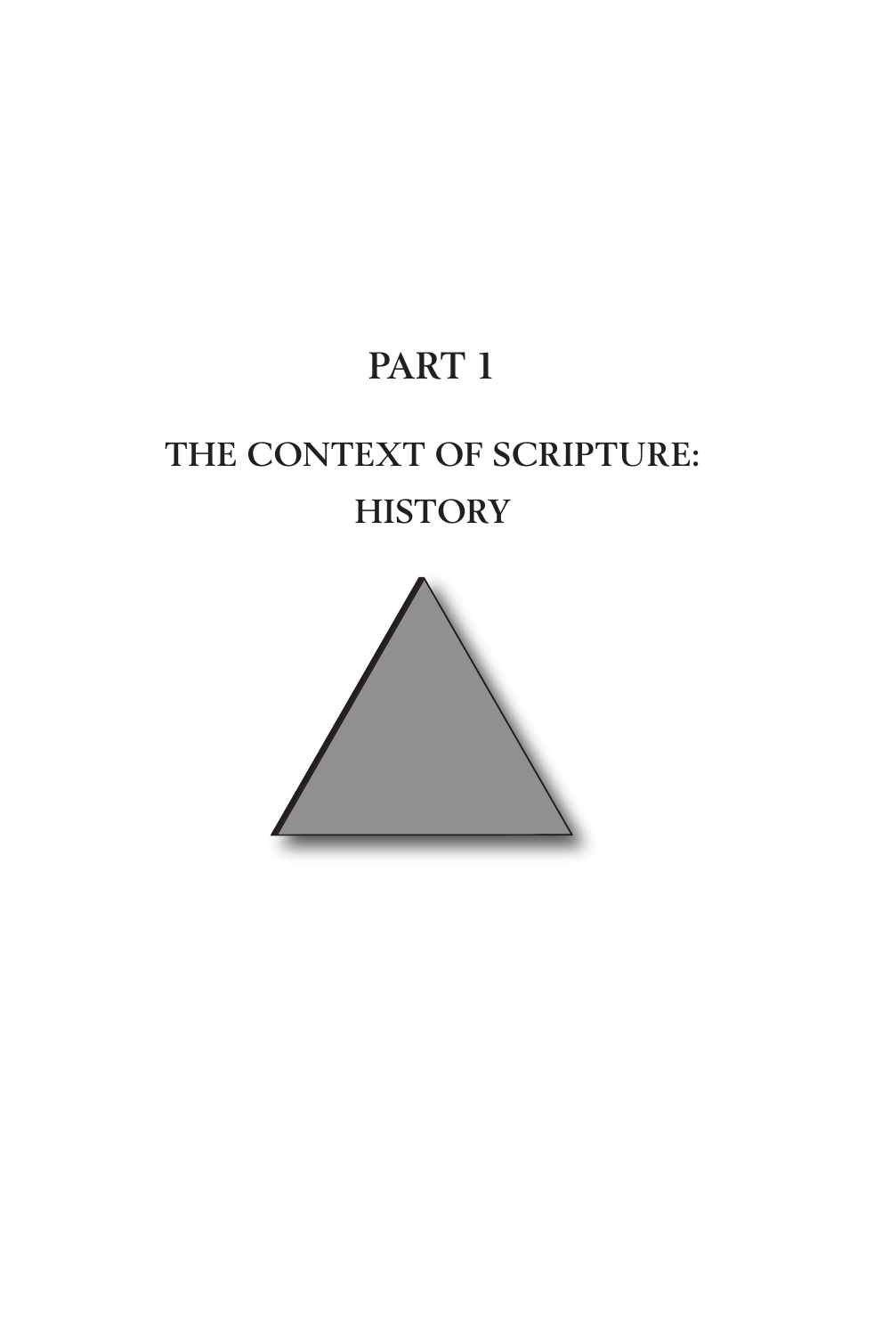# PART 1

## THE CONTEXT OF SCRIPTURE: HISTORY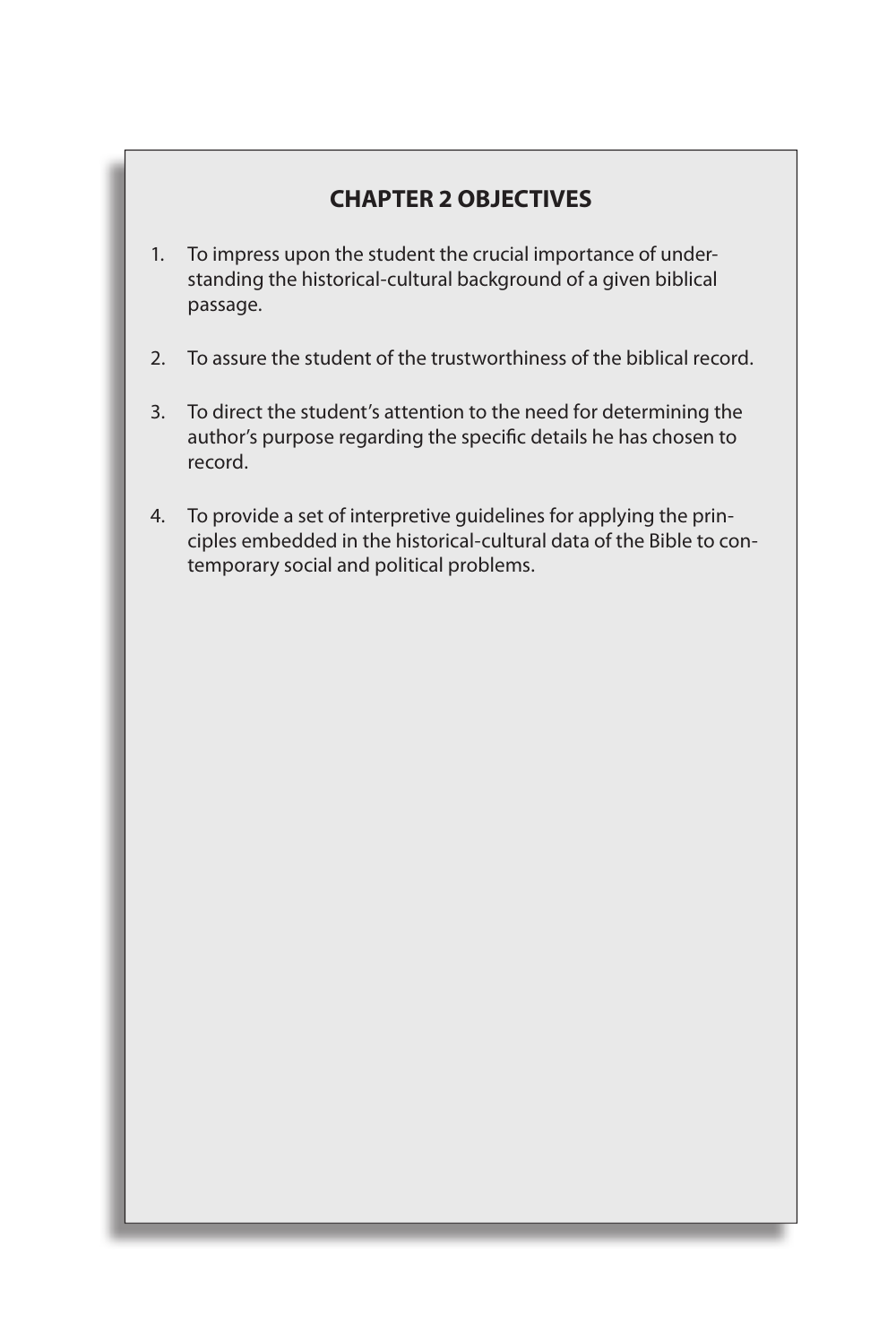## CHAPTER 2 OBJECTIVES

1. To impress upon the student the crucial importance of understanding the historical-cultural background of a given biblical passage.

2. To assure the student of the trustworthiness of the biblical record.

3. To direct the student's attention to the need for determining the author's purpose regarding the specific details he has chosen to record.

4. To provide a set of interpretive guidelines for applying the principles embedded in the historical-cultural data of the Bible to contemporary social and political problems.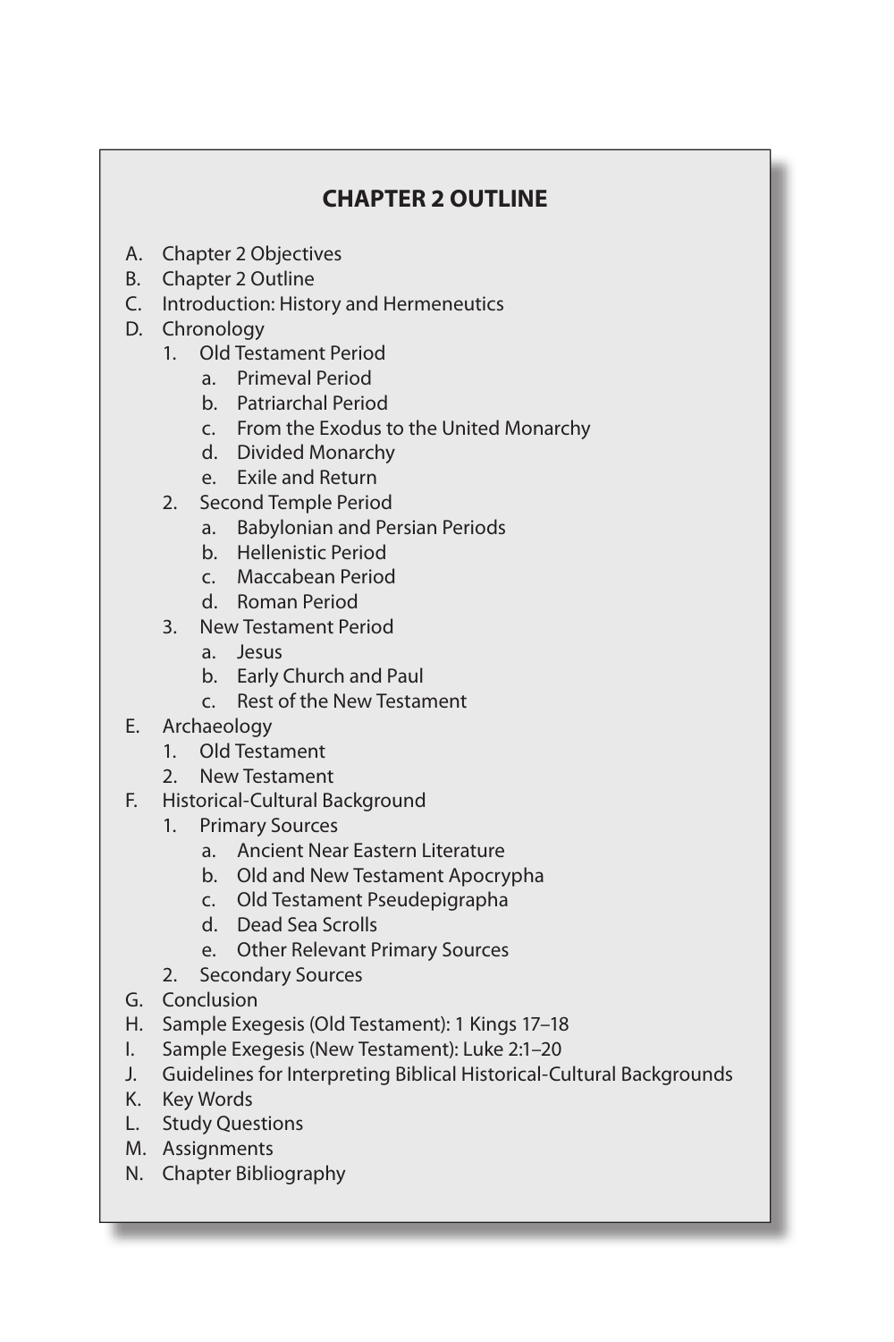## CHAPTER 2 OUTLINE

A. Chapter 2 Objectives
B. Chapter 2 Outline
C. Introduction: History and Hermeneutics
D. Chronology
    1. Old Testament Period
        a. Primeval Period
        b. Patriarchal Period
        c. From the Exodus to the United Monarchy
        d. Divided Monarchy
        e. Exile and Return
    2. Second Temple Period
        a. Babylonian and Persian Periods
        b. Hellenistic Period
        c. Maccabean Period
        d. Roman Period
    3. New Testament Period
        a. Jesus
        b. Early Church and Paul
        c. Rest of the New Testament
E. Archaeology
    1. Old Testament
    2. New Testament
F. Historical-Cultural Background
    1. Primary Sources
        a. Ancient Near Eastern Literature
        b. Old and New Testament Apocrypha
        c. Old Testament Pseudepigrapha
        d. Dead Sea Scrolls
        e. Other Relevant Primary Sources
    2. Secondary Sources
G. Conclusion
H. Sample Exegesis (Old Testament): 1 Kings 17–18
I. Sample Exegesis (New Testament): Luke 2:1–20
J. Guidelines for Interpreting Biblical Historical-Cultural Backgrounds
K. Key Words
L. Study Questions
M. Assignments
N. Chapter Bibliography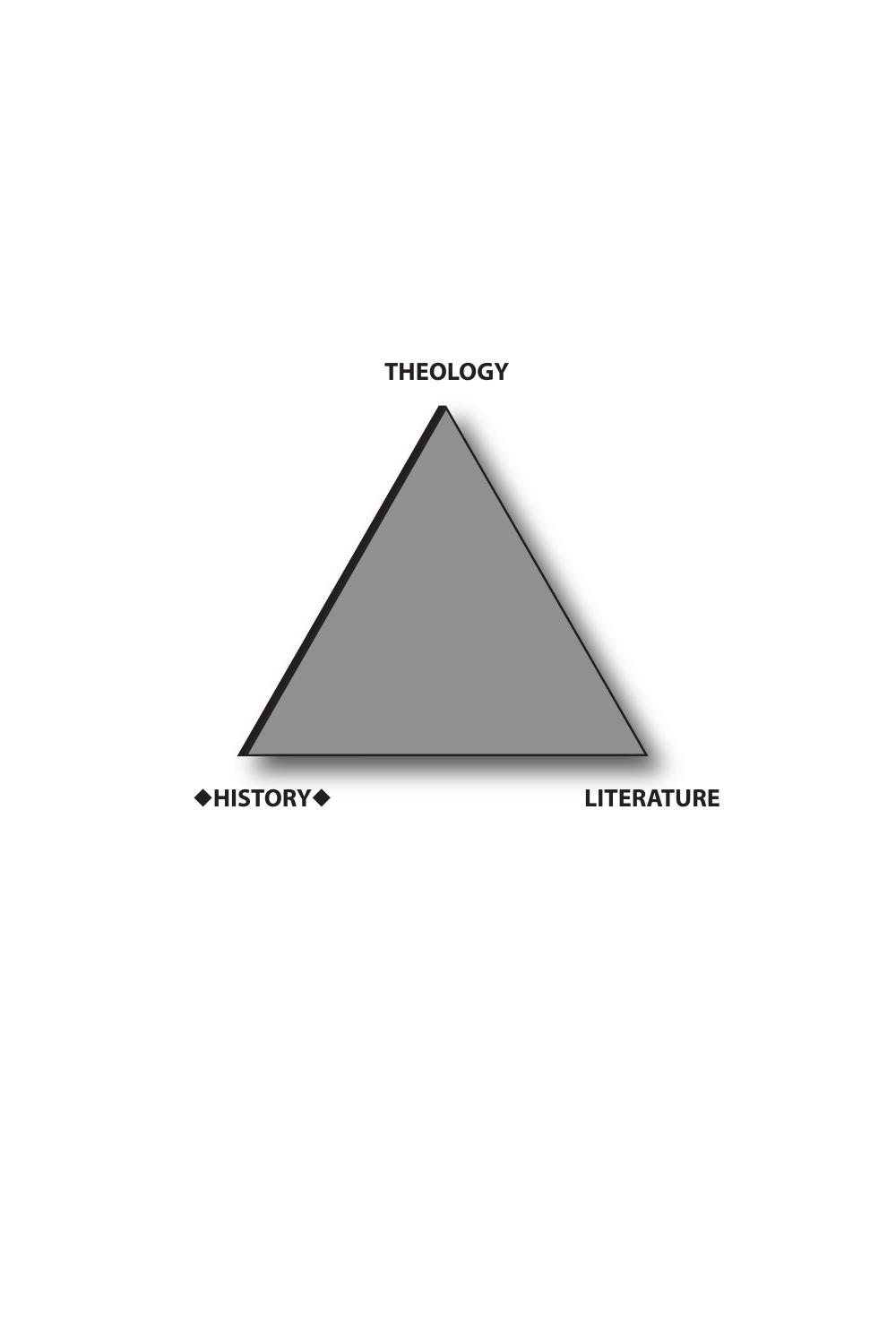THEOLOGY

◆HISTORY◆

LITERATURE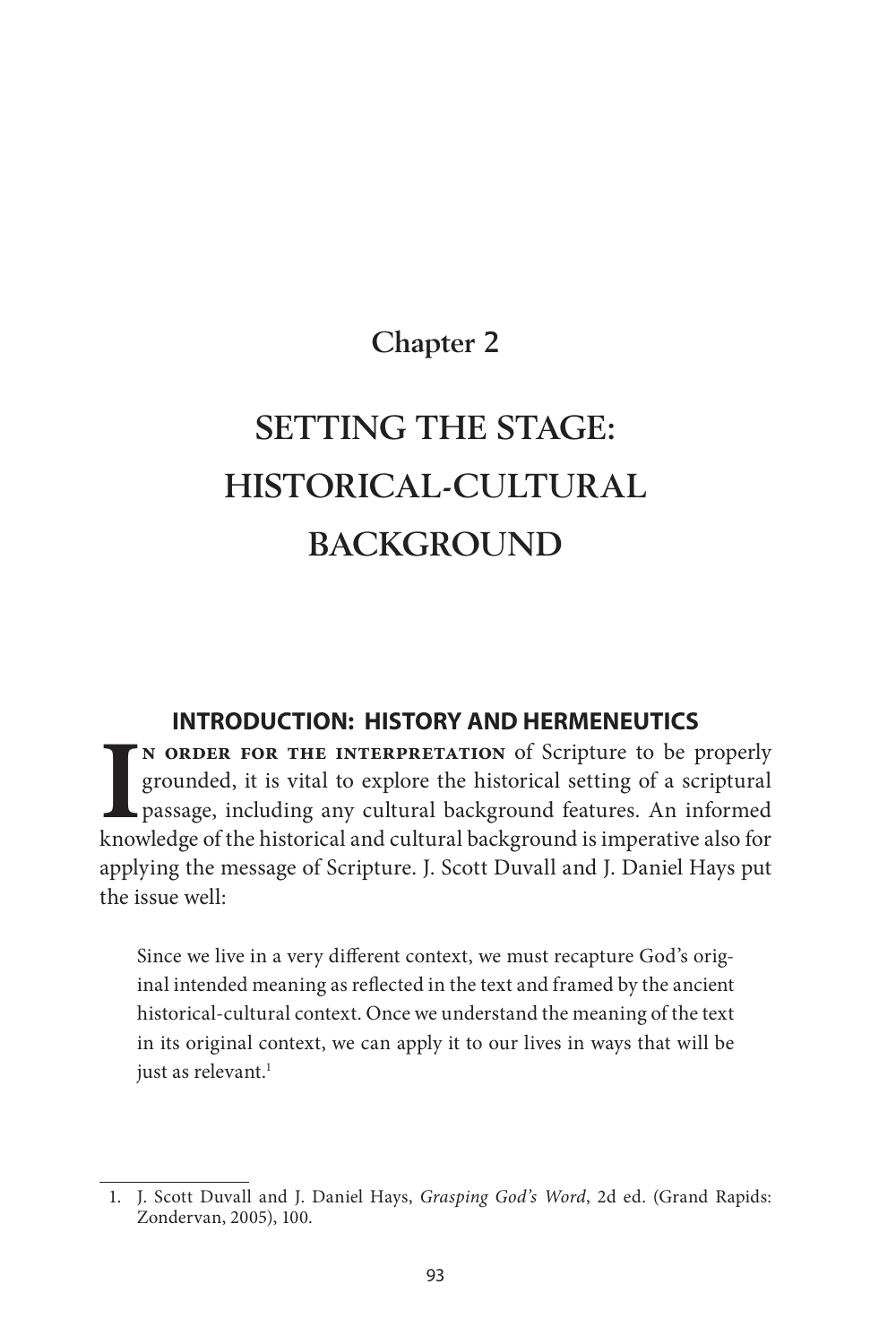# Chapter 2

# SETTING THE STAGE: HISTORICAL-CULTURAL BACKGROUND

## INTRODUCTION: HISTORY AND HERMENEUTICS

In order for the interpretation of Scripture to be properly grounded, it is vital to explore the historical setting of a scriptural passage, including any cultural background features. An informed knowledge of the historical and cultural background is imperative also for applying the message of Scripture. J. Scott Duvall and J. Daniel Hays put the issue well:

> Since we live in a very different context, we must recapture God's original intended meaning as reflected in the text and framed by the ancient historical-cultural context. Once we understand the meaning of the text in its original context, we can apply it to our lives in ways that will be just as relevant.[1]

---

1. J. Scott Duvall and J. Daniel Hays, *Grasping God's Word*, 2d ed. (Grand Rapids: Zondervan, 2005), 100.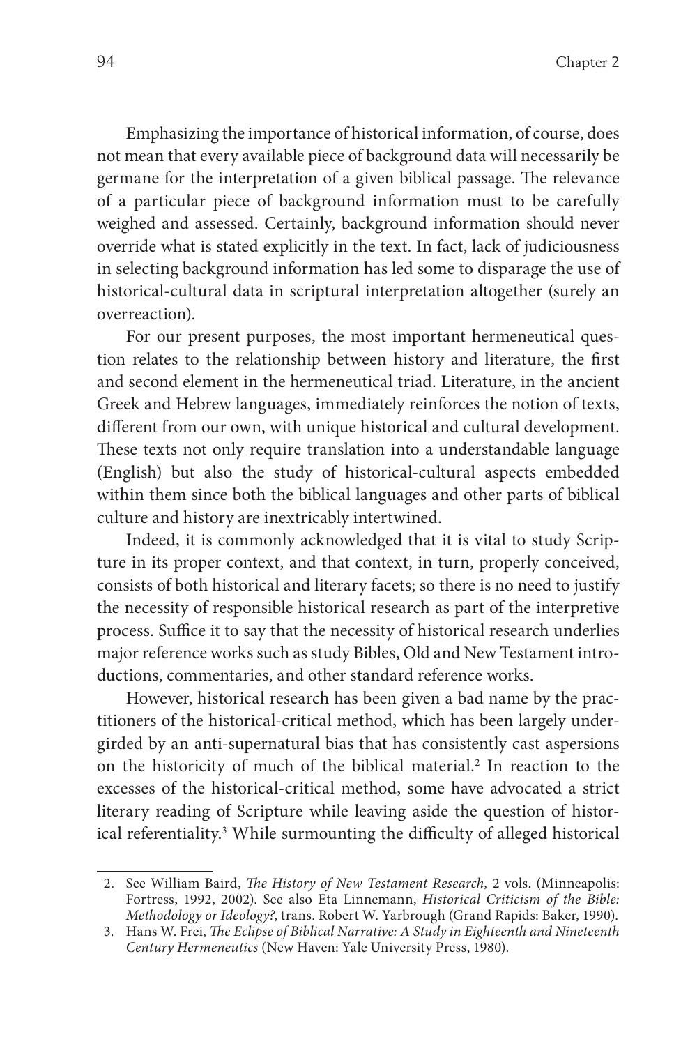Emphasizing the importance of historical information, of course, does not mean that every available piece of background data will necessarily be germane for the interpretation of a given biblical passage. The relevance of a particular piece of background information must to be carefully weighed and assessed. Certainly, background information should never override what is stated explicitly in the text. In fact, lack of judiciousness in selecting background information has led some to disparage the use of historical-cultural data in scriptural interpretation altogether (surely an overreaction).

For our present purposes, the most important hermeneutical question relates to the relationship between history and literature, the first and second element in the hermeneutical triad. Literature, in the ancient Greek and Hebrew languages, immediately reinforces the notion of texts, different from our own, with unique historical and cultural development. These texts not only require translation into a understandable language (English) but also the study of historical-cultural aspects embedded within them since both the biblical languages and other parts of biblical culture and history are inextricably intertwined.

Indeed, it is commonly acknowledged that it is vital to study Scripture in its proper context, and that context, in turn, properly conceived, consists of both historical and literary facets; so there is no need to justify the necessity of responsible historical research as part of the interpretive process. Suffice it to say that the necessity of historical research underlies major reference works such as study Bibles, Old and New Testament introductions, commentaries, and other standard reference works.

However, historical research has been given a bad name by the practitioners of the historical-critical method, which has been largely undergirded by an anti-supernatural bias that has consistently cast aspersions on the historicity of much of the biblical material.[2] In reaction to the excesses of the historical-critical method, some have advocated a strict literary reading of Scripture while leaving aside the question of historical referentiality.[3] While surmounting the difficulty of alleged historical

2. See William Baird, *The History of New Testament Research,* 2 vols. (Minneapolis: Fortress, 1992, 2002). See also Eta Linnemann, *Historical Criticism of the Bible: Methodology or Ideology?*, trans. Robert W. Yarbrough (Grand Rapids: Baker, 1990).

3. Hans W. Frei, *The Eclipse of Biblical Narrative: A Study in Eighteenth and Nineteenth Century Hermeneutics* (New Haven: Yale University Press, 1980).